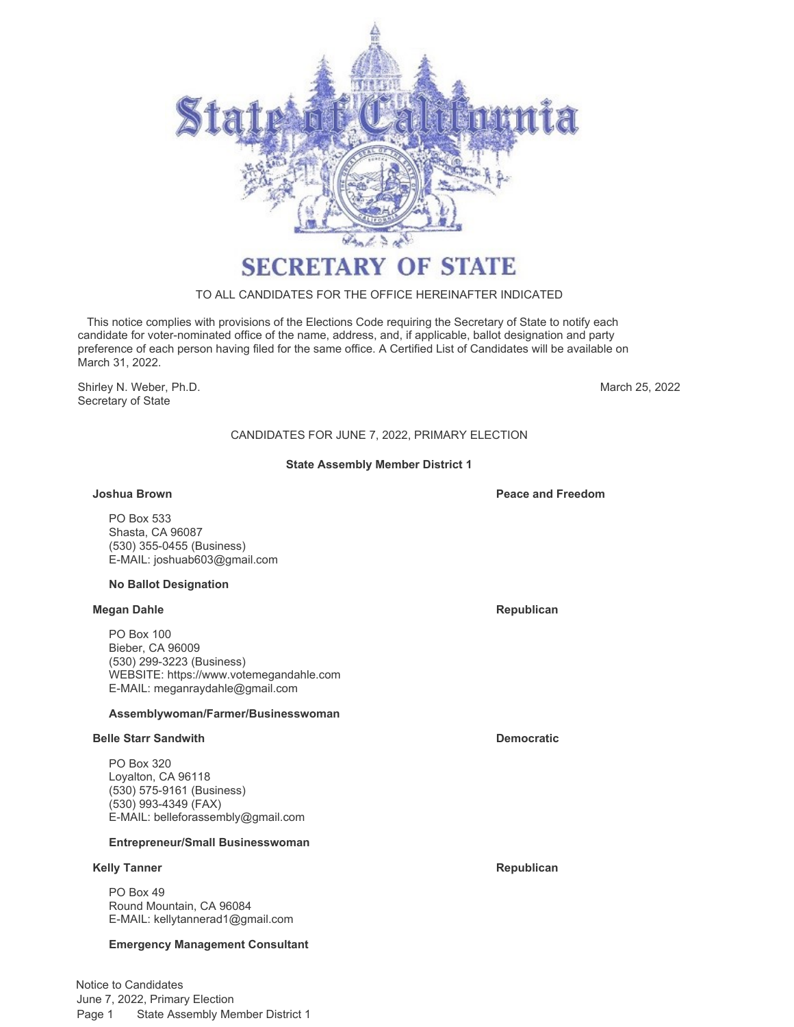# SECRETARY OF STATE

TO ALL CANDIDATES FOR THE OFFICE HEREINAFTER INDICATED

This notice complies with provisions of the Elections Code requiring the Secretary of State to notify each candidate for voter-nominated office of the name, address, and, if applicable, ballot designation and party preference of each person having filed for the same office. A Certified List of Candidates will be available on March 31, 2022.

Shirley N. Weber, Ph.D.
Secretary of State

March 25, 2022

## CANDIDATES FOR JUNE 7, 2022, PRIMARY ELECTION

### State Assembly Member District 1

**Joshua Brown** — **Peace and Freedom**

PO Box 533
Shasta, CA 96087
(530) 355-0455 (Business)
E-MAIL: joshuab603@gmail.com

**No Ballot Designation**

**Megan Dahle** — **Republican**

PO Box 100
Bieber, CA 96009
(530) 299-3223 (Business)
WEBSITE: https://www.votemegandahle.com
E-MAIL: meganraydahle@gmail.com

**Assemblywoman/Farmer/Businesswoman**

**Belle Starr Sandwith** — **Democratic**

PO Box 320
Loyalton, CA 96118
(530) 575-9161 (Business)
(530) 993-4349 (FAX)
E-MAIL: belleforassembly@gmail.com

**Entrepreneur/Small Businesswoman**

**Kelly Tanner** — **Republican**

PO Box 49
Round Mountain, CA 96084
E-MAIL: kellytannerad1@gmail.com

**Emergency Management Consultant**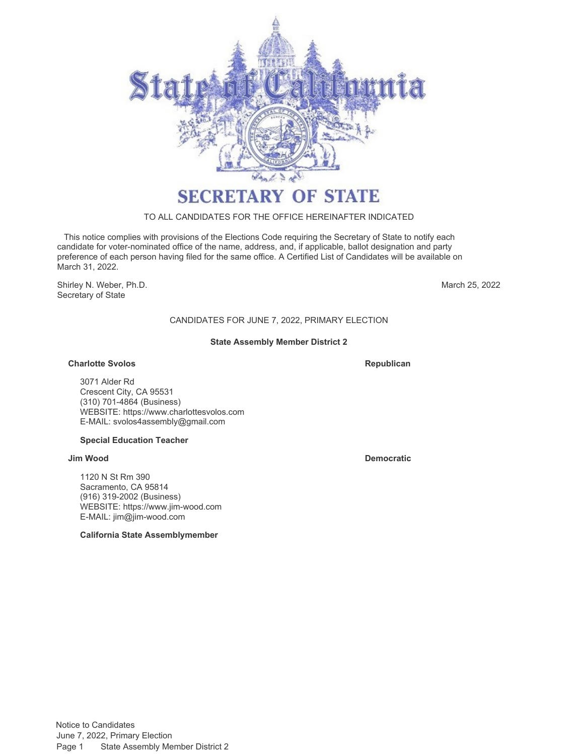# SECRETARY OF STATE

TO ALL CANDIDATES FOR THE OFFICE HEREINAFTER INDICATED

This notice complies with provisions of the Elections Code requiring the Secretary of State to notify each candidate for voter-nominated office of the name, address, and, if applicable, ballot designation and party preference of each person having filed for the same office. A Certified List of Candidates will be available on March 31, 2022.

Shirley N. Weber, Ph.D.
Secretary of State

March 25, 2022

CANDIDATES FOR JUNE 7, 2022, PRIMARY ELECTION

## State Assembly Member District 2

**Charlotte Svolos** — **Republican**

3071 Alder Rd
Crescent City, CA 95531
(310) 701-4864 (Business)
WEBSITE: https://www.charlottesvolos.com
E-MAIL: svolos4assembly@gmail.com

**Special Education Teacher**

**Jim Wood** — **Democratic**

1120 N St Rm 390
Sacramento, CA 95814
(916) 319-2002 (Business)
WEBSITE: https://www.jim-wood.com
E-MAIL: jim@jim-wood.com

**California State Assemblymember**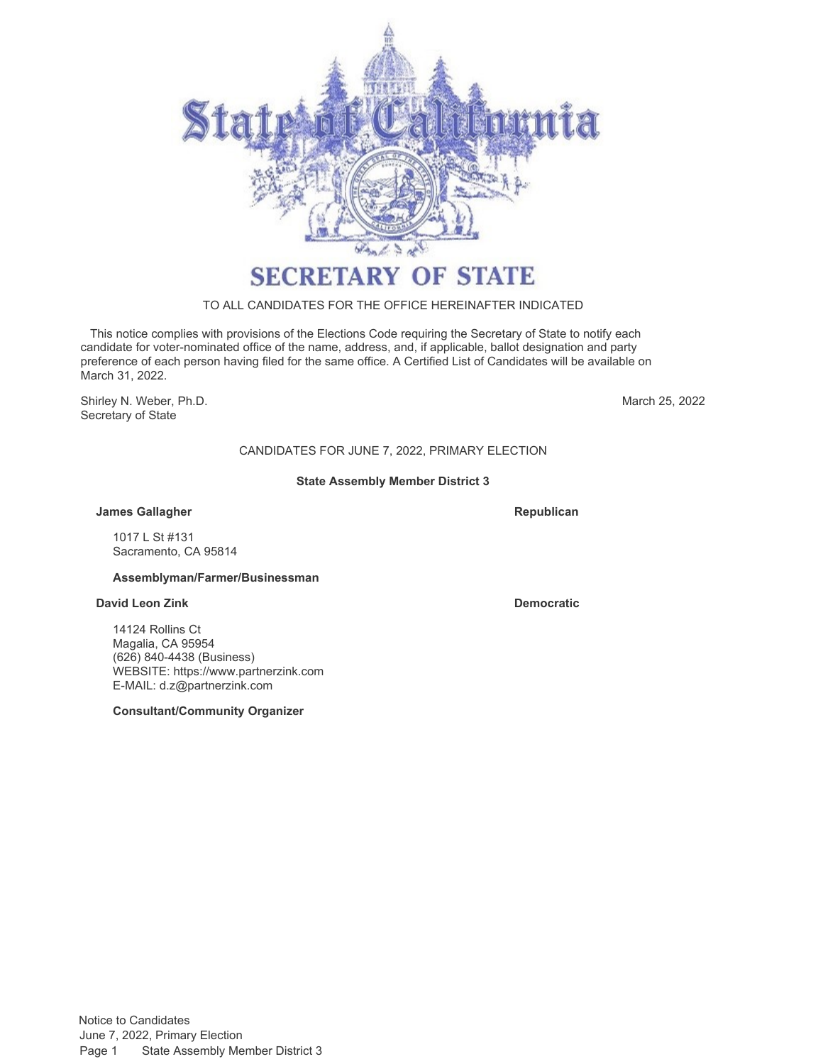# SECRETARY OF STATE

TO ALL CANDIDATES FOR THE OFFICE HEREINAFTER INDICATED

This notice complies with provisions of the Elections Code requiring the Secretary of State to notify each candidate for voter-nominated office of the name, address, and, if applicable, ballot designation and party preference of each person having filed for the same office. A Certified List of Candidates will be available on March 31, 2022.

Shirley N. Weber, Ph.D.
Secretary of State

March 25, 2022

## CANDIDATES FOR JUNE 7, 2022, PRIMARY ELECTION

### State Assembly Member District 3

**James Gallagher** — **Republican**

1017 L St #131
Sacramento, CA 95814

**Assemblyman/Farmer/Businessman**

**David Leon Zink** — **Democratic**

14124 Rollins Ct
Magalia, CA 95954
(626) 840-4438 (Business)
WEBSITE: https://www.partnerzink.com
E-MAIL: d.z@partnerzink.com

**Consultant/Community Organizer**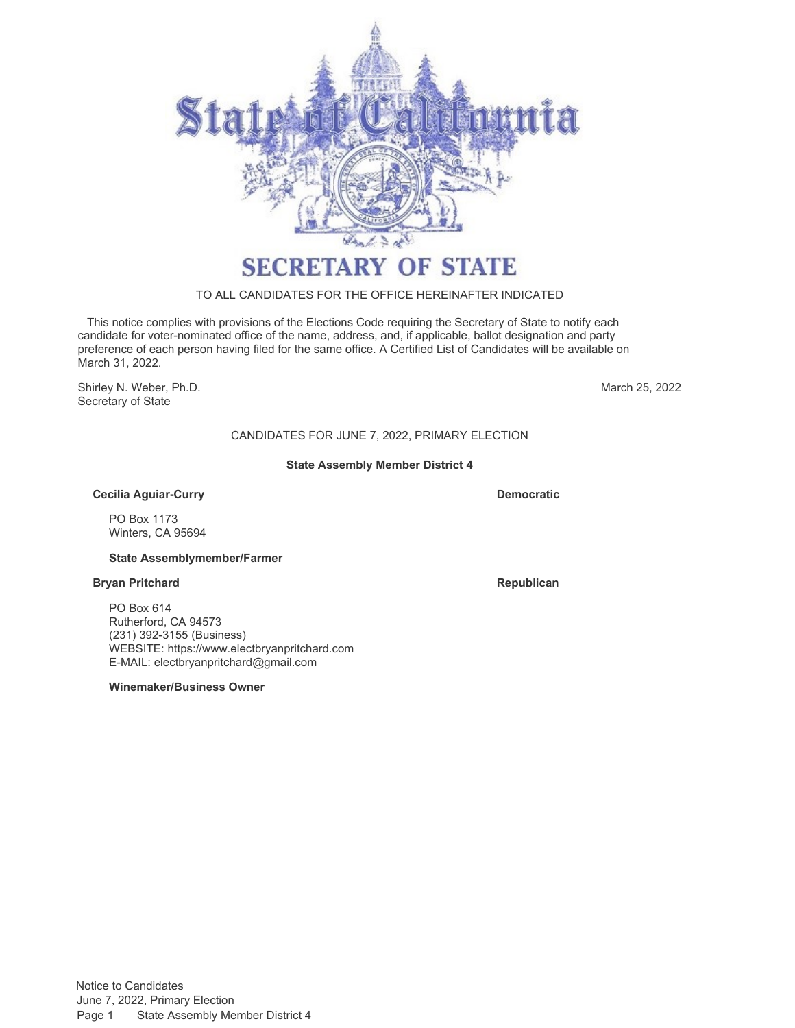# SECRETARY OF STATE

TO ALL CANDIDATES FOR THE OFFICE HEREINAFTER INDICATED

This notice complies with provisions of the Elections Code requiring the Secretary of State to notify each candidate for voter-nominated office of the name, address, and, if applicable, ballot designation and party preference of each person having filed for the same office. A Certified List of Candidates will be available on March 31, 2022.

Shirley N. Weber, Ph.D.
Secretary of State

March 25, 2022

CANDIDATES FOR JUNE 7, 2022, PRIMARY ELECTION

## State Assembly Member District 4

**Cecilia Aguiar-Curry** — **Democratic**

PO Box 1173
Winters, CA 95694

**State Assemblymember/Farmer**

**Bryan Pritchard** — **Republican**

PO Box 614
Rutherford, CA 94573
(231) 392-3155 (Business)
WEBSITE: https://www.electbryanpritchard.com
E-MAIL: electbryanpritchard@gmail.com

**Winemaker/Business Owner**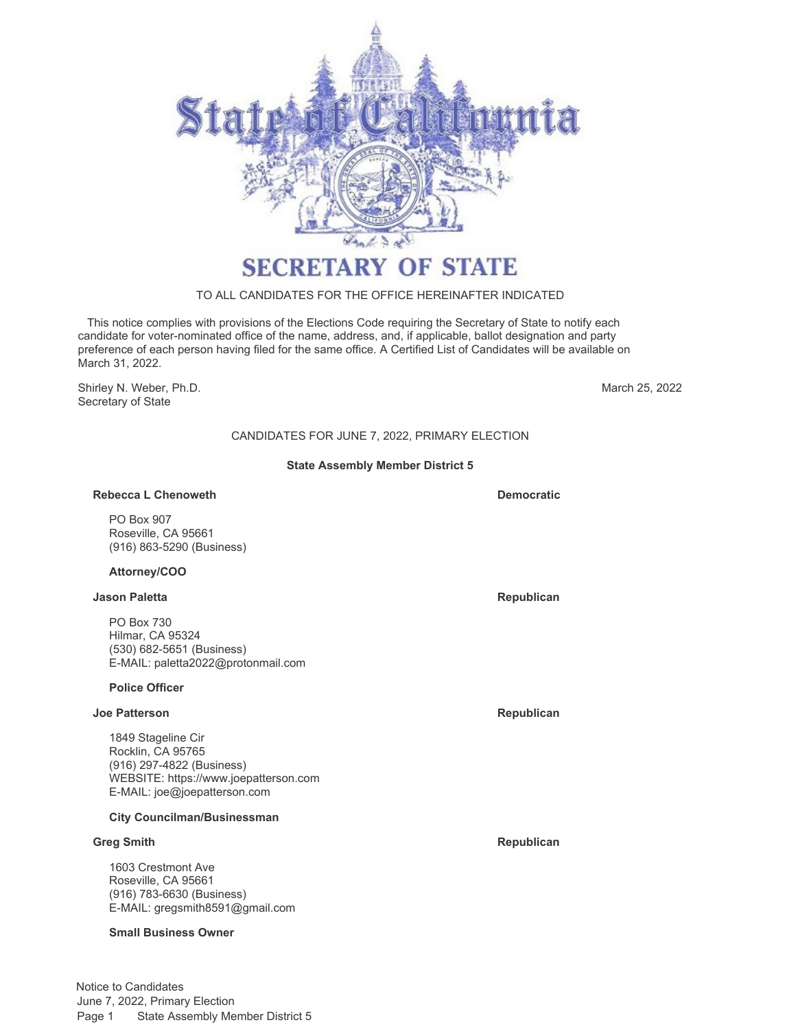# SECRETARY OF STATE

TO ALL CANDIDATES FOR THE OFFICE HEREINAFTER INDICATED

This notice complies with provisions of the Elections Code requiring the Secretary of State to notify each candidate for voter-nominated office of the name, address, and, if applicable, ballot designation and party preference of each person having filed for the same office. A Certified List of Candidates will be available on March 31, 2022.

Shirley N. Weber, Ph.D.
Secretary of State

March 25, 2022

## CANDIDATES FOR JUNE 7, 2022, PRIMARY ELECTION

### State Assembly Member District 5

**Rebecca L Chenoweth** — **Democratic**

PO Box 907
Roseville, CA 95661
(916) 863-5290 (Business)

**Attorney/COO**

**Jason Paletta** — **Republican**

PO Box 730
Hilmar, CA 95324
(530) 682-5651 (Business)
E-MAIL: paletta2022@protonmail.com

**Police Officer**

**Joe Patterson** — **Republican**

1849 Stageline Cir
Rocklin, CA 95765
(916) 297-4822 (Business)
WEBSITE: https://www.joepatterson.com
E-MAIL: joe@joepatterson.com

**City Councilman/Businessman**

**Greg Smith** — **Republican**

1603 Crestmont Ave
Roseville, CA 95661
(916) 783-6630 (Business)
E-MAIL: gregsmith8591@gmail.com

**Small Business Owner**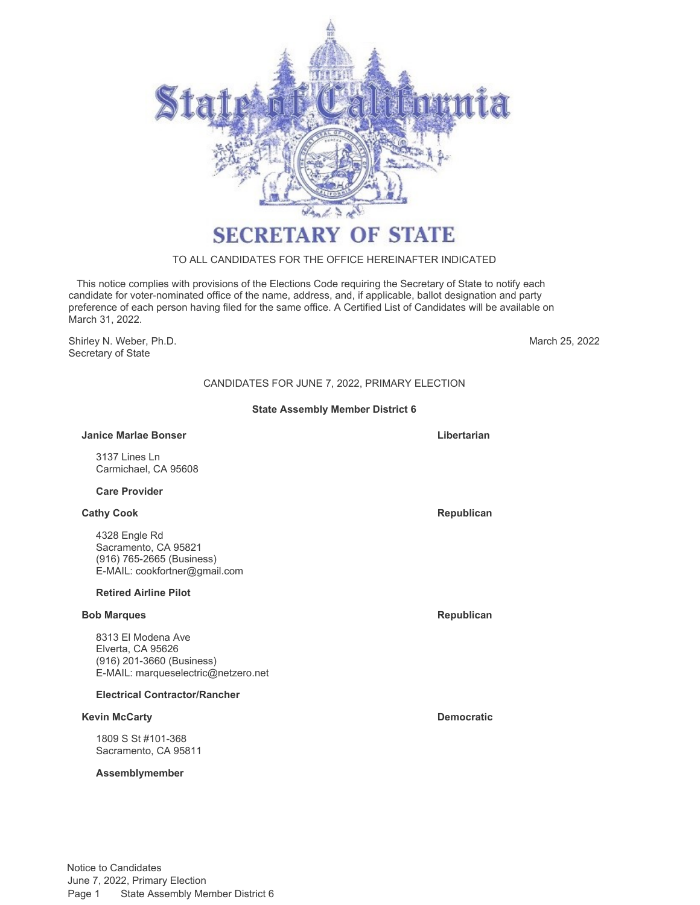# SECRETARY OF STATE

TO ALL CANDIDATES FOR THE OFFICE HEREINAFTER INDICATED

This notice complies with provisions of the Elections Code requiring the Secretary of State to notify each candidate for voter-nominated office of the name, address, and, if applicable, ballot designation and party preference of each person having filed for the same office. A Certified List of Candidates will be available on March 31, 2022.

Shirley N. Weber, Ph.D.
Secretary of State

March 25, 2022

CANDIDATES FOR JUNE 7, 2022, PRIMARY ELECTION

## State Assembly Member District 6

**Janice Marlae Bonser** — **Libertarian**

3137 Lines Ln
Carmichael, CA 95608

**Care Provider**

**Cathy Cook** — **Republican**

4328 Engle Rd
Sacramento, CA 95821
(916) 765-2665 (Business)
E-MAIL: cookfortner@gmail.com

**Retired Airline Pilot**

**Bob Marques** — **Republican**

8313 El Modena Ave
Elverta, CA 95626
(916) 201-3660 (Business)
E-MAIL: marqueselectric@netzero.net

**Electrical Contractor/Rancher**

**Kevin McCarty** — **Democratic**

1809 S St #101-368
Sacramento, CA 95811

**Assemblymember**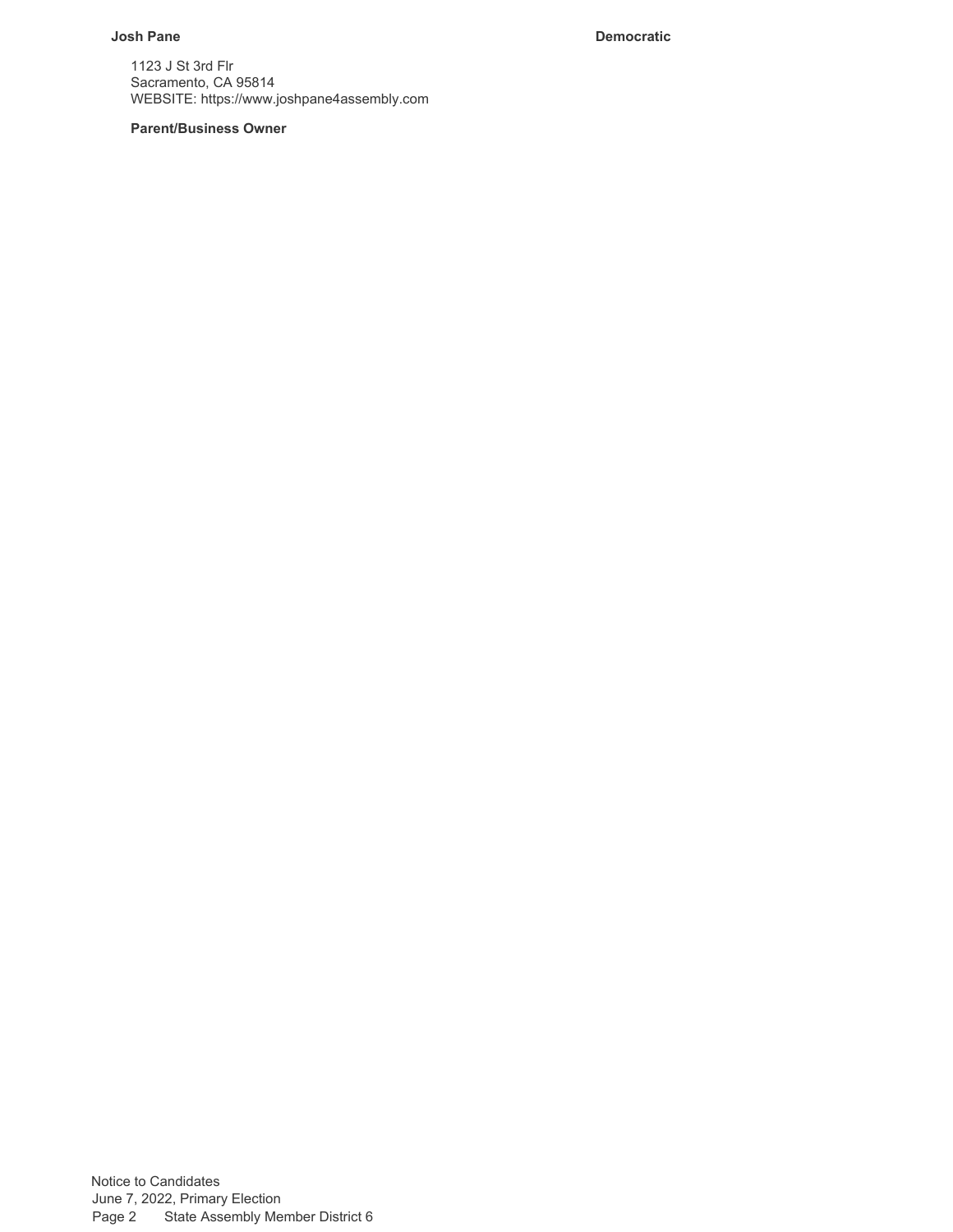**Josh Pane** **Democratic**

1123 J St 3rd Flr
Sacramento, CA 95814
WEBSITE: https://www.joshpane4assembly.com

**Parent/Business Owner**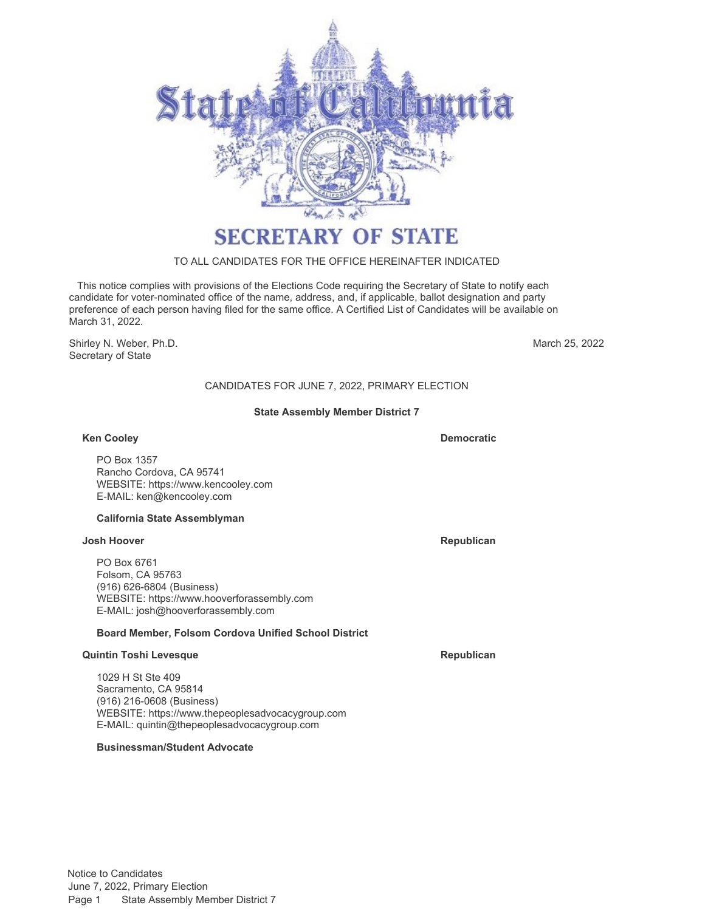# SECRETARY OF STATE

TO ALL CANDIDATES FOR THE OFFICE HEREINAFTER INDICATED

This notice complies with provisions of the Elections Code requiring the Secretary of State to notify each candidate for voter-nominated office of the name, address, and, if applicable, ballot designation and party preference of each person having filed for the same office. A Certified List of Candidates will be available on March 31, 2022.

Shirley N. Weber, Ph.D.
Secretary of State

March 25, 2022

## CANDIDATES FOR JUNE 7, 2022, PRIMARY ELECTION

### State Assembly Member District 7

**Ken Cooley** — **Democratic**

PO Box 1357
Rancho Cordova, CA 95741
WEBSITE: https://www.kencooley.com
E-MAIL: ken@kencooley.com

**California State Assemblyman**

**Josh Hoover** — **Republican**

PO Box 6761
Folsom, CA 95763
(916) 626-6804 (Business)
WEBSITE: https://www.hooverforassembly.com
E-MAIL: josh@hooverforassembly.com

**Board Member, Folsom Cordova Unified School District**

**Quintin Toshi Levesque** — **Republican**

1029 H St Ste 409
Sacramento, CA 95814
(916) 216-0608 (Business)
WEBSITE: https://www.thepeoplesadvocacygroup.com
E-MAIL: quintin@thepeoplesadvocacygroup.com

**Businessman/Student Advocate**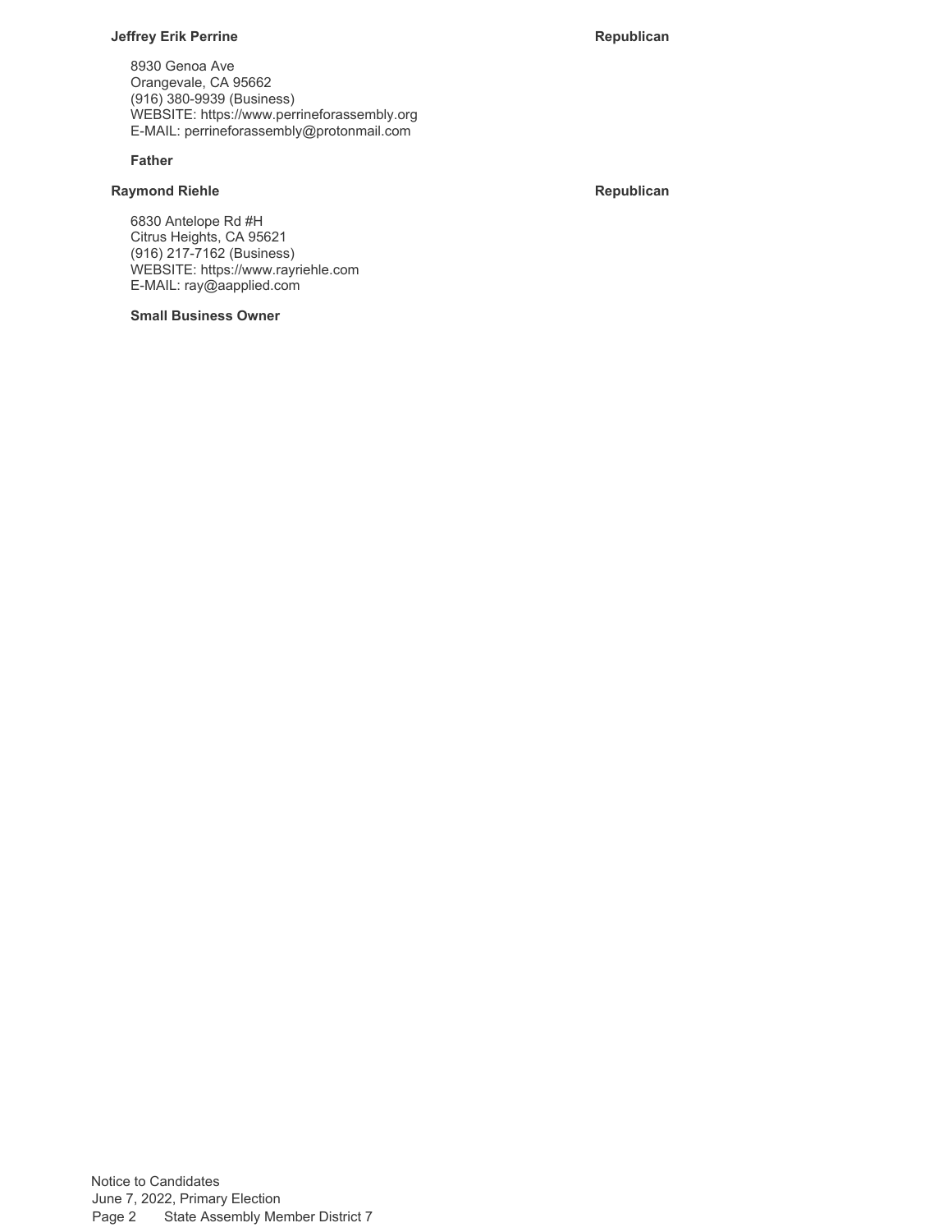**Jeffrey Erik Perrine** **Republican**

8930 Genoa Ave
Orangevale, CA 95662
(916) 380-9939 (Business)
WEBSITE: https://www.perrineforassembly.org
E-MAIL: perrineforassembly@protonmail.com

**Father**

**Raymond Riehle** **Republican**

6830 Antelope Rd #H
Citrus Heights, CA 95621
(916) 217-7162 (Business)
WEBSITE: https://www.rayriehle.com
E-MAIL: ray@aapplied.com

**Small Business Owner**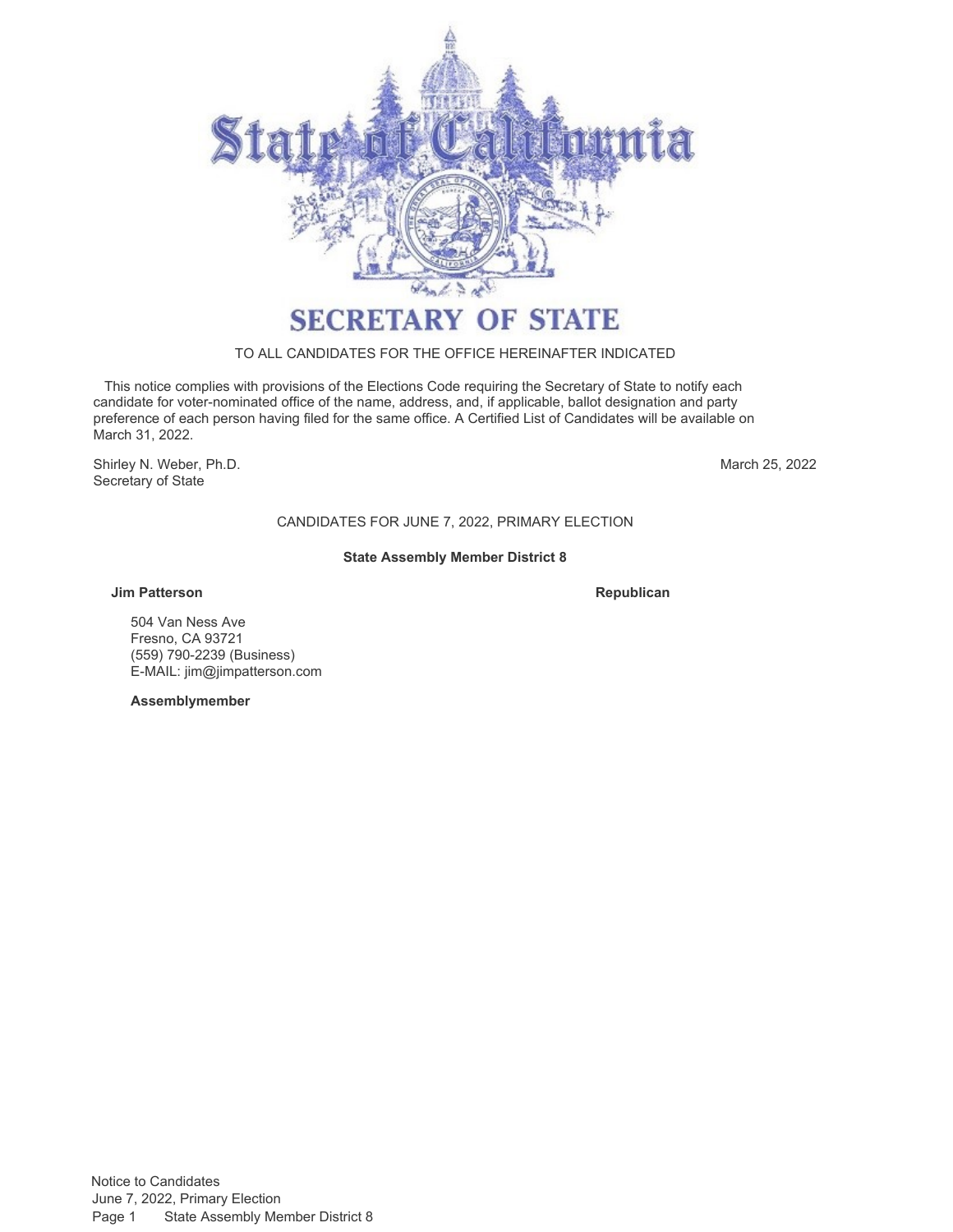# SECRETARY OF STATE

TO ALL CANDIDATES FOR THE OFFICE HEREINAFTER INDICATED

This notice complies with provisions of the Elections Code requiring the Secretary of State to notify each candidate for voter-nominated office of the name, address, and, if applicable, ballot designation and party preference of each person having filed for the same office. A Certified List of Candidates will be available on March 31, 2022.

Shirley N. Weber, Ph.D.
Secretary of State

March 25, 2022

CANDIDATES FOR JUNE 7, 2022, PRIMARY ELECTION

**State Assembly Member District 8**

**Jim Patterson** — **Republican**

504 Van Ness Ave
Fresno, CA 93721
(559) 790-2239 (Business)
E-MAIL: jim@jimpatterson.com

**Assemblymember**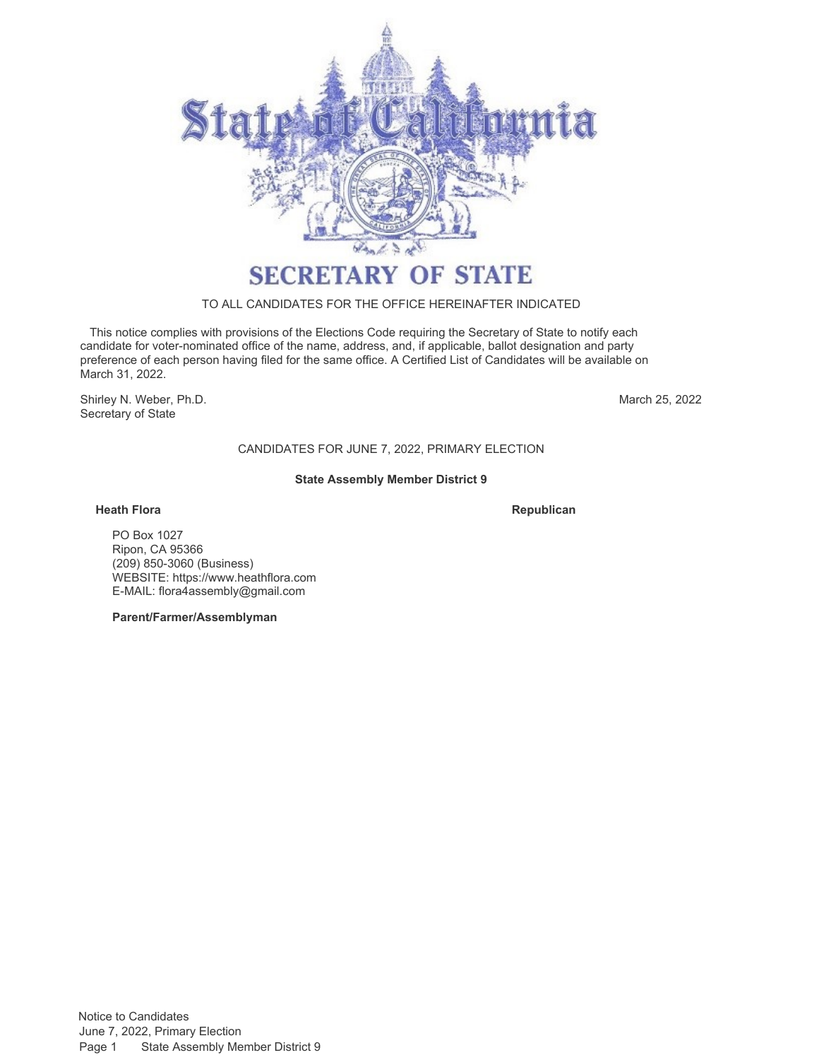# State of California

## SECRETARY OF STATE

TO ALL CANDIDATES FOR THE OFFICE HEREINAFTER INDICATED

This notice complies with provisions of the Elections Code requiring the Secretary of State to notify each candidate for voter-nominated office of the name, address, and, if applicable, ballot designation and party preference of each person having filed for the same office. A Certified List of Candidates will be available on March 31, 2022.

Shirley N. Weber, Ph.D.
Secretary of State

March 25, 2022

CANDIDATES FOR JUNE 7, 2022, PRIMARY ELECTION

**State Assembly Member District 9**

**Heath Flora** — **Republican**

PO Box 1027
Ripon, CA 95366
(209) 850-3060 (Business)
WEBSITE: https://www.heathflora.com
E-MAIL: flora4assembly@gmail.com

**Parent/Farmer/Assemblyman**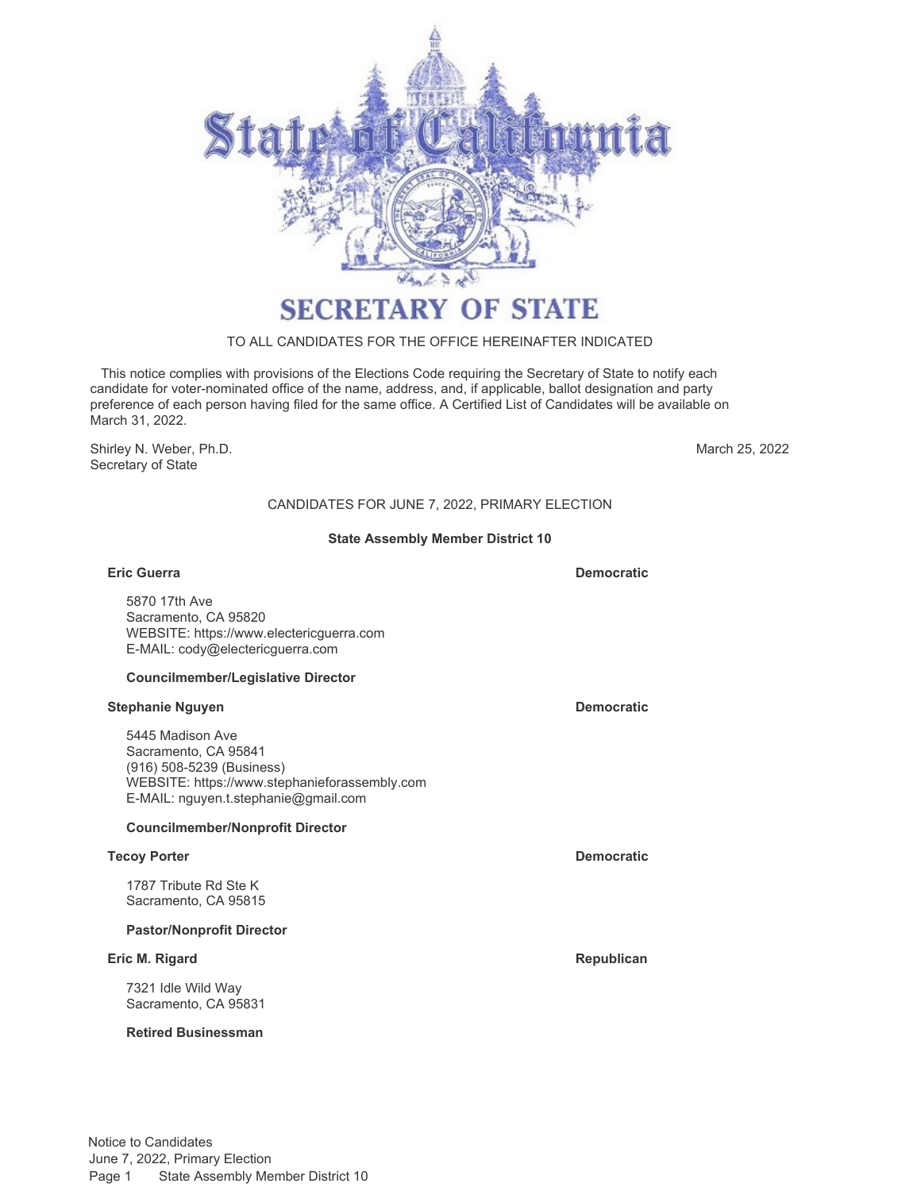# SECRETARY OF STATE

TO ALL CANDIDATES FOR THE OFFICE HEREINAFTER INDICATED

This notice complies with provisions of the Elections Code requiring the Secretary of State to notify each candidate for voter-nominated office of the name, address, and, if applicable, ballot designation and party preference of each person having filed for the same office. A Certified List of Candidates will be available on March 31, 2022.

Shirley N. Weber, Ph.D.
Secretary of State

March 25, 2022

CANDIDATES FOR JUNE 7, 2022, PRIMARY ELECTION

## State Assembly Member District 10

**Eric Guerra** — **Democratic**

5870 17th Ave
Sacramento, CA 95820
WEBSITE: https://www.electericguerra.com
E-MAIL: cody@electericguerra.com

**Councilmember/Legislative Director**

**Stephanie Nguyen** — **Democratic**

5445 Madison Ave
Sacramento, CA 95841
(916) 508-5239 (Business)
WEBSITE: https://www.stephanieforassembly.com
E-MAIL: nguyen.t.stephanie@gmail.com

**Councilmember/Nonprofit Director**

**Tecoy Porter** — **Democratic**

1787 Tribute Rd Ste K
Sacramento, CA 95815

**Pastor/Nonprofit Director**

**Eric M. Rigard** — **Republican**

7321 Idle Wild Way
Sacramento, CA 95831

**Retired Businessman**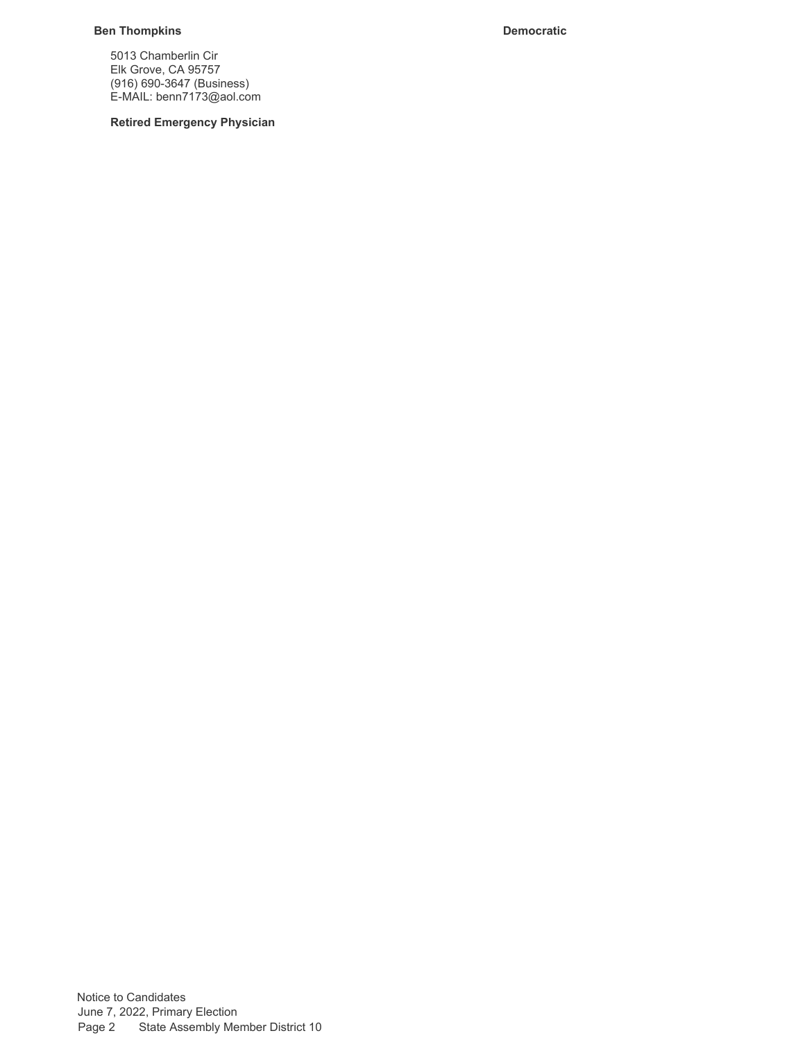**Ben Thompkins** **Democratic**

5013 Chamberlin Cir
Elk Grove, CA 95757
(916) 690-3647 (Business)
E-MAIL: benn7173@aol.com

**Retired Emergency Physician**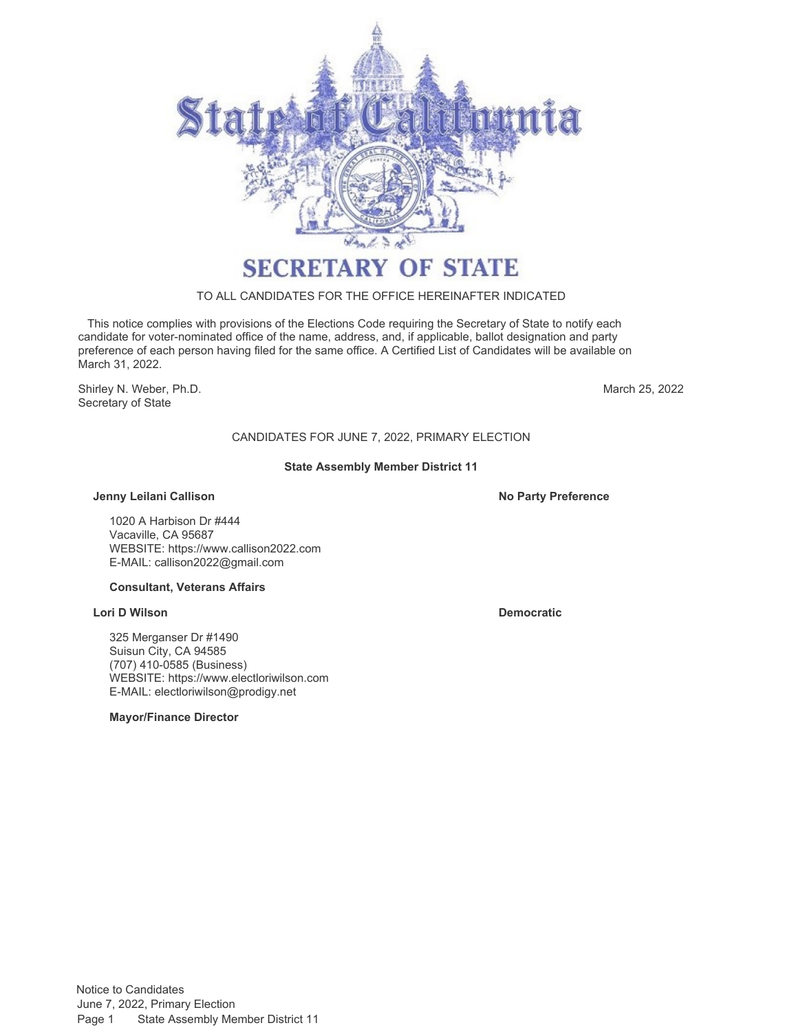# SECRETARY OF STATE

TO ALL CANDIDATES FOR THE OFFICE HEREINAFTER INDICATED

This notice complies with provisions of the Elections Code requiring the Secretary of State to notify each candidate for voter-nominated office of the name, address, and, if applicable, ballot designation and party preference of each person having filed for the same office. A Certified List of Candidates will be available on March 31, 2022.

Shirley N. Weber, Ph.D.
Secretary of State

March 25, 2022

## CANDIDATES FOR JUNE 7, 2022, PRIMARY ELECTION

### State Assembly Member District 11

**Jenny Leilani Callison** — **No Party Preference**

1020 A Harbison Dr #444
Vacaville, CA 95687
WEBSITE: https://www.callison2022.com
E-MAIL: callison2022@gmail.com

**Consultant, Veterans Affairs**

**Lori D Wilson** — **Democratic**

325 Merganser Dr #1490
Suisun City, CA 94585
(707) 410-0585 (Business)
WEBSITE: https://www.electloriwilson.com
E-MAIL: electloriwilson@prodigy.net

**Mayor/Finance Director**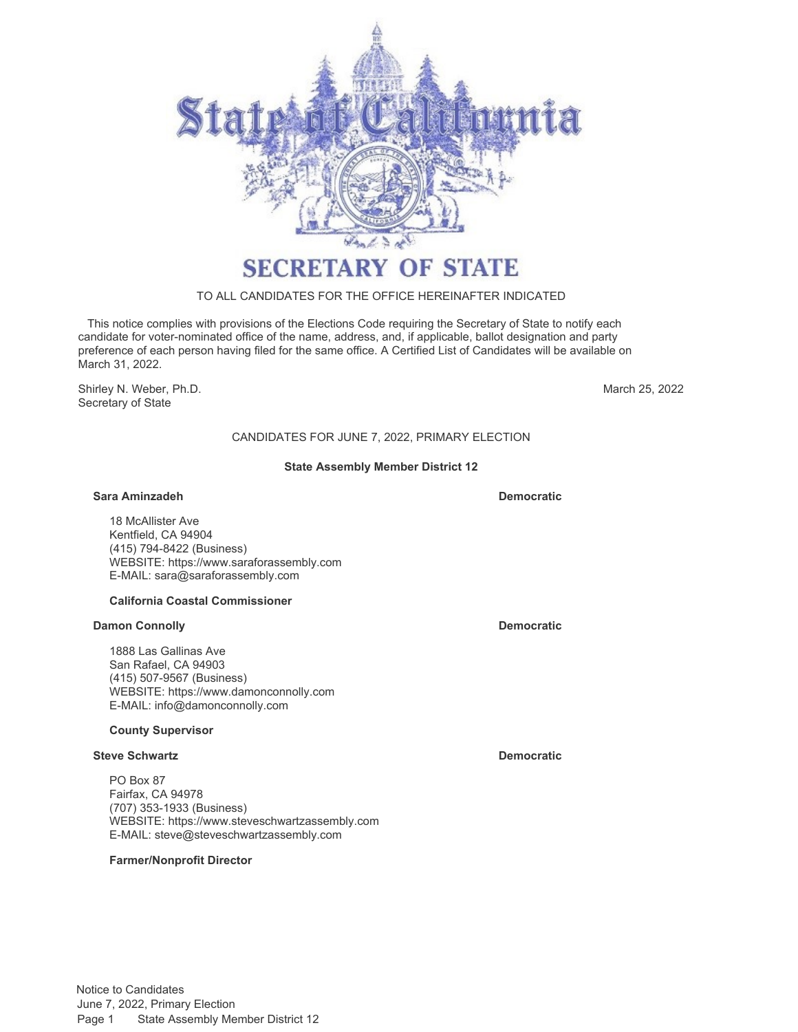# SECRETARY OF STATE

TO ALL CANDIDATES FOR THE OFFICE HEREINAFTER INDICATED

This notice complies with provisions of the Elections Code requiring the Secretary of State to notify each candidate for voter-nominated office of the name, address, and, if applicable, ballot designation and party preference of each person having filed for the same office. A Certified List of Candidates will be available on March 31, 2022.

Shirley N. Weber, Ph.D.
Secretary of State

March 25, 2022

## CANDIDATES FOR JUNE 7, 2022, PRIMARY ELECTION

### State Assembly Member District 12

**Sara Aminzadeh** — **Democratic**

18 McAllister Ave
Kentfield, CA 94904
(415) 794-8422 (Business)
WEBSITE: https://www.saraforassembly.com
E-MAIL: sara@saraforassembly.com

**California Coastal Commissioner**

**Damon Connolly** — **Democratic**

1888 Las Gallinas Ave
San Rafael, CA 94903
(415) 507-9567 (Business)
WEBSITE: https://www.damonconnolly.com
E-MAIL: info@damonconnolly.com

**County Supervisor**

**Steve Schwartz** — **Democratic**

PO Box 87
Fairfax, CA 94978
(707) 353-1933 (Business)
WEBSITE: https://www.steveschwartzassembly.com
E-MAIL: steve@steveschwartzassembly.com

**Farmer/Nonprofit Director**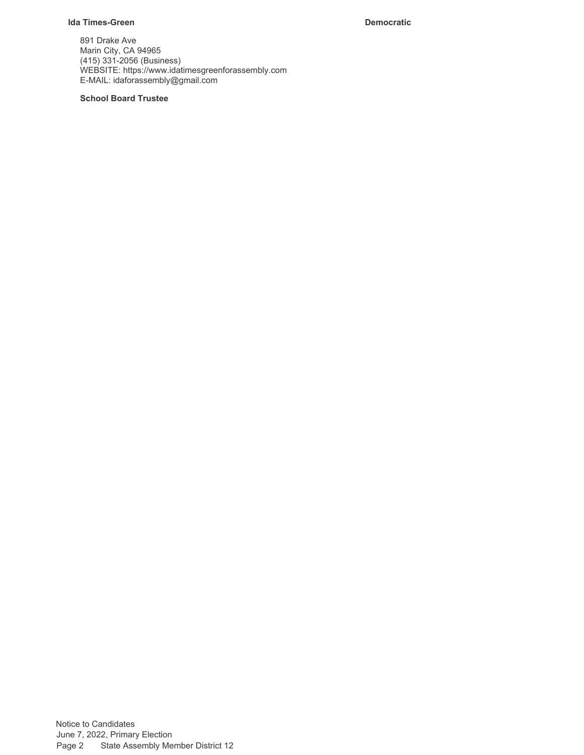**Ida Times-Green** **Democratic**

891 Drake Ave
Marin City, CA 94965
(415) 331-2056 (Business)
WEBSITE: https://www.idatimesgreenforassembly.com
E-MAIL: idaforassembly@gmail.com

**School Board Trustee**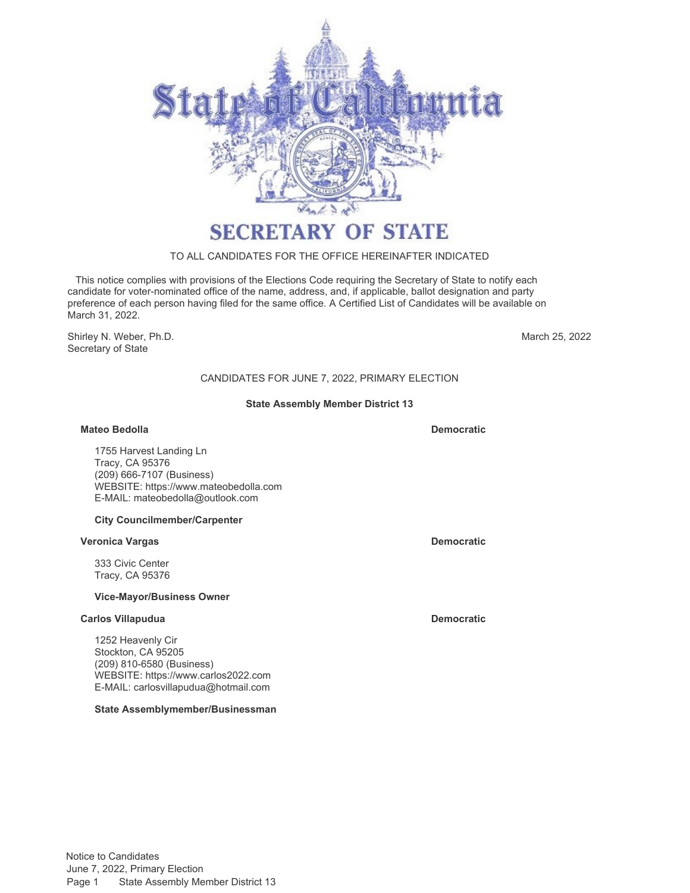# SECRETARY OF STATE

TO ALL CANDIDATES FOR THE OFFICE HEREINAFTER INDICATED

This notice complies with provisions of the Elections Code requiring the Secretary of State to notify each candidate for voter-nominated office of the name, address, and, if applicable, ballot designation and party preference of each person having filed for the same office. A Certified List of Candidates will be available on March 31, 2022.

Shirley N. Weber, Ph.D.
Secretary of State

March 25, 2022

## CANDIDATES FOR JUNE 7, 2022, PRIMARY ELECTION

### State Assembly Member District 13

**Mateo Bedolla** — **Democratic**

1755 Harvest Landing Ln
Tracy, CA 95376
(209) 666-7107 (Business)
WEBSITE: https://www.mateobedolla.com
E-MAIL: mateobedolla@outlook.com

**City Councilmember/Carpenter**

**Veronica Vargas** — **Democratic**

333 Civic Center
Tracy, CA 95376

**Vice-Mayor/Business Owner**

**Carlos Villapudua** — **Democratic**

1252 Heavenly Cir
Stockton, CA 95205
(209) 810-6580 (Business)
WEBSITE: https://www.carlos2022.com
E-MAIL: carlosvillapudua@hotmail.com

**State Assemblymember/Businessman**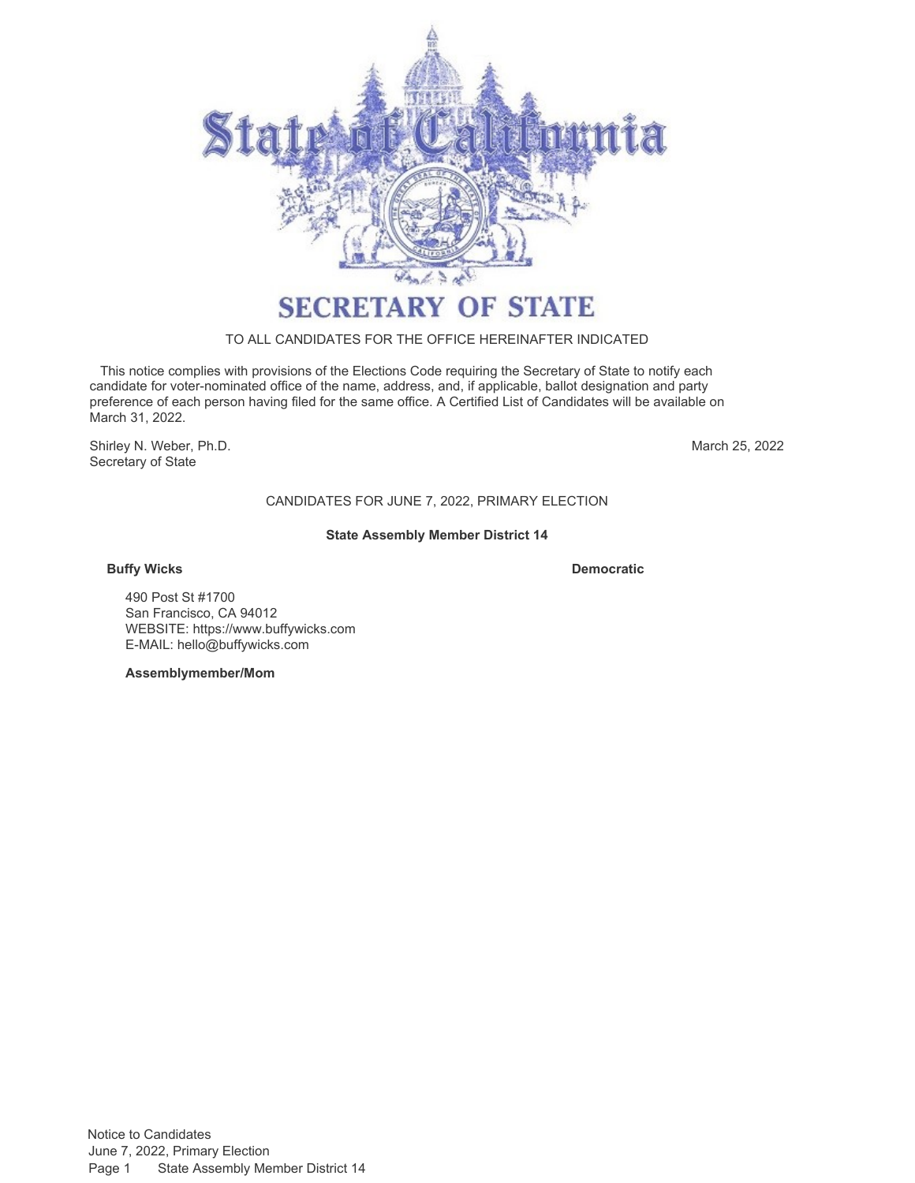# SECRETARY OF STATE

TO ALL CANDIDATES FOR THE OFFICE HEREINAFTER INDICATED

This notice complies with provisions of the Elections Code requiring the Secretary of State to notify each candidate for voter-nominated office of the name, address, and, if applicable, ballot designation and party preference of each person having filed for the same office. A Certified List of Candidates will be available on March 31, 2022.

Shirley N. Weber, Ph.D.
Secretary of State

March 25, 2022

CANDIDATES FOR JUNE 7, 2022, PRIMARY ELECTION

**State Assembly Member District 14**

**Buffy Wicks** **Democratic**

490 Post St #1700
San Francisco, CA 94012
WEBSITE: https://www.buffywicks.com
E-MAIL: hello@buffywicks.com

**Assemblymember/Mom**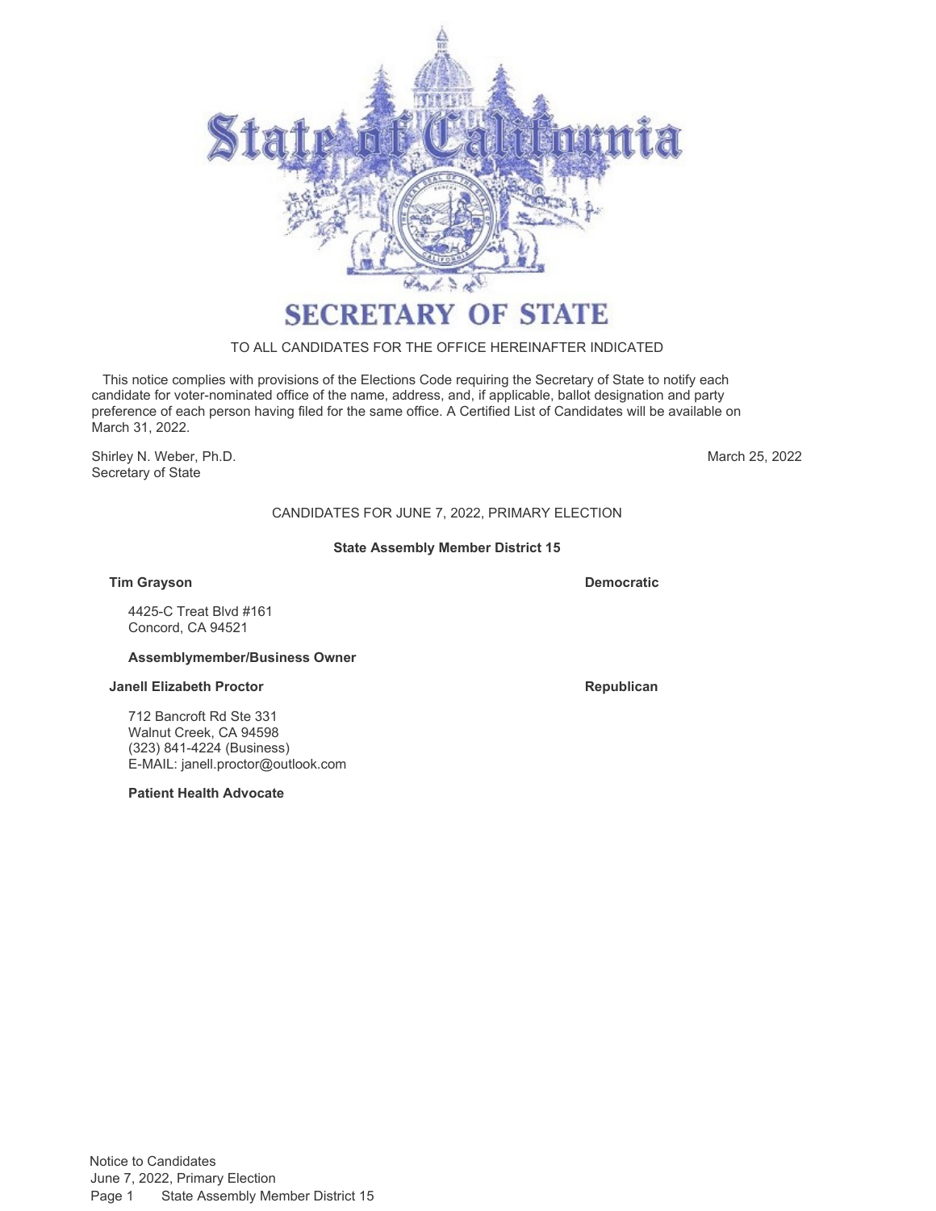# SECRETARY OF STATE

TO ALL CANDIDATES FOR THE OFFICE HEREINAFTER INDICATED

This notice complies with provisions of the Elections Code requiring the Secretary of State to notify each candidate for voter-nominated office of the name, address, and, if applicable, ballot designation and party preference of each person having filed for the same office. A Certified List of Candidates will be available on March 31, 2022.

Shirley N. Weber, Ph.D.
Secretary of State

March 25, 2022

CANDIDATES FOR JUNE 7, 2022, PRIMARY ELECTION

## State Assembly Member District 15

**Tim Grayson** — **Democratic**

4425-C Treat Blvd #161
Concord, CA 94521

**Assemblymember/Business Owner**

**Janell Elizabeth Proctor** — **Republican**

712 Bancroft Rd Ste 331
Walnut Creek, CA 94598
(323) 841-4224 (Business)
E-MAIL: janell.proctor@outlook.com

**Patient Health Advocate**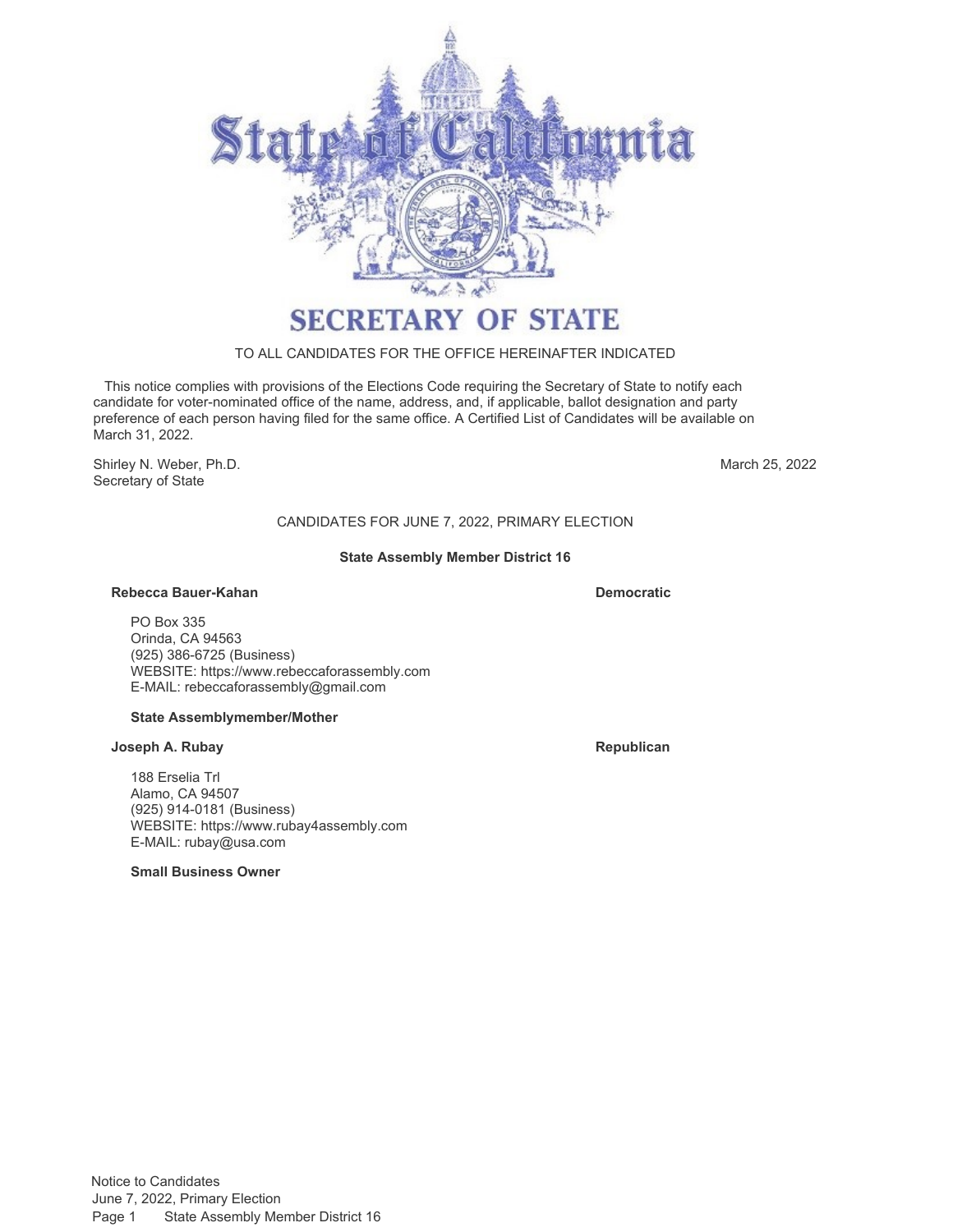# SECRETARY OF STATE

TO ALL CANDIDATES FOR THE OFFICE HEREINAFTER INDICATED

This notice complies with provisions of the Elections Code requiring the Secretary of State to notify each candidate for voter-nominated office of the name, address, and, if applicable, ballot designation and party preference of each person having filed for the same office. A Certified List of Candidates will be available on March 31, 2022.

Shirley N. Weber, Ph.D.
Secretary of State

March 25, 2022

CANDIDATES FOR JUNE 7, 2022, PRIMARY ELECTION

**State Assembly Member District 16**

**Rebecca Bauer-Kahan** — **Democratic**

PO Box 335
Orinda, CA 94563
(925) 386-6725 (Business)
WEBSITE: https://www.rebeccaforassembly.com
E-MAIL: rebeccaforassembly@gmail.com

**State Assemblymember/Mother**

**Joseph A. Rubay** — **Republican**

188 Erselia Trl
Alamo, CA 94507
(925) 914-0181 (Business)
WEBSITE: https://www.rubay4assembly.com
E-MAIL: rubay@usa.com

**Small Business Owner**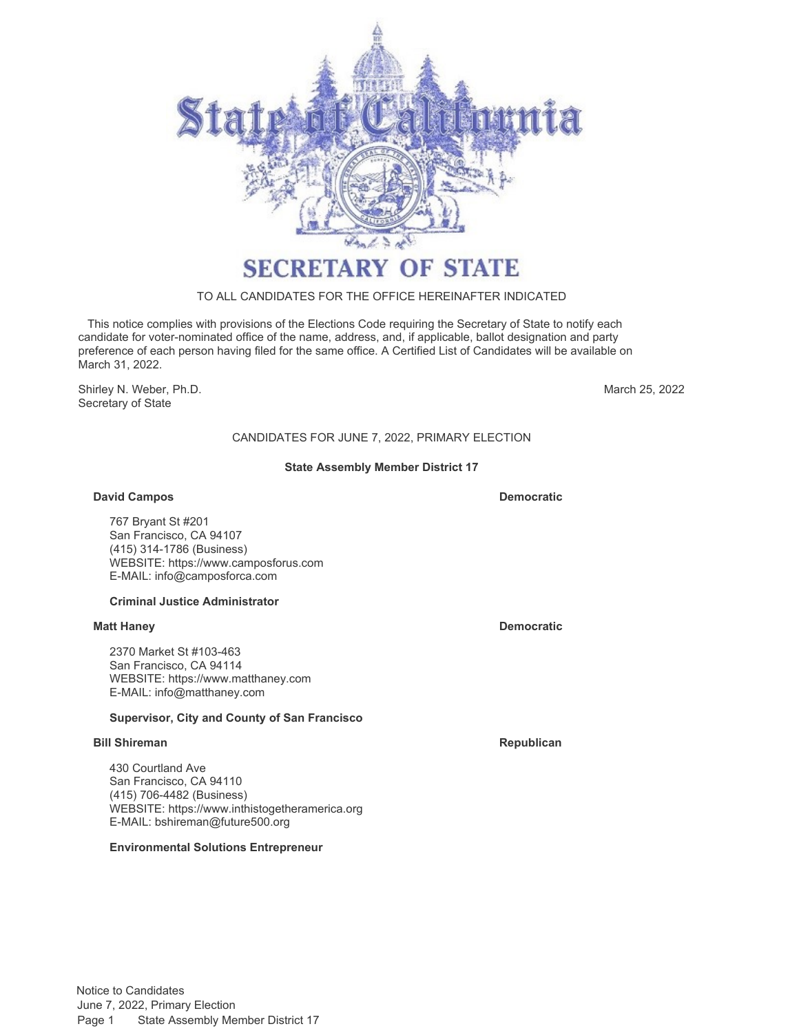# State of California

## SECRETARY OF STATE

TO ALL CANDIDATES FOR THE OFFICE HEREINAFTER INDICATED

This notice complies with provisions of the Elections Code requiring the Secretary of State to notify each candidate for voter-nominated office of the name, address, and, if applicable, ballot designation and party preference of each person having filed for the same office. A Certified List of Candidates will be available on March 31, 2022.

Shirley N. Weber, Ph.D.
Secretary of State

March 25, 2022

CANDIDATES FOR JUNE 7, 2022, PRIMARY ELECTION

### State Assembly Member District 17

**David Campos** — **Democratic**

767 Bryant St #201
San Francisco, CA 94107
(415) 314-1786 (Business)
WEBSITE: https://www.camposforus.com
E-MAIL: info@camposforca.com

**Criminal Justice Administrator**

**Matt Haney** — **Democratic**

2370 Market St #103-463
San Francisco, CA 94114
WEBSITE: https://www.matthaney.com
E-MAIL: info@matthaney.com

**Supervisor, City and County of San Francisco**

**Bill Shireman** — **Republican**

430 Courtland Ave
San Francisco, CA 94110
(415) 706-4482 (Business)
WEBSITE: https://www.inthistogetheramerica.org
E-MAIL: bshireman@future500.org

**Environmental Solutions Entrepreneur**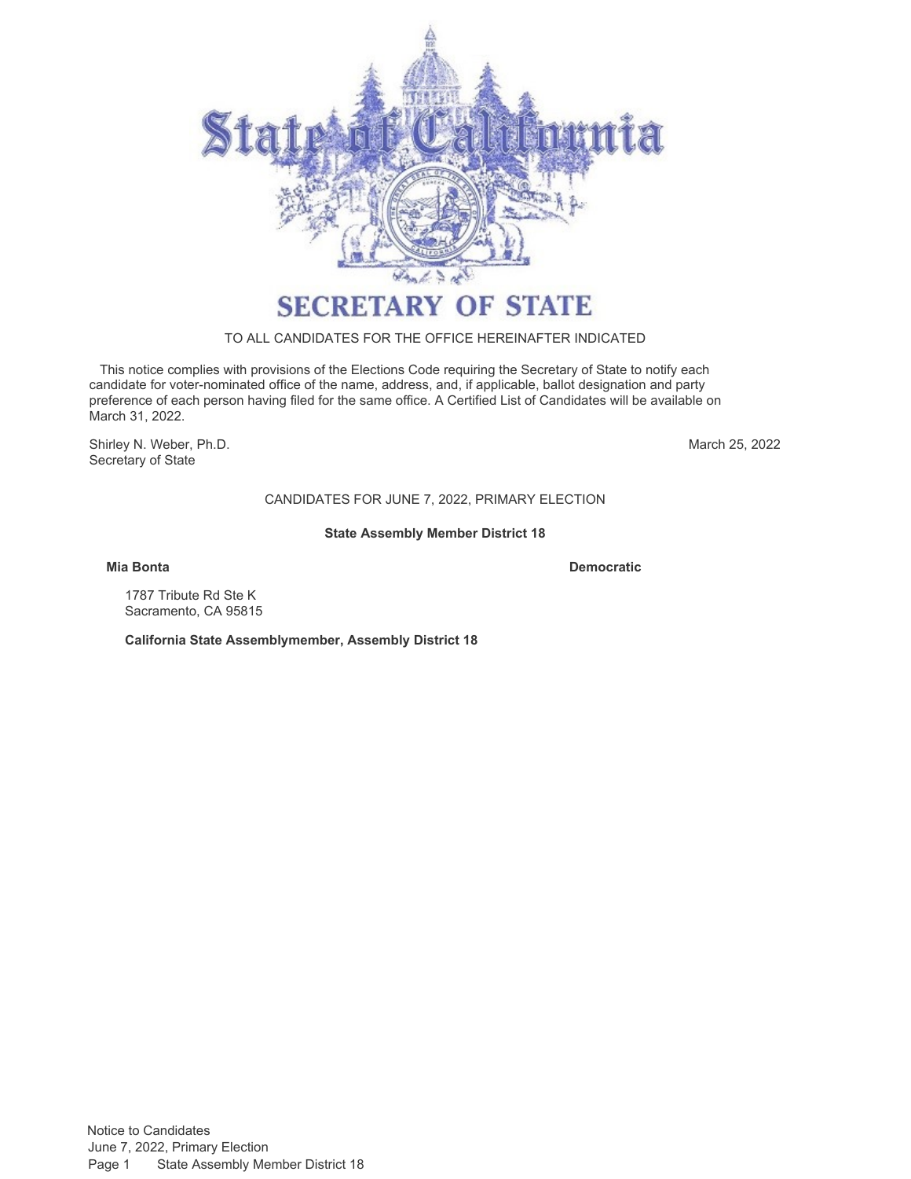# SECRETARY OF STATE

TO ALL CANDIDATES FOR THE OFFICE HEREINAFTER INDICATED

This notice complies with provisions of the Elections Code requiring the Secretary of State to notify each candidate for voter-nominated office of the name, address, and, if applicable, ballot designation and party preference of each person having filed for the same office. A Certified List of Candidates will be available on March 31, 2022.

Shirley N. Weber, Ph.D.
Secretary of State

March 25, 2022

CANDIDATES FOR JUNE 7, 2022, PRIMARY ELECTION

**State Assembly Member District 18**

**Mia Bonta** **Democratic**

1787 Tribute Rd Ste K
Sacramento, CA 95815

**California State Assemblymember, Assembly District 18**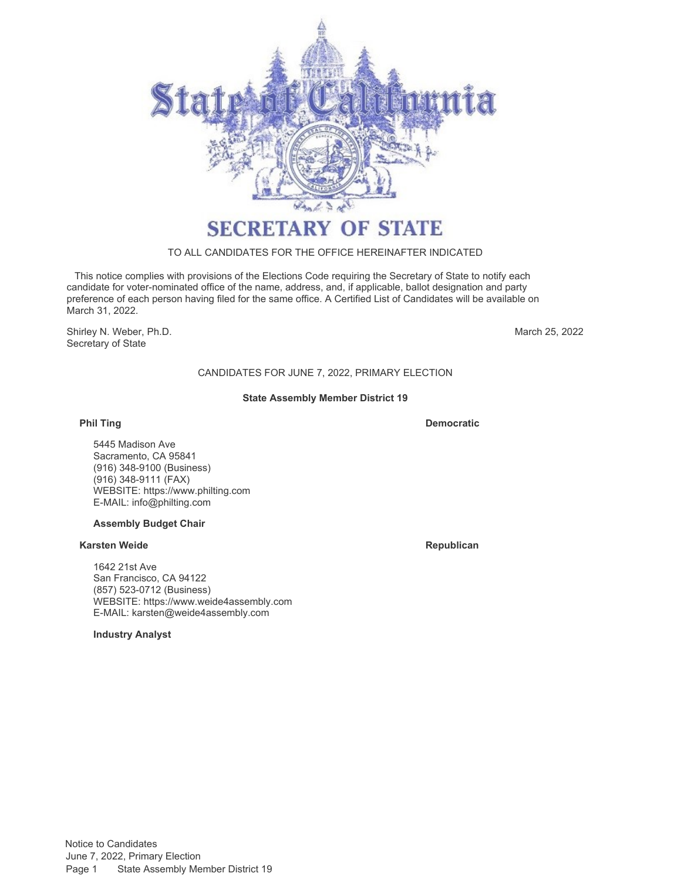# SECRETARY OF STATE

TO ALL CANDIDATES FOR THE OFFICE HEREINAFTER INDICATED

This notice complies with provisions of the Elections Code requiring the Secretary of State to notify each candidate for voter-nominated office of the name, address, and, if applicable, ballot designation and party preference of each person having filed for the same office. A Certified List of Candidates will be available on March 31, 2022.

Shirley N. Weber, Ph.D.
Secretary of State

March 25, 2022

## CANDIDATES FOR JUNE 7, 2022, PRIMARY ELECTION

### State Assembly Member District 19

**Phil Ting** — **Democratic**

5445 Madison Ave
Sacramento, CA 95841
(916) 348-9100 (Business)
(916) 348-9111 (FAX)
WEBSITE: https://www.philting.com
E-MAIL: info@philting.com

**Assembly Budget Chair**

**Karsten Weide** — **Republican**

1642 21st Ave
San Francisco, CA 94122
(857) 523-0712 (Business)
WEBSITE: https://www.weide4assembly.com
E-MAIL: karsten@weide4assembly.com

**Industry Analyst**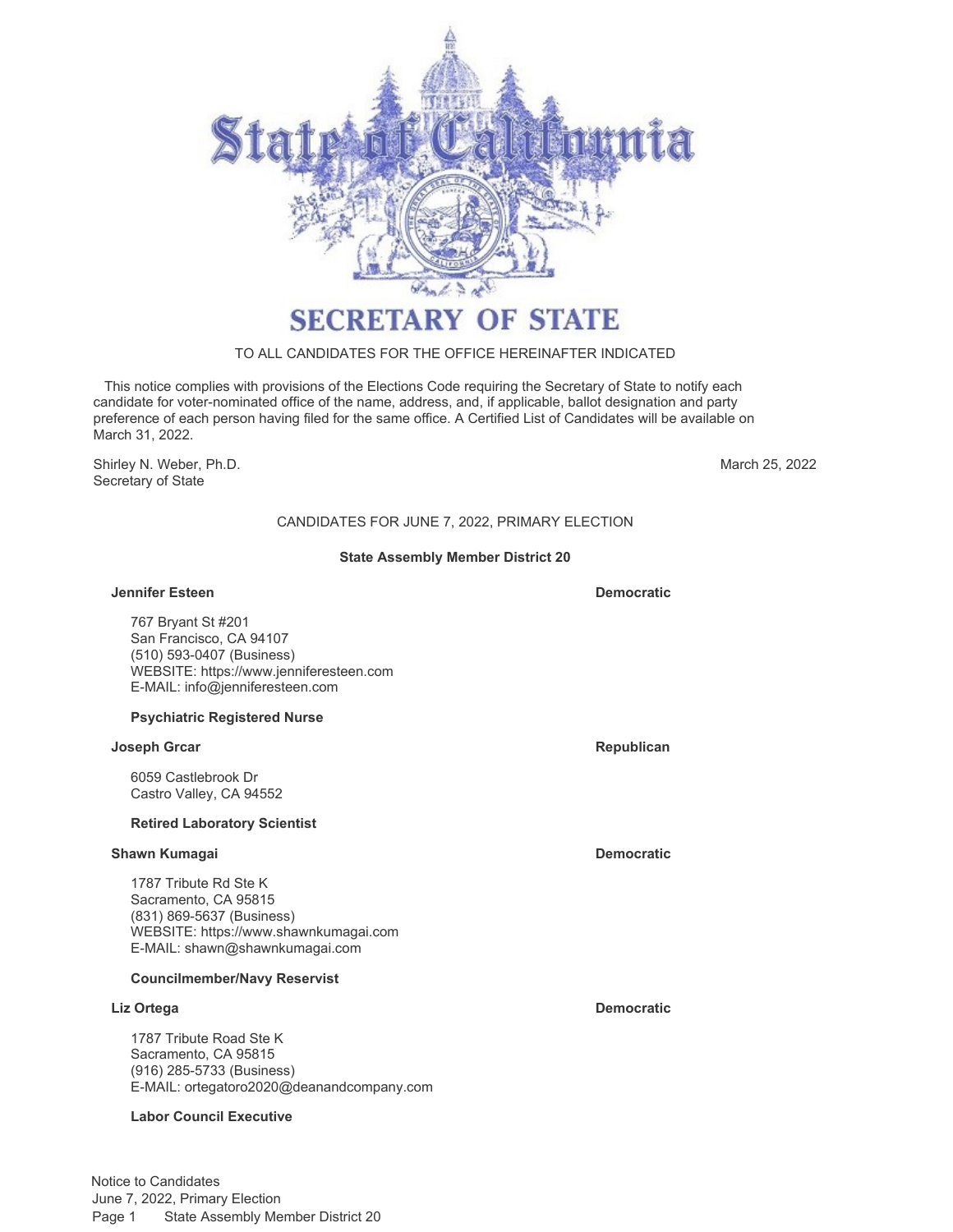# SECRETARY OF STATE

TO ALL CANDIDATES FOR THE OFFICE HEREINAFTER INDICATED

This notice complies with provisions of the Elections Code requiring the Secretary of State to notify each candidate for voter-nominated office of the name, address, and, if applicable, ballot designation and party preference of each person having filed for the same office. A Certified List of Candidates will be available on March 31, 2022.

Shirley N. Weber, Ph.D.
Secretary of State

March 25, 2022

## CANDIDATES FOR JUNE 7, 2022, PRIMARY ELECTION

### State Assembly Member District 20

**Jennifer Esteen** — **Democratic**

767 Bryant St #201
San Francisco, CA 94107
(510) 593-0407 (Business)
WEBSITE: https://www.jenniferesteen.com
E-MAIL: info@jenniferesteen.com

**Psychiatric Registered Nurse**

**Joseph Grcar** — **Republican**

6059 Castlebrook Dr
Castro Valley, CA 94552

**Retired Laboratory Scientist**

**Shawn Kumagai** — **Democratic**

1787 Tribute Rd Ste K
Sacramento, CA 95815
(831) 869-5637 (Business)
WEBSITE: https://www.shawnkumagai.com
E-MAIL: shawn@shawnkumagai.com

**Councilmember/Navy Reservist**

**Liz Ortega** — **Democratic**

1787 Tribute Road Ste K
Sacramento, CA 95815
(916) 285-5733 (Business)
E-MAIL: ortegatoro2020@deanandcompany.com

**Labor Council Executive**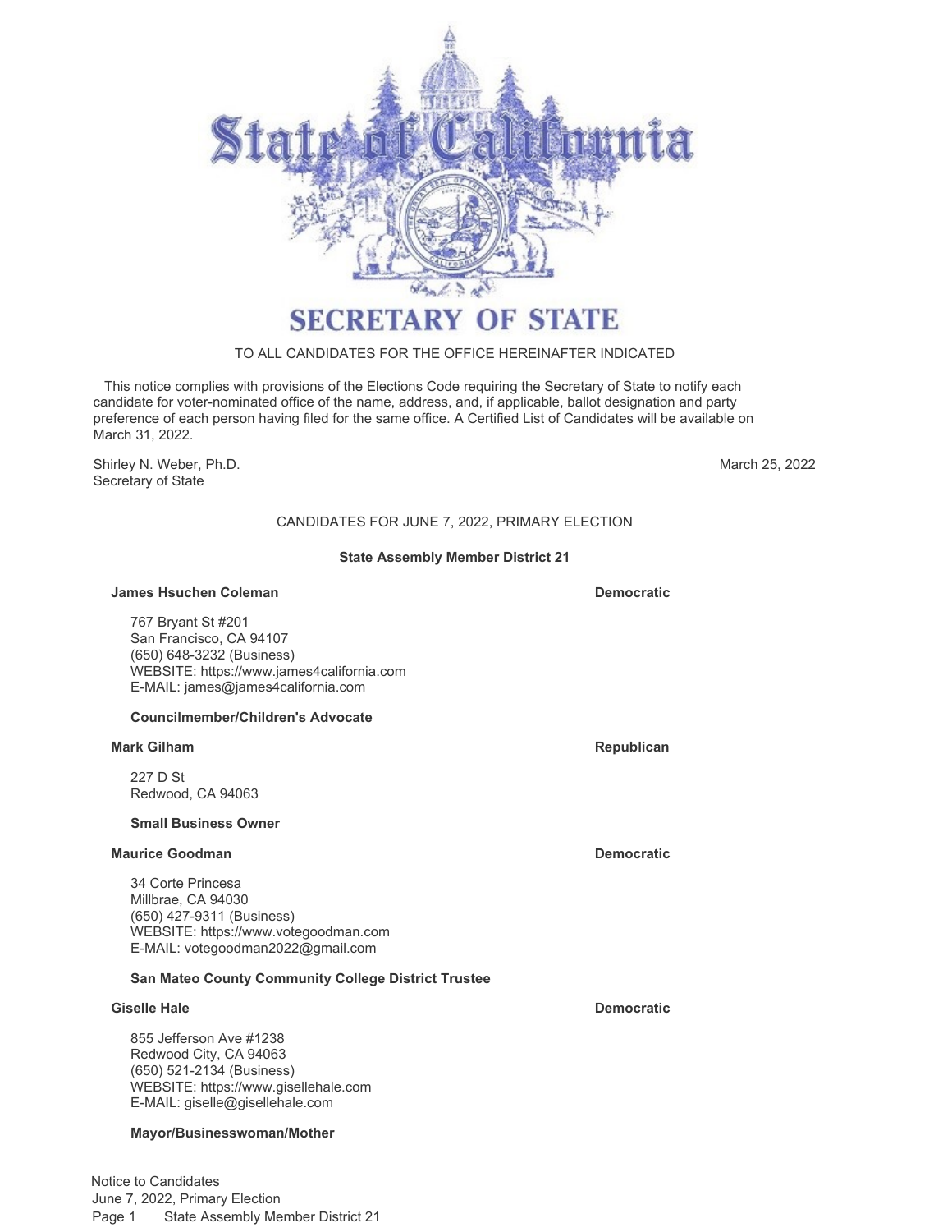# SECRETARY OF STATE

TO ALL CANDIDATES FOR THE OFFICE HEREINAFTER INDICATED

This notice complies with provisions of the Elections Code requiring the Secretary of State to notify each candidate for voter-nominated office of the name, address, and, if applicable, ballot designation and party preference of each person having filed for the same office. A Certified List of Candidates will be available on March 31, 2022.

Shirley N. Weber, Ph.D.
Secretary of State

March 25, 2022

## CANDIDATES FOR JUNE 7, 2022, PRIMARY ELECTION

### State Assembly Member District 21

**James Hsuchen Coleman** — **Democratic**

767 Bryant St #201
San Francisco, CA 94107
(650) 648-3232 (Business)
WEBSITE: https://www.james4california.com
E-MAIL: james@james4california.com

**Councilmember/Children's Advocate**

**Mark Gilham** — **Republican**

227 D St
Redwood, CA 94063

**Small Business Owner**

**Maurice Goodman** — **Democratic**

34 Corte Princesa
Millbrae, CA 94030
(650) 427-9311 (Business)
WEBSITE: https://www.votegoodman.com
E-MAIL: votegoodman2022@gmail.com

**San Mateo County Community College District Trustee**

**Giselle Hale** — **Democratic**

855 Jefferson Ave #1238
Redwood City, CA 94063
(650) 521-2134 (Business)
WEBSITE: https://www.gisellehale.com
E-MAIL: giselle@gisellehale.com

**Mayor/Businesswoman/Mother**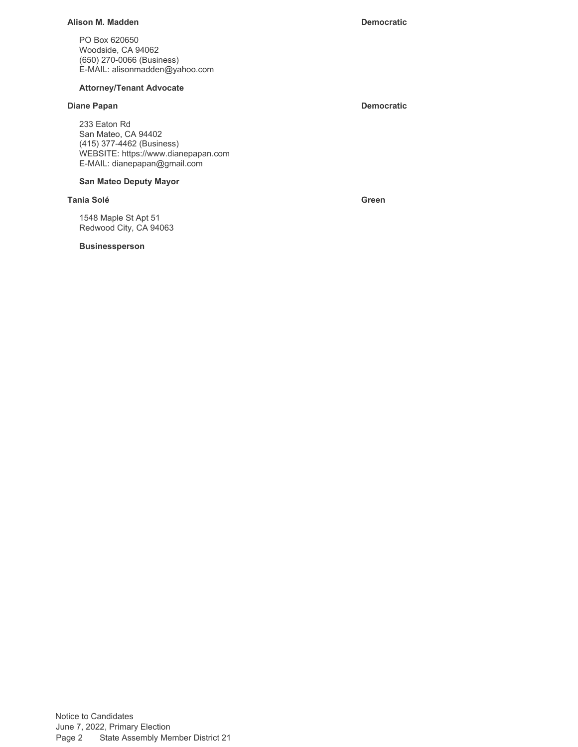**Alison M. Madden** **Democratic**

PO Box 620650
Woodside, CA 94062
(650) 270-0066 (Business)
E-MAIL: alisonmadden@yahoo.com

**Attorney/Tenant Advocate**

**Diane Papan** **Democratic**

233 Eaton Rd
San Mateo, CA 94402
(415) 377-4462 (Business)
WEBSITE: https://www.dianepapan.com
E-MAIL: dianepapan@gmail.com

**San Mateo Deputy Mayor**

**Tania Solé** **Green**

1548 Maple St Apt 51
Redwood City, CA 94063

**Businessperson**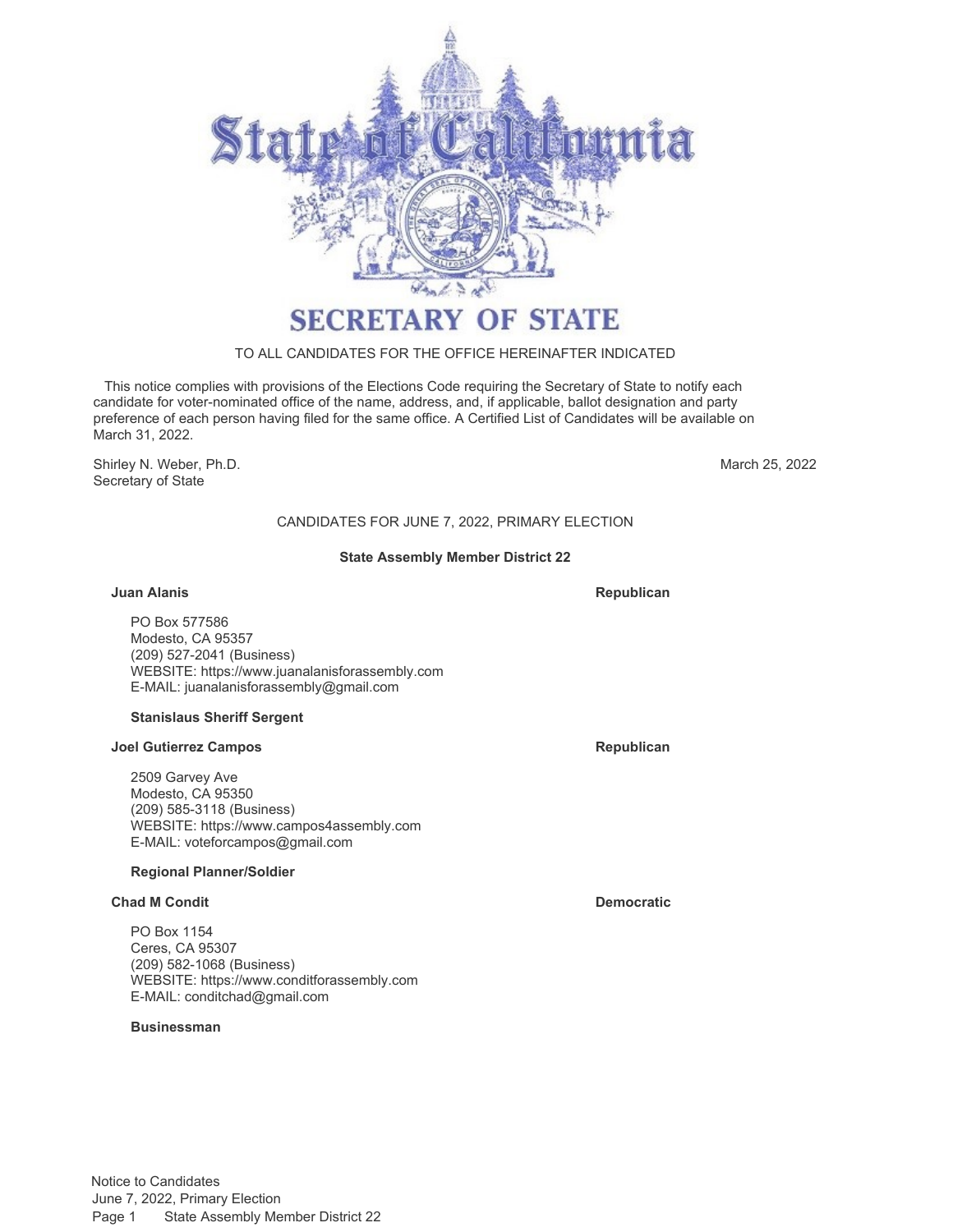# SECRETARY OF STATE

TO ALL CANDIDATES FOR THE OFFICE HEREINAFTER INDICATED

This notice complies with provisions of the Elections Code requiring the Secretary of State to notify each candidate for voter-nominated office of the name, address, and, if applicable, ballot designation and party preference of each person having filed for the same office. A Certified List of Candidates will be available on March 31, 2022.

Shirley N. Weber, Ph.D.
Secretary of State

March 25, 2022

## CANDIDATES FOR JUNE 7, 2022, PRIMARY ELECTION

### State Assembly Member District 22

**Juan Alanis** — **Republican**

PO Box 577586
Modesto, CA 95357
(209) 527-2041 (Business)
WEBSITE: https://www.juanalanisforassembly.com
E-MAIL: juanalanisforassembly@gmail.com

**Stanislaus Sheriff Sergent**

**Joel Gutierrez Campos** — **Republican**

2509 Garvey Ave
Modesto, CA 95350
(209) 585-3118 (Business)
WEBSITE: https://www.campos4assembly.com
E-MAIL: voteforcampos@gmail.com

**Regional Planner/Soldier**

**Chad M Condit** — **Democratic**

PO Box 1154
Ceres, CA 95307
(209) 582-1068 (Business)
WEBSITE: https://www.conditforassembly.com
E-MAIL: conditchad@gmail.com

**Businessman**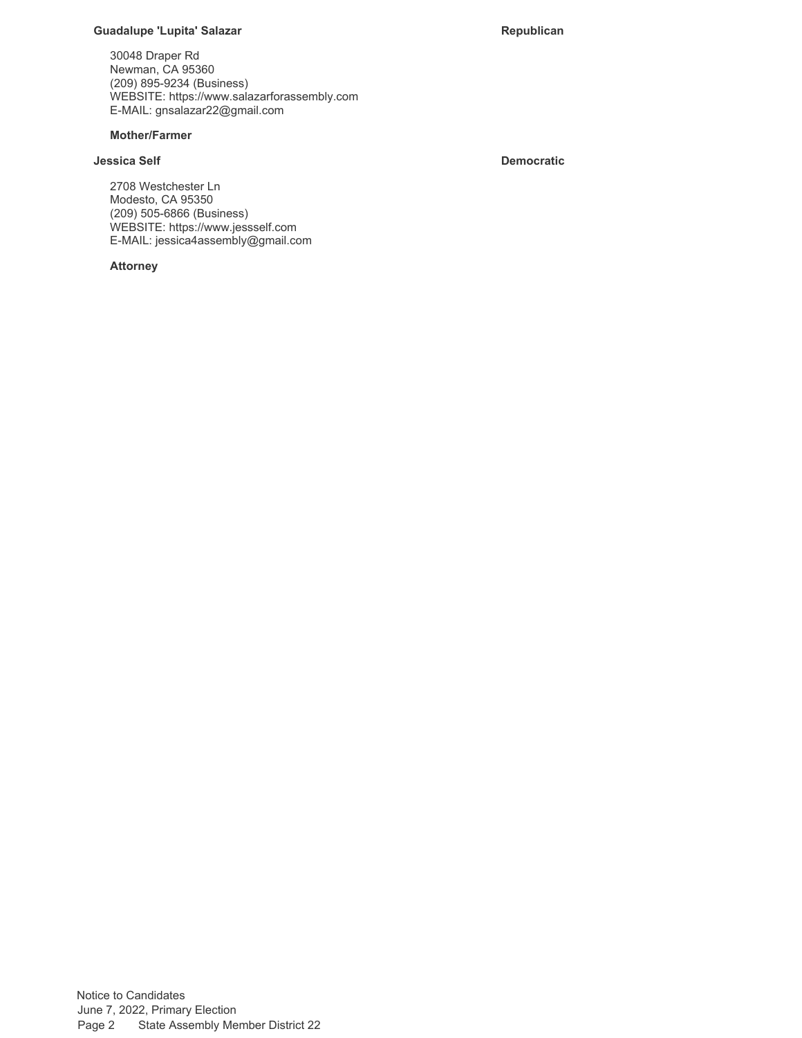**Guadalupe 'Lupita' Salazar** — **Republican**

30048 Draper Rd
Newman, CA 95360
(209) 895-9234 (Business)
WEBSITE: https://www.salazarforassembly.com
E-MAIL: gnsalazar22@gmail.com

**Mother/Farmer**

**Jessica Self** — **Democratic**

2708 Westchester Ln
Modesto, CA 95350
(209) 505-6866 (Business)
WEBSITE: https://www.jessself.com
E-MAIL: jessica4assembly@gmail.com

**Attorney**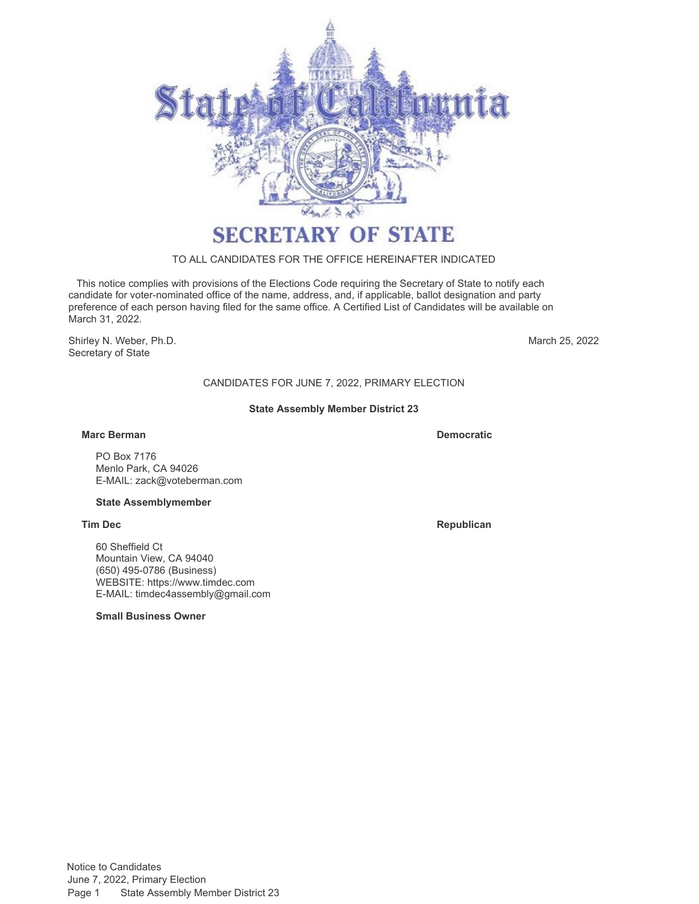# SECRETARY OF STATE

TO ALL CANDIDATES FOR THE OFFICE HEREINAFTER INDICATED

This notice complies with provisions of the Elections Code requiring the Secretary of State to notify each candidate for voter-nominated office of the name, address, and, if applicable, ballot designation and party preference of each person having filed for the same office. A Certified List of Candidates will be available on March 31, 2022.

Shirley N. Weber, Ph.D.
Secretary of State

March 25, 2022

CANDIDATES FOR JUNE 7, 2022, PRIMARY ELECTION

**State Assembly Member District 23**

**Marc Berman** — **Democratic**

PO Box 7176
Menlo Park, CA 94026
E-MAIL: zack@voteberman.com

**State Assemblymember**

**Tim Dec** — **Republican**

60 Sheffield Ct
Mountain View, CA 94040
(650) 495-0786 (Business)
WEBSITE: https://www.timdec.com
E-MAIL: timdec4assembly@gmail.com

**Small Business Owner**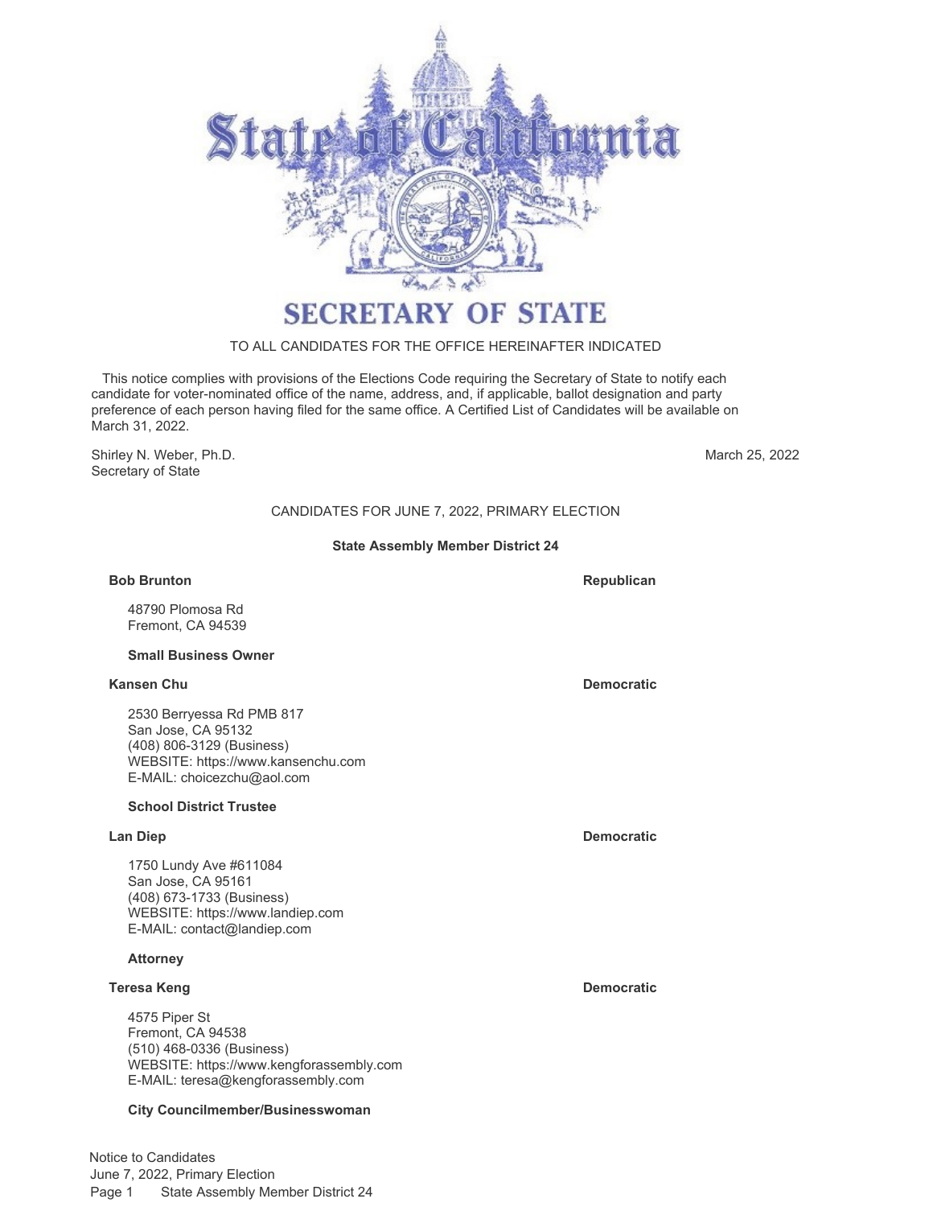# SECRETARY OF STATE

TO ALL CANDIDATES FOR THE OFFICE HEREINAFTER INDICATED

This notice complies with provisions of the Elections Code requiring the Secretary of State to notify each candidate for voter-nominated office of the name, address, and, if applicable, ballot designation and party preference of each person having filed for the same office. A Certified List of Candidates will be available on March 31, 2022.

Shirley N. Weber, Ph.D.
Secretary of State

March 25, 2022

CANDIDATES FOR JUNE 7, 2022, PRIMARY ELECTION

**State Assembly Member District 24**

**Bob Brunton** — **Republican**

48790 Plomosa Rd
Fremont, CA 94539

**Small Business Owner**

**Kansen Chu** — **Democratic**

2530 Berryessa Rd PMB 817
San Jose, CA 95132
(408) 806-3129 (Business)
WEBSITE: https://www.kansenchu.com
E-MAIL: choicezchu@aol.com

**School District Trustee**

**Lan Diep** — **Democratic**

1750 Lundy Ave #611084
San Jose, CA 95161
(408) 673-1733 (Business)
WEBSITE: https://www.landiep.com
E-MAIL: contact@landiep.com

**Attorney**

**Teresa Keng** — **Democratic**

4575 Piper St
Fremont, CA 94538
(510) 468-0336 (Business)
WEBSITE: https://www.kengforassembly.com
E-MAIL: teresa@kengforassembly.com

**City Councilmember/Businesswoman**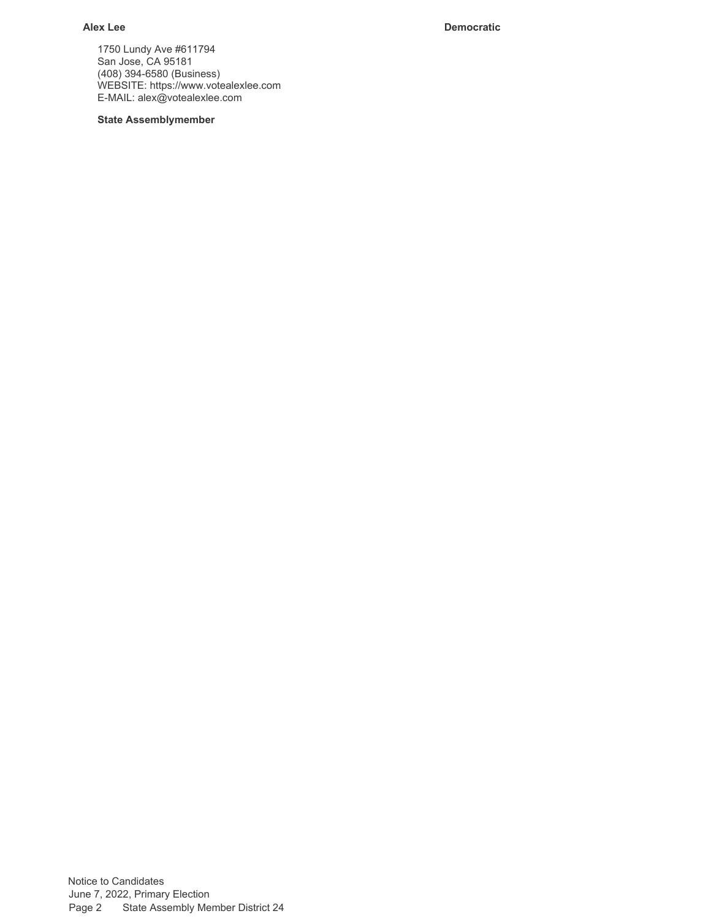**Alex Lee** **Democratic**

1750 Lundy Ave #611794
San Jose, CA 95181
(408) 394-6580 (Business)
WEBSITE: https://www.votealexlee.com
E-MAIL: alex@votealexlee.com

**State Assemblymember**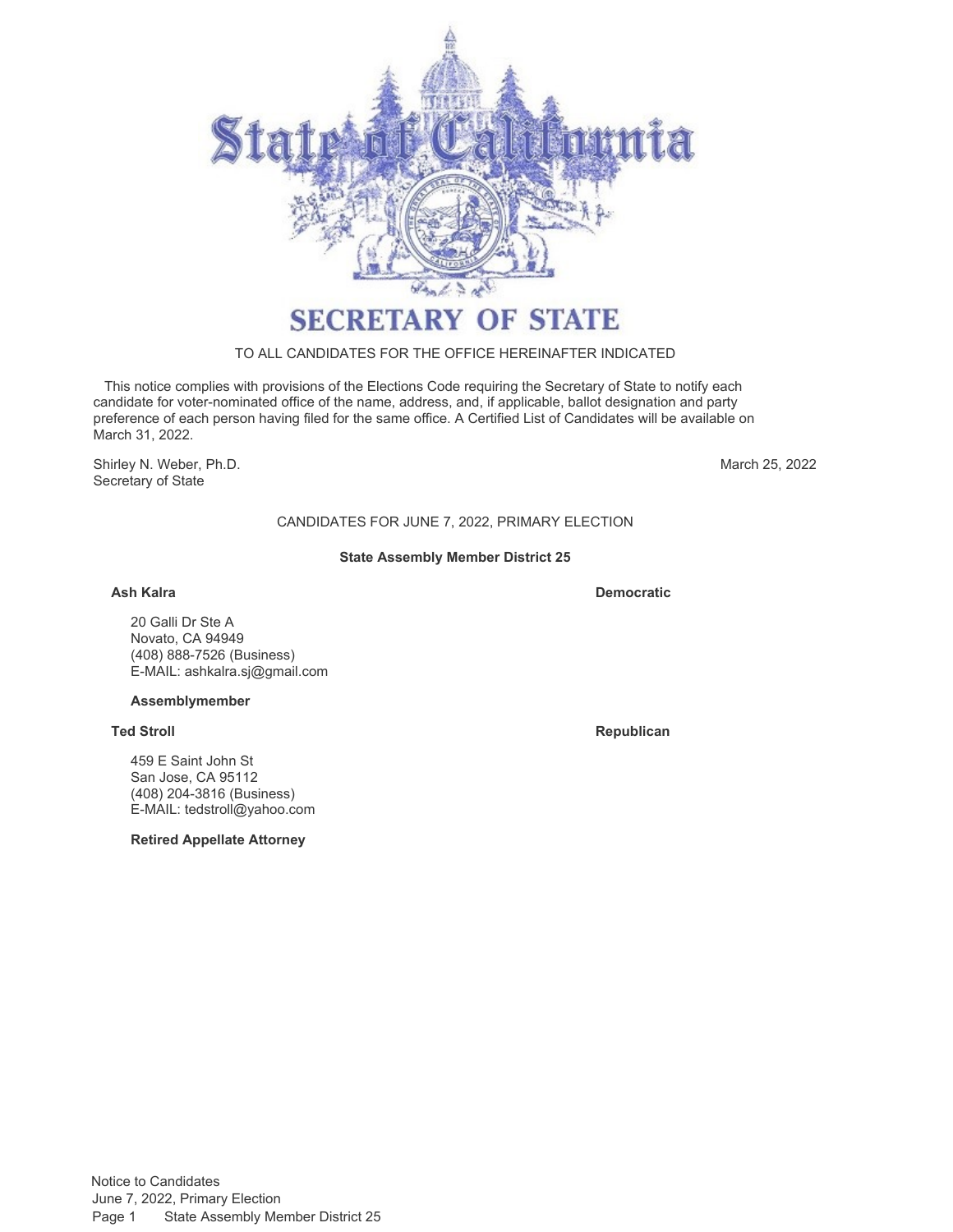# SECRETARY OF STATE

TO ALL CANDIDATES FOR THE OFFICE HEREINAFTER INDICATED

This notice complies with provisions of the Elections Code requiring the Secretary of State to notify each candidate for voter-nominated office of the name, address, and, if applicable, ballot designation and party preference of each person having filed for the same office. A Certified List of Candidates will be available on March 31, 2022.

Shirley N. Weber, Ph.D.
Secretary of State

March 25, 2022

CANDIDATES FOR JUNE 7, 2022, PRIMARY ELECTION

**State Assembly Member District 25**

**Ash Kalra** — **Democratic**

20 Galli Dr Ste A
Novato, CA 94949
(408) 888-7526 (Business)
E-MAIL: ashkalra.sj@gmail.com

**Assemblymember**

**Ted Stroll** — **Republican**

459 E Saint John St
San Jose, CA 95112
(408) 204-3816 (Business)
E-MAIL: tedstroll@yahoo.com

**Retired Appellate Attorney**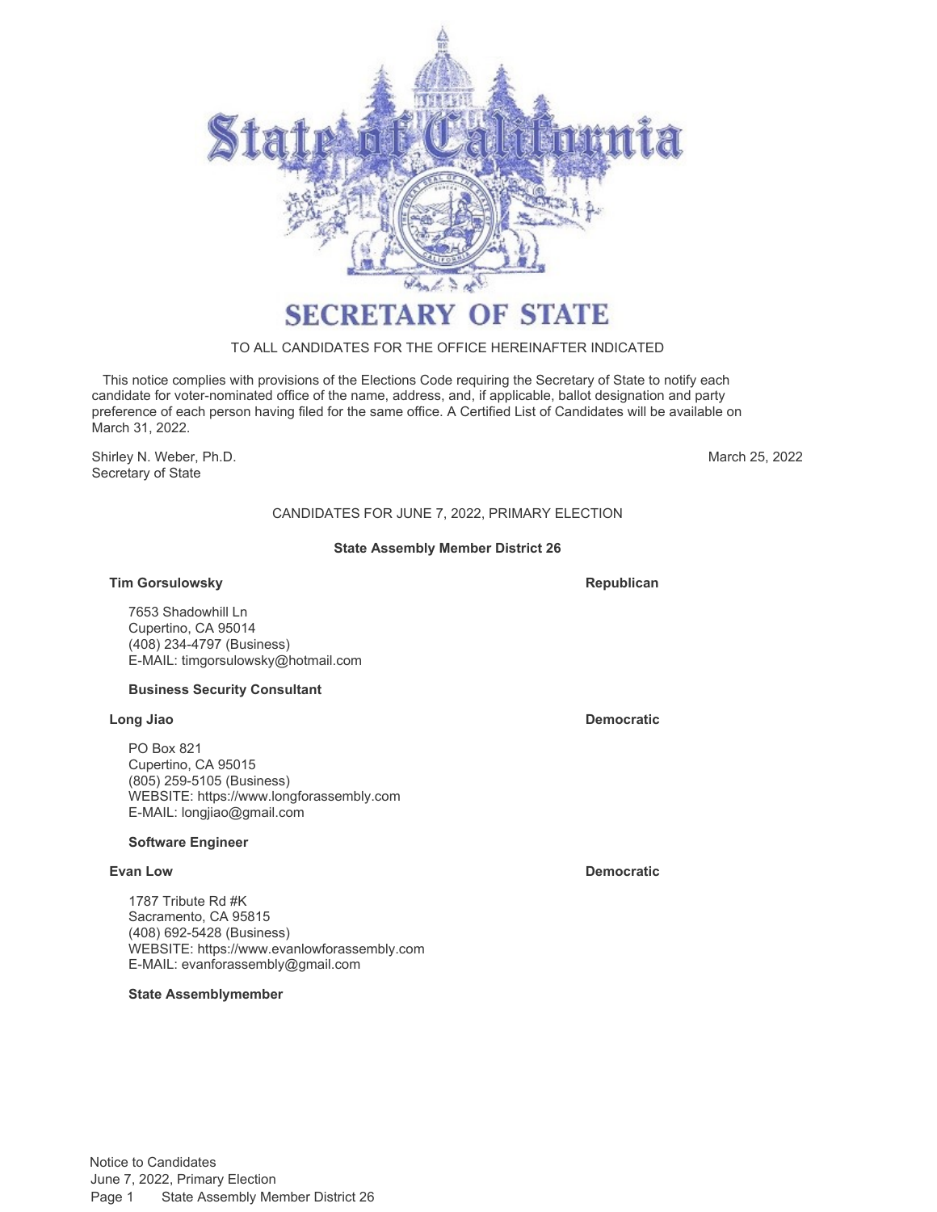# SECRETARY OF STATE

TO ALL CANDIDATES FOR THE OFFICE HEREINAFTER INDICATED

This notice complies with provisions of the Elections Code requiring the Secretary of State to notify each candidate for voter-nominated office of the name, address, and, if applicable, ballot designation and party preference of each person having filed for the same office. A Certified List of Candidates will be available on March 31, 2022.

Shirley N. Weber, Ph.D.
Secretary of State

March 25, 2022

## CANDIDATES FOR JUNE 7, 2022, PRIMARY ELECTION

### State Assembly Member District 26

**Tim Gorsulowsky** — **Republican**

7653 Shadowhill Ln
Cupertino, CA 95014
(408) 234-4797 (Business)
E-MAIL: timgorsulowsky@hotmail.com

**Business Security Consultant**

**Long Jiao** — **Democratic**

PO Box 821
Cupertino, CA 95015
(805) 259-5105 (Business)
WEBSITE: https://www.longforassembly.com
E-MAIL: longjiao@gmail.com

**Software Engineer**

**Evan Low** — **Democratic**

1787 Tribute Rd #K
Sacramento, CA 95815
(408) 692-5428 (Business)
WEBSITE: https://www.evanlowforassembly.com
E-MAIL: evanforassembly@gmail.com

**State Assemblymember**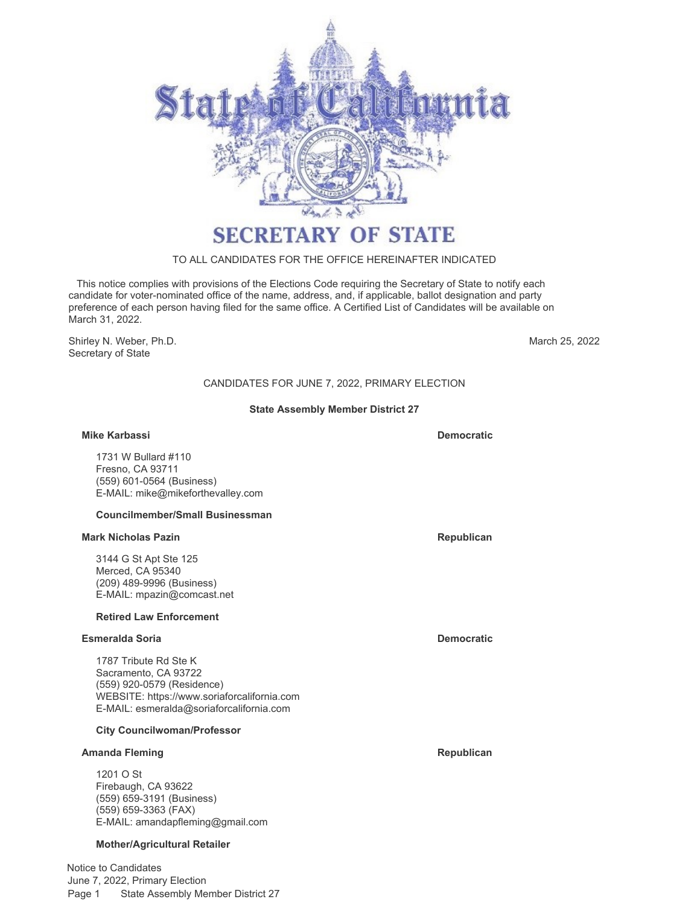# SECRETARY OF STATE

TO ALL CANDIDATES FOR THE OFFICE HEREINAFTER INDICATED

This notice complies with provisions of the Elections Code requiring the Secretary of State to notify each candidate for voter-nominated office of the name, address, and, if applicable, ballot designation and party preference of each person having filed for the same office. A Certified List of Candidates will be available on March 31, 2022.

Shirley N. Weber, Ph.D.
Secretary of State

March 25, 2022

CANDIDATES FOR JUNE 7, 2022, PRIMARY ELECTION

## State Assembly Member District 27

**Mike Karbassi** — **Democratic**

1731 W Bullard #110
Fresno, CA 93711
(559) 601-0564 (Business)
E-MAIL: mike@mikeforthevalley.com

**Councilmember/Small Businessman**

**Mark Nicholas Pazin** — **Republican**

3144 G St Apt Ste 125
Merced, CA 95340
(209) 489-9996 (Business)
E-MAIL: mpazin@comcast.net

**Retired Law Enforcement**

**Esmeralda Soria** — **Democratic**

1787 Tribute Rd Ste K
Sacramento, CA 93722
(559) 920-0579 (Residence)
WEBSITE: https://www.soriaforcalifornia.com
E-MAIL: esmeralda@soriaforcalifornia.com

**City Councilwoman/Professor**

**Amanda Fleming** — **Republican**

1201 O St
Firebaugh, CA 93622
(559) 659-3191 (Business)
(559) 659-3363 (FAX)
E-MAIL: amandapfleming@gmail.com

**Mother/Agricultural Retailer**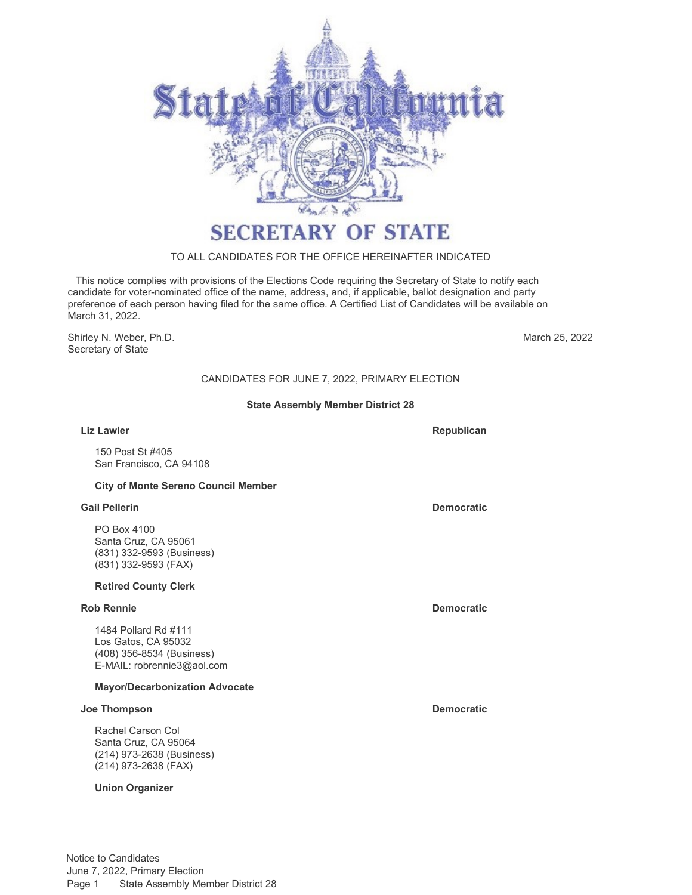# State of California

## SECRETARY OF STATE

TO ALL CANDIDATES FOR THE OFFICE HEREINAFTER INDICATED

This notice complies with provisions of the Elections Code requiring the Secretary of State to notify each candidate for voter-nominated office of the name, address, and, if applicable, ballot designation and party preference of each person having filed for the same office. A Certified List of Candidates will be available on March 31, 2022.

Shirley N. Weber, Ph.D.
Secretary of State

March 25, 2022

CANDIDATES FOR JUNE 7, 2022, PRIMARY ELECTION

### State Assembly Member District 28

**Liz Lawler** — **Republican**

150 Post St #405
San Francisco, CA 94108

**City of Monte Sereno Council Member**

**Gail Pellerin** — **Democratic**

PO Box 4100
Santa Cruz, CA 95061
(831) 332-9593 (Business)
(831) 332-9593 (FAX)

**Retired County Clerk**

**Rob Rennie** — **Democratic**

1484 Pollard Rd #111
Los Gatos, CA 95032
(408) 356-8534 (Business)
E-MAIL: robrennie3@aol.com

**Mayor/Decarbonization Advocate**

**Joe Thompson** — **Democratic**

Rachel Carson Col
Santa Cruz, CA 95064
(214) 973-2638 (Business)
(214) 973-2638 (FAX)

**Union Organizer**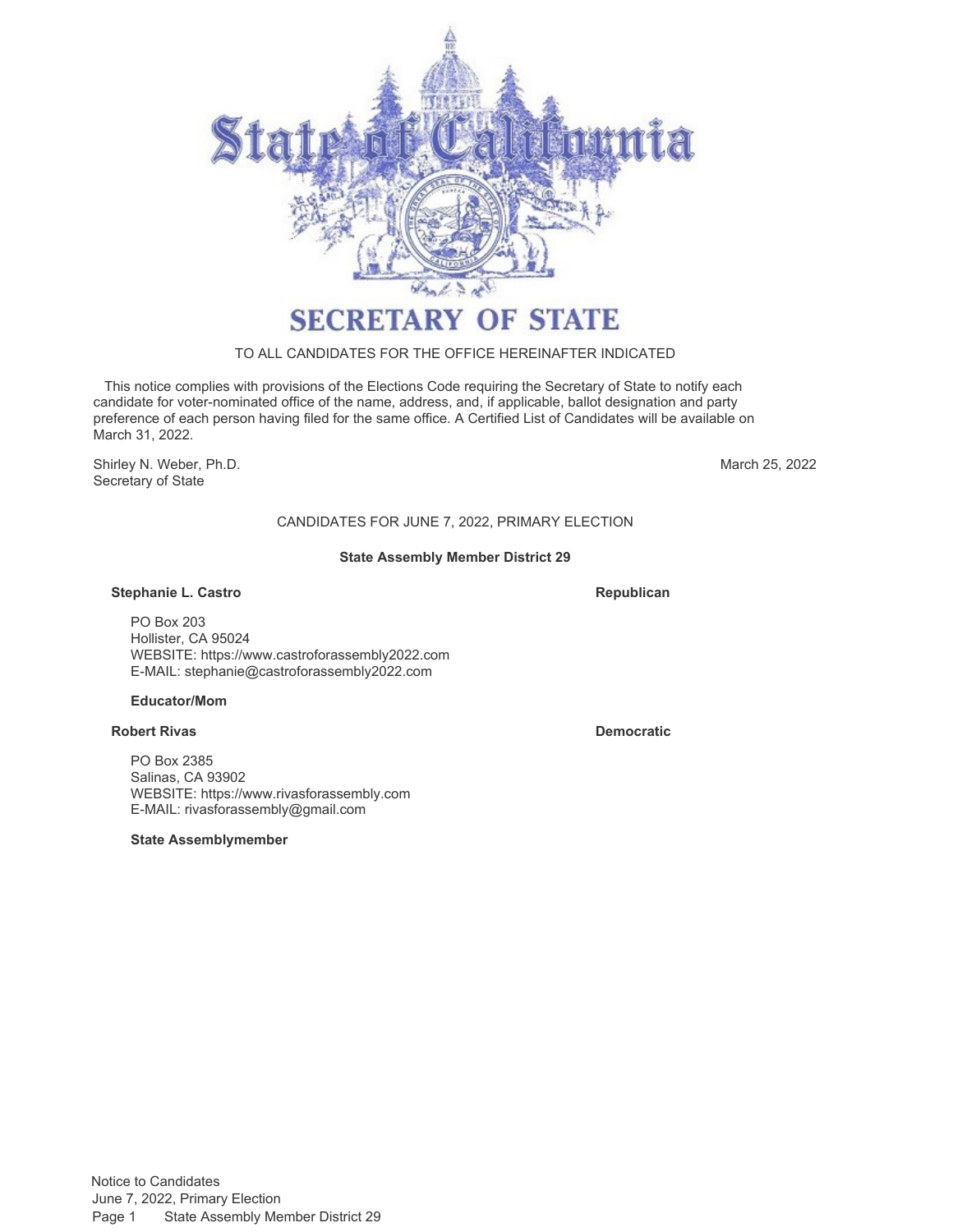# SECRETARY OF STATE

TO ALL CANDIDATES FOR THE OFFICE HEREINAFTER INDICATED

This notice complies with provisions of the Elections Code requiring the Secretary of State to notify each candidate for voter-nominated office of the name, address, and, if applicable, ballot designation and party preference of each person having filed for the same office. A Certified List of Candidates will be available on March 31, 2022.

Shirley N. Weber, Ph.D.
Secretary of State

March 25, 2022

CANDIDATES FOR JUNE 7, 2022, PRIMARY ELECTION

**State Assembly Member District 29**

**Stephanie L. Castro** — **Republican**

PO Box 203
Hollister, CA 95024
WEBSITE: https://www.castroforassembly2022.com
E-MAIL: stephanie@castroforassembly2022.com

**Educator/Mom**

**Robert Rivas** — **Democratic**

PO Box 2385
Salinas, CA 93902
WEBSITE: https://www.rivasforassembly.com
E-MAIL: rivasforassembly@gmail.com

**State Assemblymember**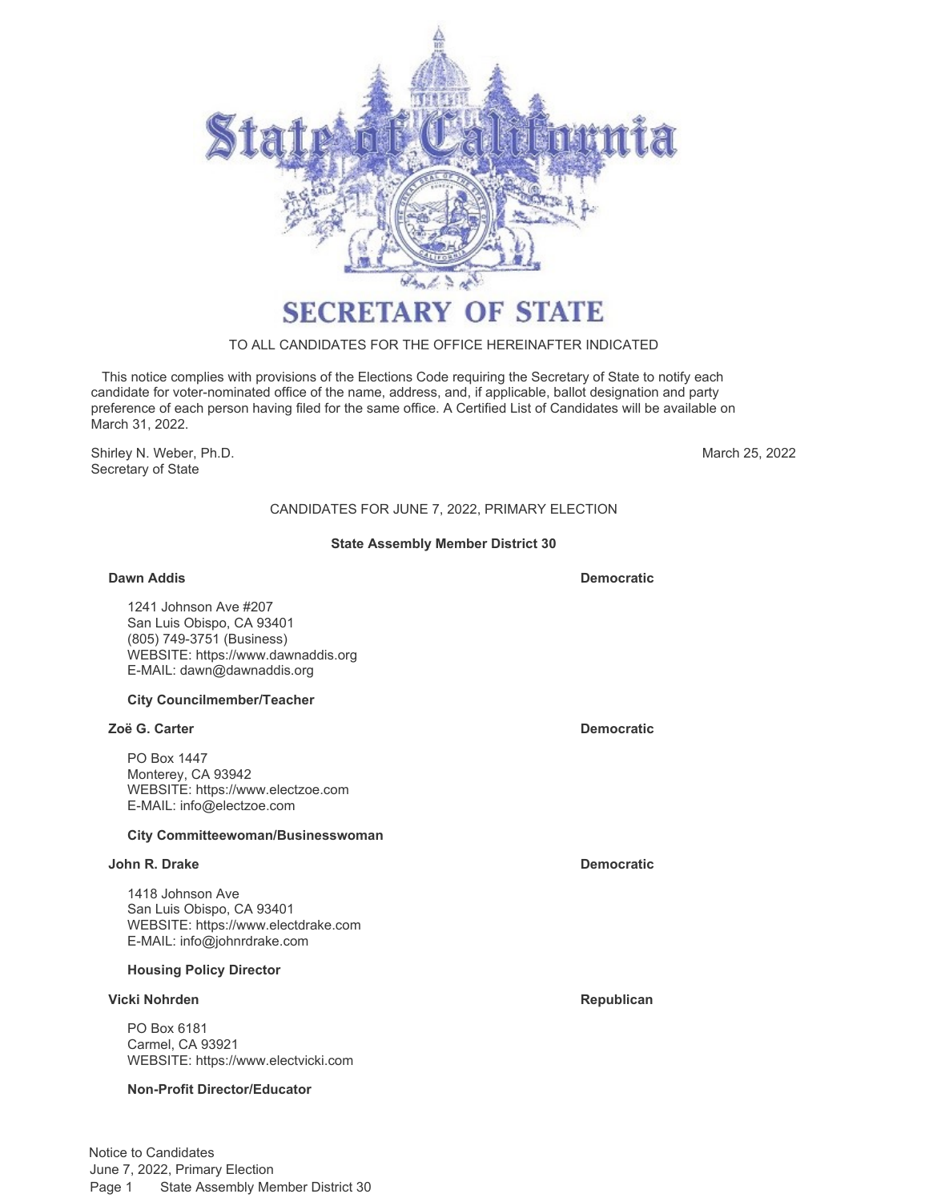# SECRETARY OF STATE

TO ALL CANDIDATES FOR THE OFFICE HEREINAFTER INDICATED

This notice complies with provisions of the Elections Code requiring the Secretary of State to notify each candidate for voter-nominated office of the name, address, and, if applicable, ballot designation and party preference of each person having filed for the same office. A Certified List of Candidates will be available on March 31, 2022.

Shirley N. Weber, Ph.D.
Secretary of State

March 25, 2022

## CANDIDATES FOR JUNE 7, 2022, PRIMARY ELECTION

### State Assembly Member District 30

**Dawn Addis** — **Democratic**

1241 Johnson Ave #207
San Luis Obispo, CA 93401
(805) 749-3751 (Business)
WEBSITE: https://www.dawnaddis.org
E-MAIL: dawn@dawnaddis.org

**City Councilmember/Teacher**

**Zoë G. Carter** — **Democratic**

PO Box 1447
Monterey, CA 93942
WEBSITE: https://www.electzoe.com
E-MAIL: info@electzoe.com

**City Committeewoman/Businesswoman**

**John R. Drake** — **Democratic**

1418 Johnson Ave
San Luis Obispo, CA 93401
WEBSITE: https://www.electdrake.com
E-MAIL: info@johnrdrake.com

**Housing Policy Director**

**Vicki Nohrden** — **Republican**

PO Box 6181
Carmel, CA 93921
WEBSITE: https://www.electvicki.com

**Non-Profit Director/Educator**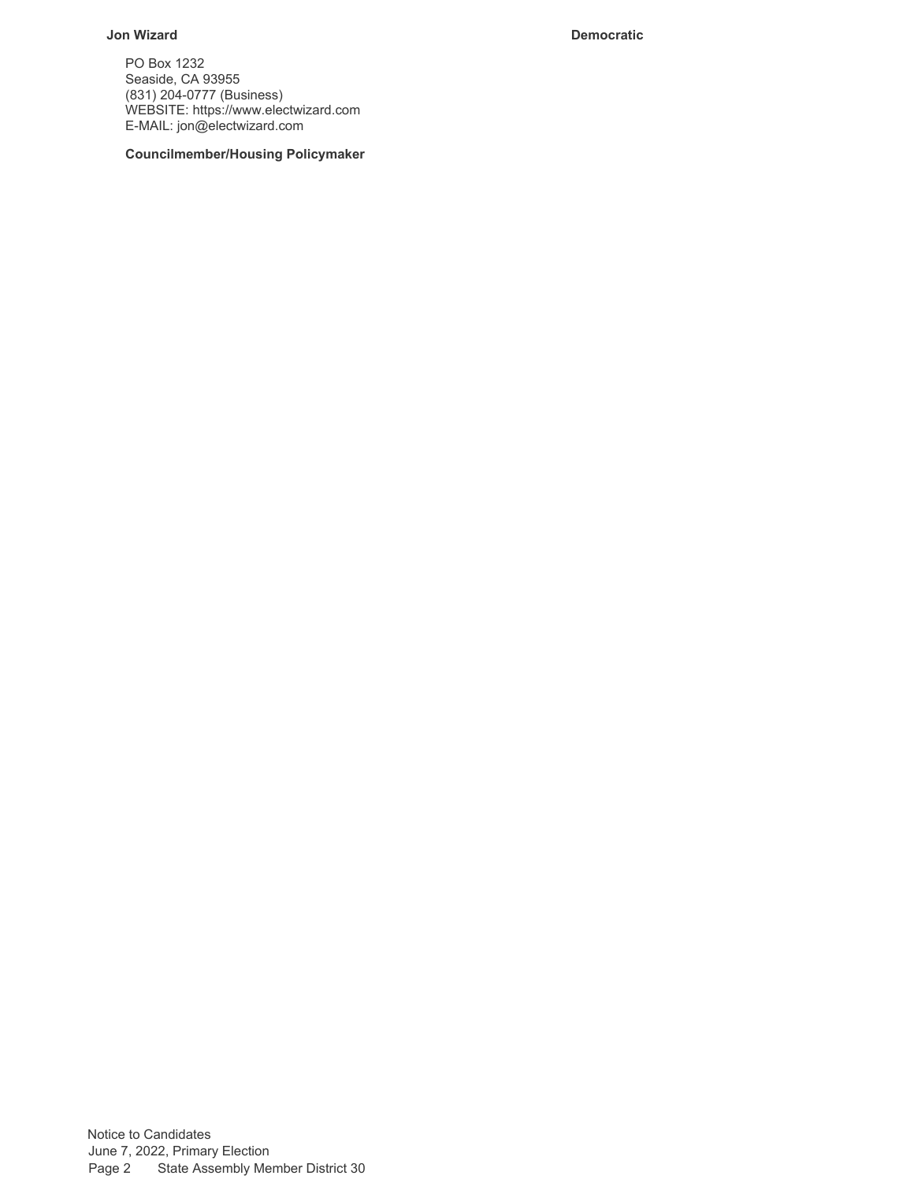**Jon Wizard** **Democratic**

PO Box 1232
Seaside, CA 93955
(831) 204-0777 (Business)
WEBSITE: https://www.electwizard.com
E-MAIL: jon@electwizard.com

**Councilmember/Housing Policymaker**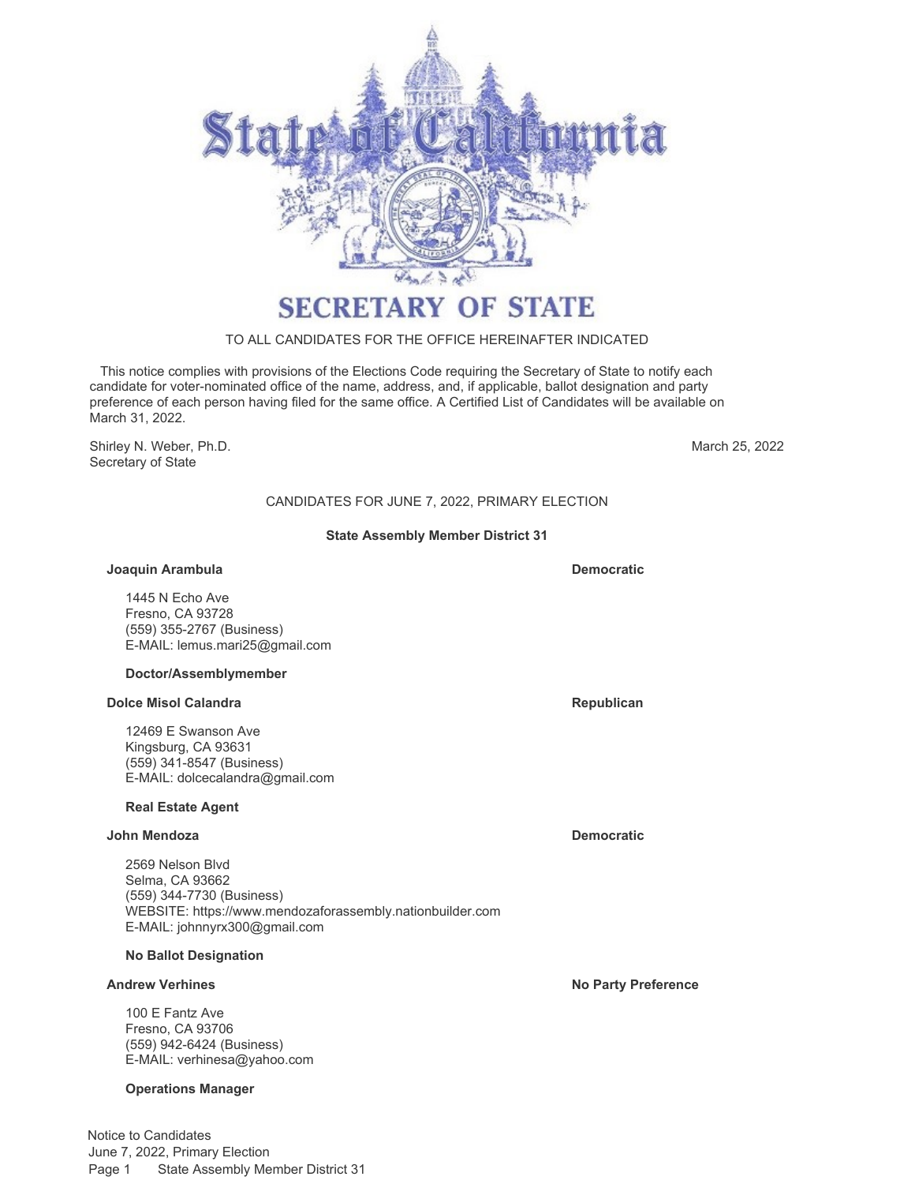# State of California

## SECRETARY OF STATE

TO ALL CANDIDATES FOR THE OFFICE HEREINAFTER INDICATED

This notice complies with provisions of the Elections Code requiring the Secretary of State to notify each candidate for voter-nominated office of the name, address, and, if applicable, ballot designation and party preference of each person having filed for the same office. A Certified List of Candidates will be available on March 31, 2022.

Shirley N. Weber, Ph.D.
Secretary of State

March 25, 2022

CANDIDATES FOR JUNE 7, 2022, PRIMARY ELECTION

### State Assembly Member District 31

**Joaquin Arambula** — **Democratic**

1445 N Echo Ave
Fresno, CA 93728
(559) 355-2767 (Business)
E-MAIL: lemus.mari25@gmail.com

**Doctor/Assemblymember**

**Dolce Misol Calandra** — **Republican**

12469 E Swanson Ave
Kingsburg, CA 93631
(559) 341-8547 (Business)
E-MAIL: dolcecalandra@gmail.com

**Real Estate Agent**

**John Mendoza** — **Democratic**

2569 Nelson Blvd
Selma, CA 93662
(559) 344-7730 (Business)
WEBSITE: https://www.mendozaforassembly.nationbuilder.com
E-MAIL: johnnyrx300@gmail.com

**No Ballot Designation**

**Andrew Verhines** — **No Party Preference**

100 E Fantz Ave
Fresno, CA 93706
(559) 942-6424 (Business)
E-MAIL: verhinesa@yahoo.com

**Operations Manager**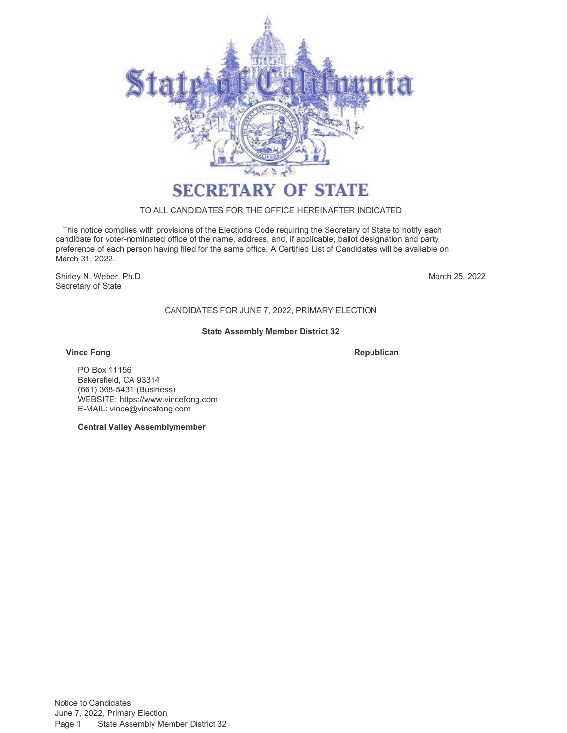# SECRETARY OF STATE

TO ALL CANDIDATES FOR THE OFFICE HEREINAFTER INDICATED

This notice complies with provisions of the Elections Code requiring the Secretary of State to notify each candidate for voter-nominated office of the name, address, and, if applicable, ballot designation and party preference of each person having filed for the same office. A Certified List of Candidates will be available on March 31, 2022.

Shirley N. Weber, Ph.D.
Secretary of State

March 25, 2022

CANDIDATES FOR JUNE 7, 2022, PRIMARY ELECTION

### State Assembly Member District 32

**Vince Fong** **Republican**

PO Box 11156
Bakersfield, CA 93314
(661) 368-5431 (Business)
WEBSITE: https://www.vincefong.com
E-MAIL: vince@vincefong.com

**Central Valley Assemblymember**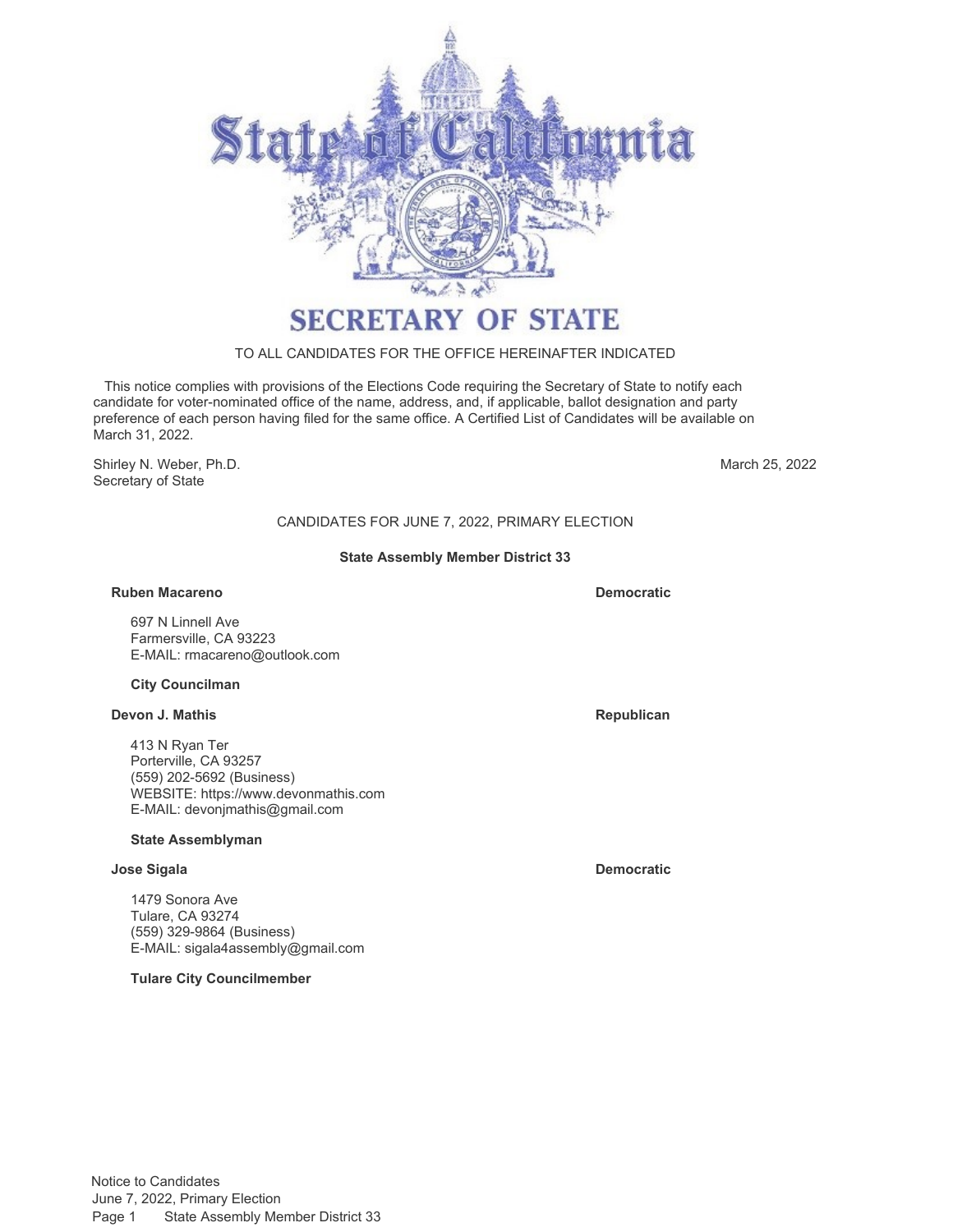# State of California

## SECRETARY OF STATE

TO ALL CANDIDATES FOR THE OFFICE HEREINAFTER INDICATED

This notice complies with provisions of the Elections Code requiring the Secretary of State to notify each candidate for voter-nominated office of the name, address, and, if applicable, ballot designation and party preference of each person having filed for the same office. A Certified List of Candidates will be available on March 31, 2022.

Shirley N. Weber, Ph.D.
Secretary of State

March 25, 2022

CANDIDATES FOR JUNE 7, 2022, PRIMARY ELECTION

### State Assembly Member District 33

**Ruben Macareno** — **Democratic**

697 N Linnell Ave
Farmersville, CA 93223
E-MAIL: rmacareno@outlook.com

**City Councilman**

**Devon J. Mathis** — **Republican**

413 N Ryan Ter
Porterville, CA 93257
(559) 202-5692 (Business)
WEBSITE: https://www.devonmathis.com
E-MAIL: devonjmathis@gmail.com

**State Assemblyman**

**Jose Sigala** — **Democratic**

1479 Sonora Ave
Tulare, CA 93274
(559) 329-9864 (Business)
E-MAIL: sigala4assembly@gmail.com

**Tulare City Councilmember**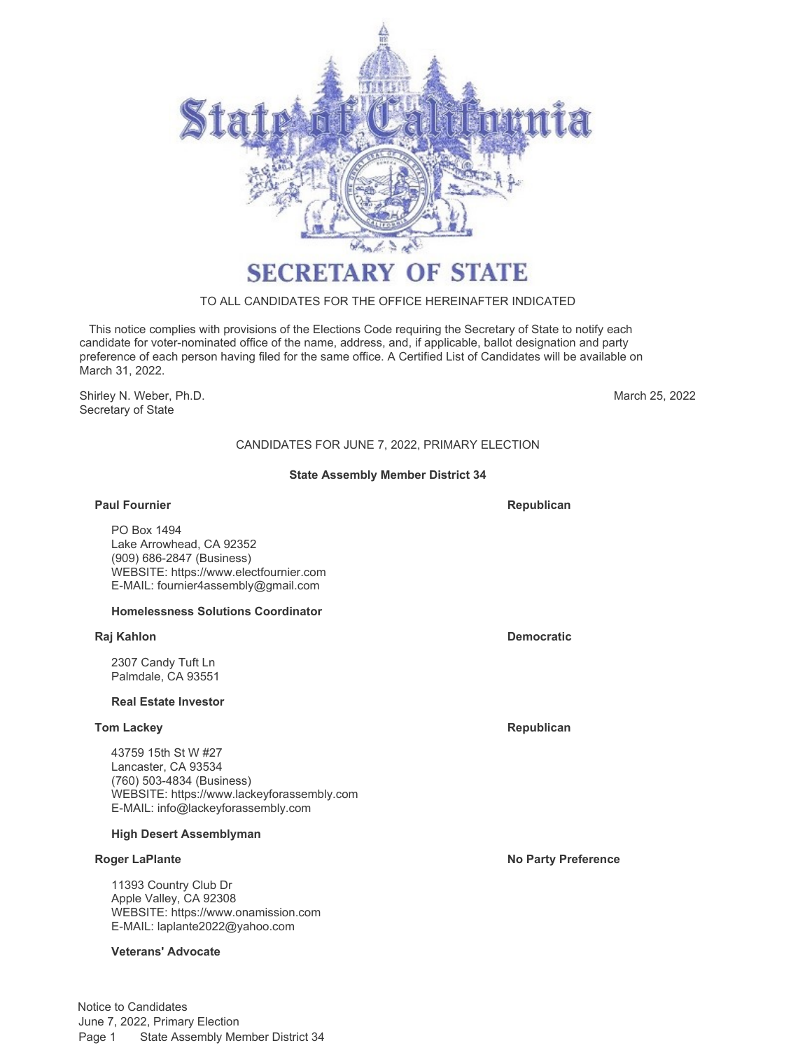# SECRETARY OF STATE

TO ALL CANDIDATES FOR THE OFFICE HEREINAFTER INDICATED

This notice complies with provisions of the Elections Code requiring the Secretary of State to notify each candidate for voter-nominated office of the name, address, and, if applicable, ballot designation and party preference of each person having filed for the same office. A Certified List of Candidates will be available on March 31, 2022.

Shirley N. Weber, Ph.D.
Secretary of State

March 25, 2022

CANDIDATES FOR JUNE 7, 2022, PRIMARY ELECTION

## State Assembly Member District 34

**Paul Fournier** — **Republican**

PO Box 1494
Lake Arrowhead, CA 92352
(909) 686-2847 (Business)
WEBSITE: https://www.electfournier.com
E-MAIL: fournier4assembly@gmail.com

**Homelessness Solutions Coordinator**

**Raj Kahlon** — **Democratic**

2307 Candy Tuft Ln
Palmdale, CA 93551

**Real Estate Investor**

**Tom Lackey** — **Republican**

43759 15th St W #27
Lancaster, CA 93534
(760) 503-4834 (Business)
WEBSITE: https://www.lackeyforassembly.com
E-MAIL: info@lackeyforassembly.com

**High Desert Assemblyman**

**Roger LaPlante** — **No Party Preference**

11393 Country Club Dr
Apple Valley, CA 92308
WEBSITE: https://www.onamission.com
E-MAIL: laplante2022@yahoo.com

**Veterans' Advocate**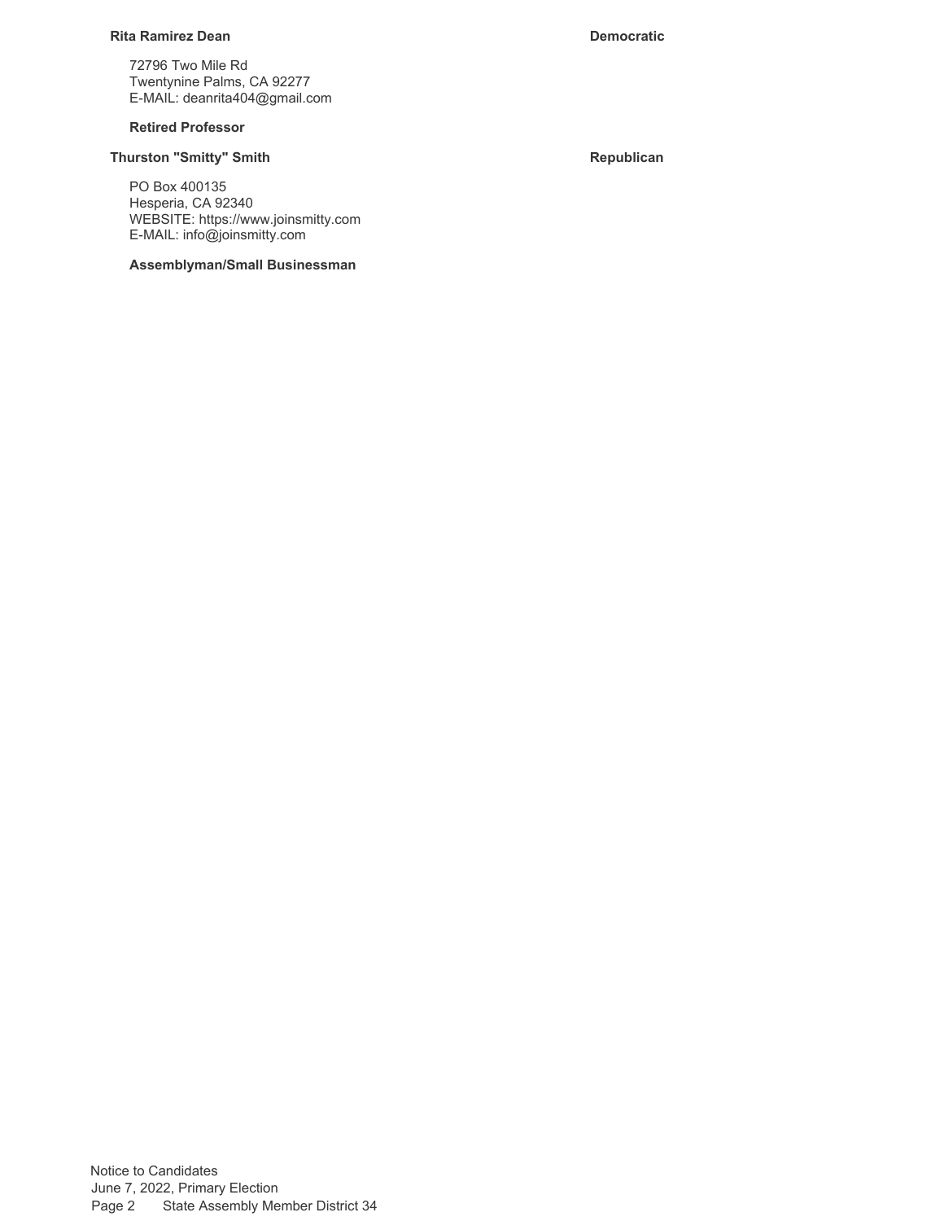**Rita Ramirez Dean** **Democratic**

72796 Two Mile Rd
Twentynine Palms, CA 92277
E-MAIL: deanrita404@gmail.com

**Retired Professor**

**Thurston "Smitty" Smith** **Republican**

PO Box 400135
Hesperia, CA 92340
WEBSITE: https://www.joinsmitty.com
E-MAIL: info@joinsmitty.com

**Assemblyman/Small Businessman**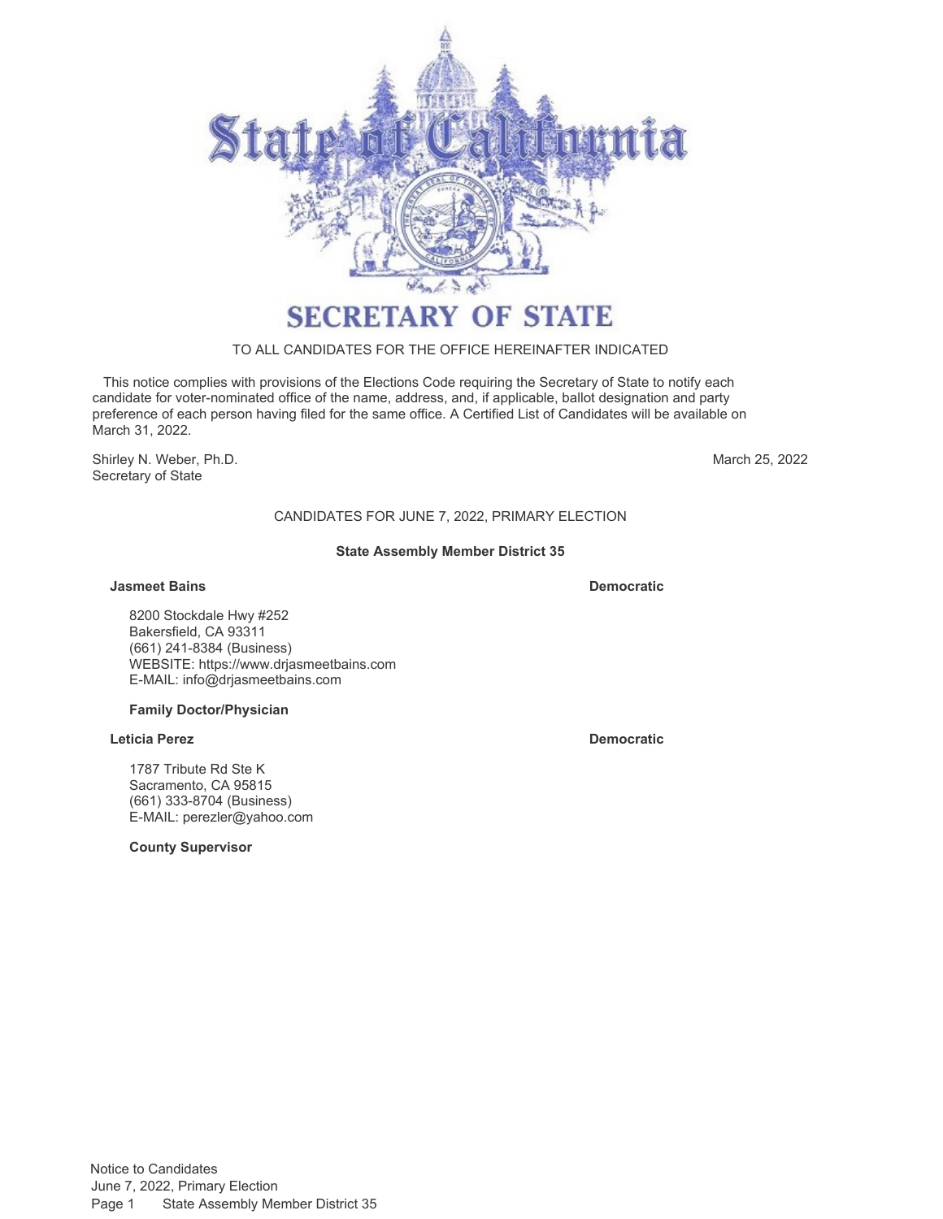# SECRETARY OF STATE

TO ALL CANDIDATES FOR THE OFFICE HEREINAFTER INDICATED

This notice complies with provisions of the Elections Code requiring the Secretary of State to notify each candidate for voter-nominated office of the name, address, and, if applicable, ballot designation and party preference of each person having filed for the same office. A Certified List of Candidates will be available on March 31, 2022.

Shirley N. Weber, Ph.D.
Secretary of State

March 25, 2022

## CANDIDATES FOR JUNE 7, 2022, PRIMARY ELECTION

### State Assembly Member District 35

**Jasmeet Bains** — **Democratic**

8200 Stockdale Hwy #252
Bakersfield, CA 93311
(661) 241-8384 (Business)
WEBSITE: https://www.drjasmeetbains.com
E-MAIL: info@drjasmeetbains.com

**Family Doctor/Physician**

**Leticia Perez** — **Democratic**

1787 Tribute Rd Ste K
Sacramento, CA 95815
(661) 333-8704 (Business)
E-MAIL: perezler@yahoo.com

**County Supervisor**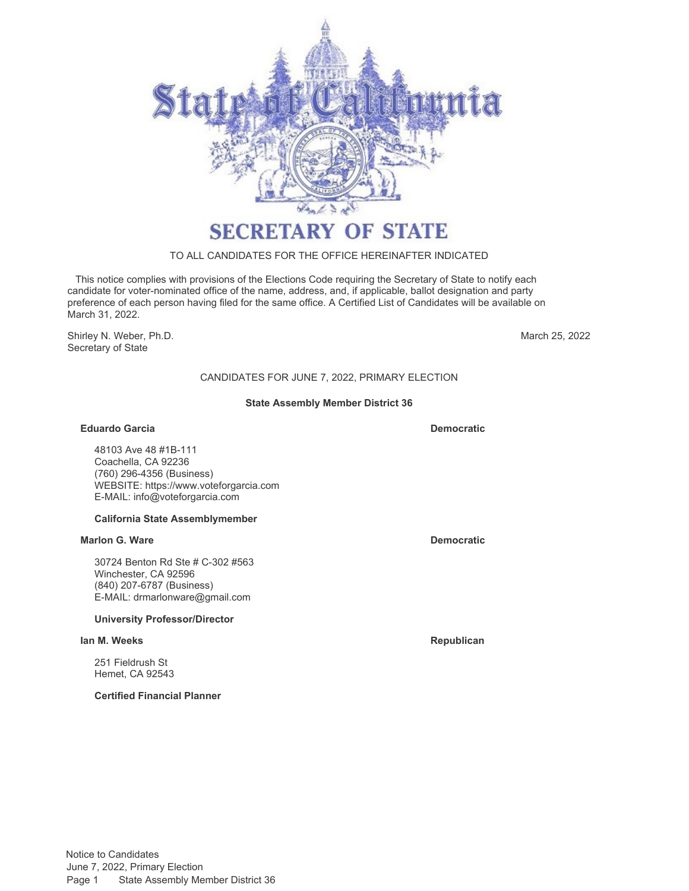# SECRETARY OF STATE

TO ALL CANDIDATES FOR THE OFFICE HEREINAFTER INDICATED

This notice complies with provisions of the Elections Code requiring the Secretary of State to notify each candidate for voter-nominated office of the name, address, and, if applicable, ballot designation and party preference of each person having filed for the same office. A Certified List of Candidates will be available on March 31, 2022.

Shirley N. Weber, Ph.D.
Secretary of State

March 25, 2022

CANDIDATES FOR JUNE 7, 2022, PRIMARY ELECTION

## State Assembly Member District 36

**Eduardo Garcia** — **Democratic**

48103 Ave 48 #1B-111
Coachella, CA 92236
(760) 296-4356 (Business)
WEBSITE: https://www.voteforgarcia.com
E-MAIL: info@voteforgarcia.com

**California State Assemblymember**

**Marlon G. Ware** — **Democratic**

30724 Benton Rd Ste # C-302 #563
Winchester, CA 92596
(840) 207-6787 (Business)
E-MAIL: drmarlonware@gmail.com

**University Professor/Director**

**Ian M. Weeks** — **Republican**

251 Fieldrush St
Hemet, CA 92543

**Certified Financial Planner**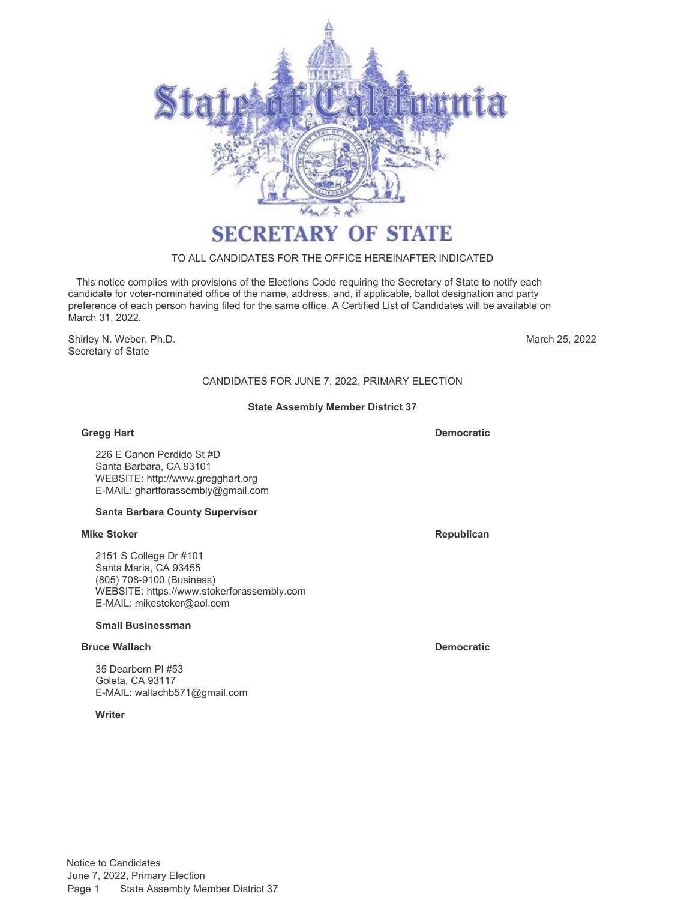# SECRETARY OF STATE

TO ALL CANDIDATES FOR THE OFFICE HEREINAFTER INDICATED

This notice complies with provisions of the Elections Code requiring the Secretary of State to notify each candidate for voter-nominated office of the name, address, and, if applicable, ballot designation and party preference of each person having filed for the same office. A Certified List of Candidates will be available on March 31, 2022.

Shirley N. Weber, Ph.D.
Secretary of State

March 25, 2022

## CANDIDATES FOR JUNE 7, 2022, PRIMARY ELECTION

### State Assembly Member District 37

**Gregg Hart** — **Democratic**

226 E Canon Perdido St #D
Santa Barbara, CA 93101
WEBSITE: http://www.gregghart.org
E-MAIL: ghartforassembly@gmail.com

**Santa Barbara County Supervisor**

**Mike Stoker** — **Republican**

2151 S College Dr #101
Santa Maria, CA 93455
(805) 708-9100 (Business)
WEBSITE: https://www.stokerforassembly.com
E-MAIL: mikestoker@aol.com

**Small Businessman**

**Bruce Wallach** — **Democratic**

35 Dearborn Pl #53
Goleta, CA 93117
E-MAIL: wallachb571@gmail.com

**Writer**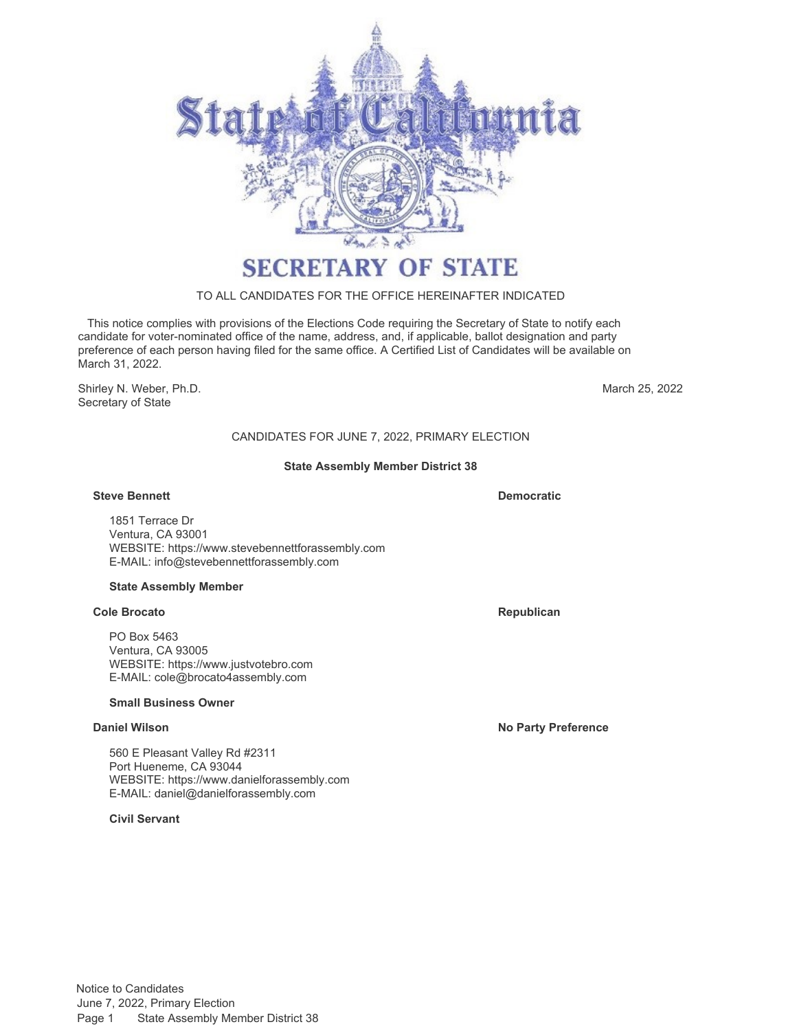# SECRETARY OF STATE

TO ALL CANDIDATES FOR THE OFFICE HEREINAFTER INDICATED

This notice complies with provisions of the Elections Code requiring the Secretary of State to notify each candidate for voter-nominated office of the name, address, and, if applicable, ballot designation and party preference of each person having filed for the same office. A Certified List of Candidates will be available on March 31, 2022.

Shirley N. Weber, Ph.D.
Secretary of State

March 25, 2022

## CANDIDATES FOR JUNE 7, 2022, PRIMARY ELECTION

### State Assembly Member District 38

**Steve Bennett** — **Democratic**

1851 Terrace Dr
Ventura, CA 93001
WEBSITE: https://www.stevebennettforassembly.com
E-MAIL: info@stevebennettforassembly.com

**State Assembly Member**

**Cole Brocato** — **Republican**

PO Box 5463
Ventura, CA 93005
WEBSITE: https://www.justvotebro.com
E-MAIL: cole@brocato4assembly.com

**Small Business Owner**

**Daniel Wilson** — **No Party Preference**

560 E Pleasant Valley Rd #2311
Port Hueneme, CA 93044
WEBSITE: https://www.danielforassembly.com
E-MAIL: daniel@danielforassembly.com

**Civil Servant**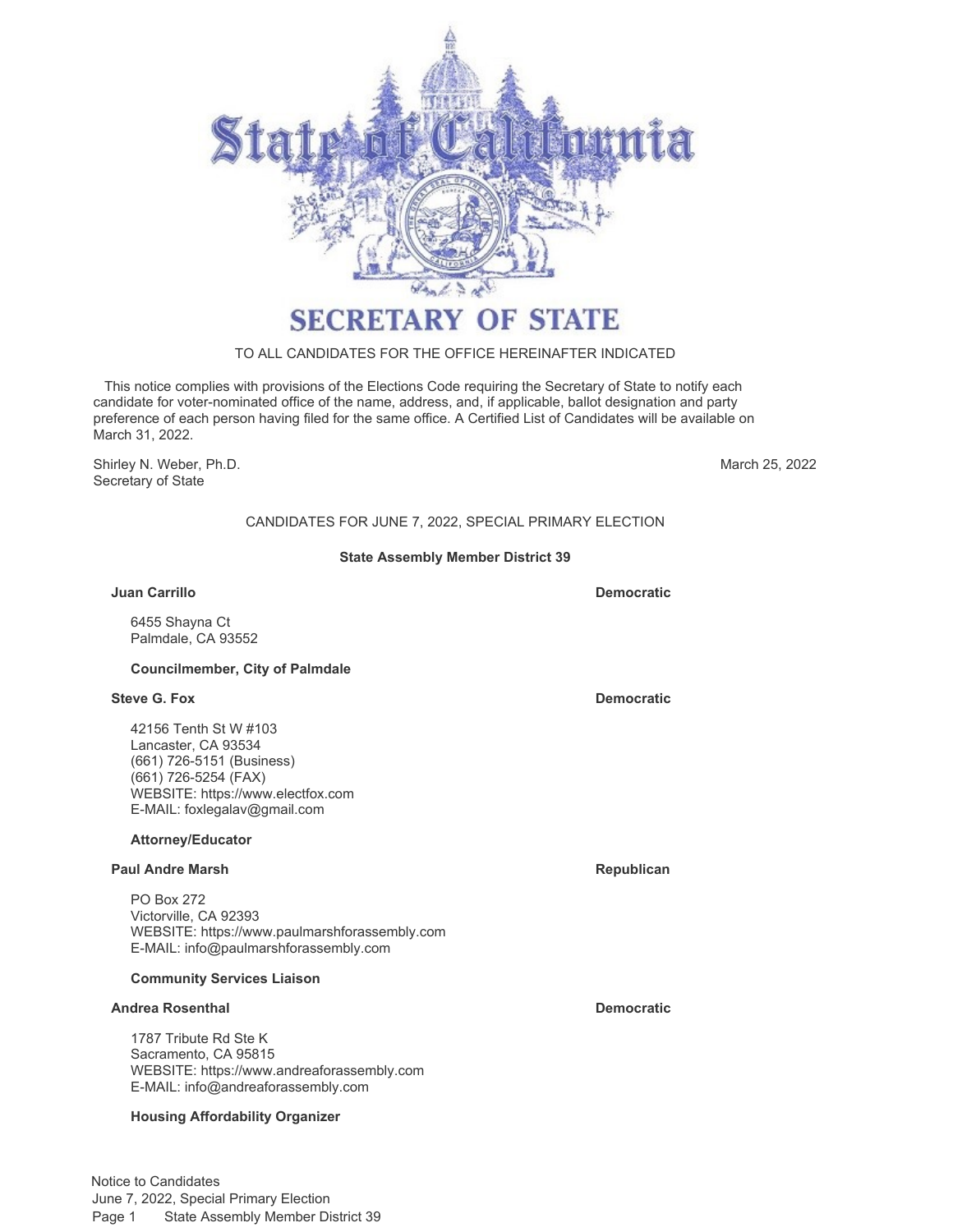# SECRETARY OF STATE

TO ALL CANDIDATES FOR THE OFFICE HEREINAFTER INDICATED

This notice complies with provisions of the Elections Code requiring the Secretary of State to notify each candidate for voter-nominated office of the name, address, and, if applicable, ballot designation and party preference of each person having filed for the same office. A Certified List of Candidates will be available on March 31, 2022.

Shirley N. Weber, Ph.D.
Secretary of State

March 25, 2022

## CANDIDATES FOR JUNE 7, 2022, SPECIAL PRIMARY ELECTION

### State Assembly Member District 39

**Juan Carrillo** — **Democratic**

6455 Shayna Ct
Palmdale, CA 93552

**Councilmember, City of Palmdale**

**Steve G. Fox** — **Democratic**

42156 Tenth St W #103
Lancaster, CA 93534
(661) 726-5151 (Business)
(661) 726-5254 (FAX)
WEBSITE: https://www.electfox.com
E-MAIL: foxlegalav@gmail.com

**Attorney/Educator**

**Paul Andre Marsh** — **Republican**

PO Box 272
Victorville, CA 92393
WEBSITE: https://www.paulmarshforassembly.com
E-MAIL: info@paulmarshforassembly.com

**Community Services Liaison**

**Andrea Rosenthal** — **Democratic**

1787 Tribute Rd Ste K
Sacramento, CA 95815
WEBSITE: https://www.andreaforassembly.com
E-MAIL: info@andreaforassembly.com

**Housing Affordability Organizer**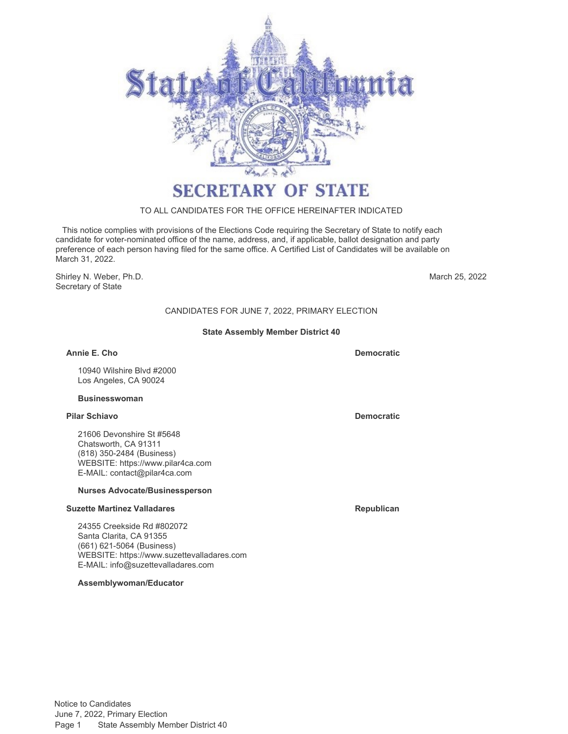# SECRETARY OF STATE

TO ALL CANDIDATES FOR THE OFFICE HEREINAFTER INDICATED

This notice complies with provisions of the Elections Code requiring the Secretary of State to notify each candidate for voter-nominated office of the name, address, and, if applicable, ballot designation and party preference of each person having filed for the same office. A Certified List of Candidates will be available on March 31, 2022.

Shirley N. Weber, Ph.D.
Secretary of State

March 25, 2022

## CANDIDATES FOR JUNE 7, 2022, PRIMARY ELECTION

### State Assembly Member District 40

**Annie E. Cho** — **Democratic**

10940 Wilshire Blvd #2000
Los Angeles, CA 90024

**Businesswoman**

**Pilar Schiavo** — **Democratic**

21606 Devonshire St #5648
Chatsworth, CA 91311
(818) 350-2484 (Business)
WEBSITE: https://www.pilar4ca.com
E-MAIL: contact@pilar4ca.com

**Nurses Advocate/Businessperson**

**Suzette Martinez Valladares** — **Republican**

24355 Creekside Rd #802072
Santa Clarita, CA 91355
(661) 621-5064 (Business)
WEBSITE: https://www.suzettevalladares.com
E-MAIL: info@suzettevalladares.com

**Assemblywoman/Educator**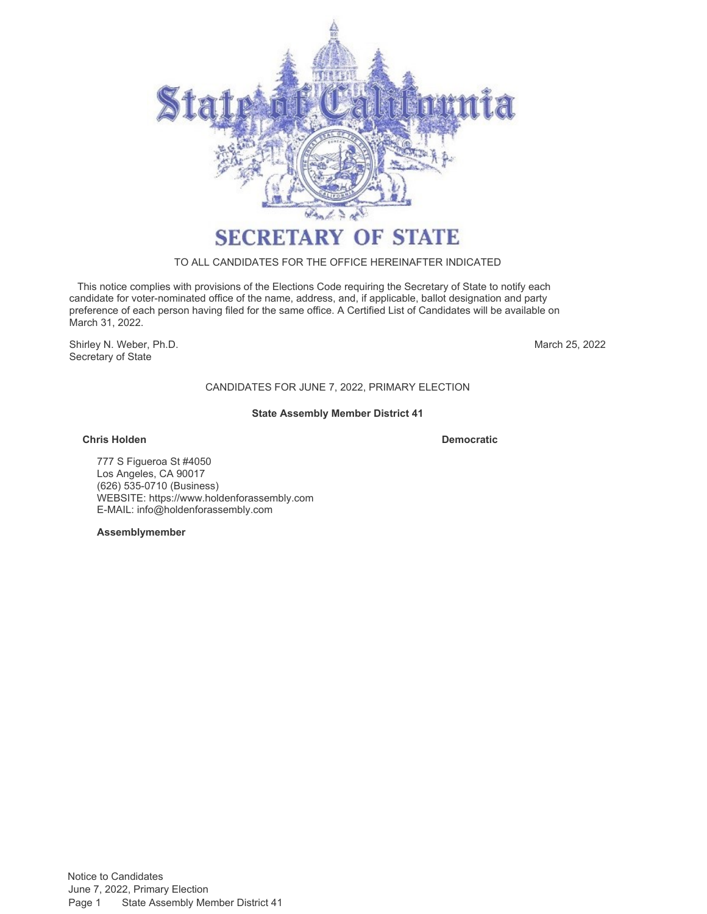# SECRETARY OF STATE

TO ALL CANDIDATES FOR THE OFFICE HEREINAFTER INDICATED

This notice complies with provisions of the Elections Code requiring the Secretary of State to notify each candidate for voter-nominated office of the name, address, and, if applicable, ballot designation and party preference of each person having filed for the same office. A Certified List of Candidates will be available on March 31, 2022.

Shirley N. Weber, Ph.D.
Secretary of State

March 25, 2022

CANDIDATES FOR JUNE 7, 2022, PRIMARY ELECTION

**State Assembly Member District 41**

**Chris Holden** **Democratic**

777 S Figueroa St #4050
Los Angeles, CA 90017
(626) 535-0710 (Business)
WEBSITE: https://www.holdenforassembly.com
E-MAIL: info@holdenforassembly.com

**Assemblymember**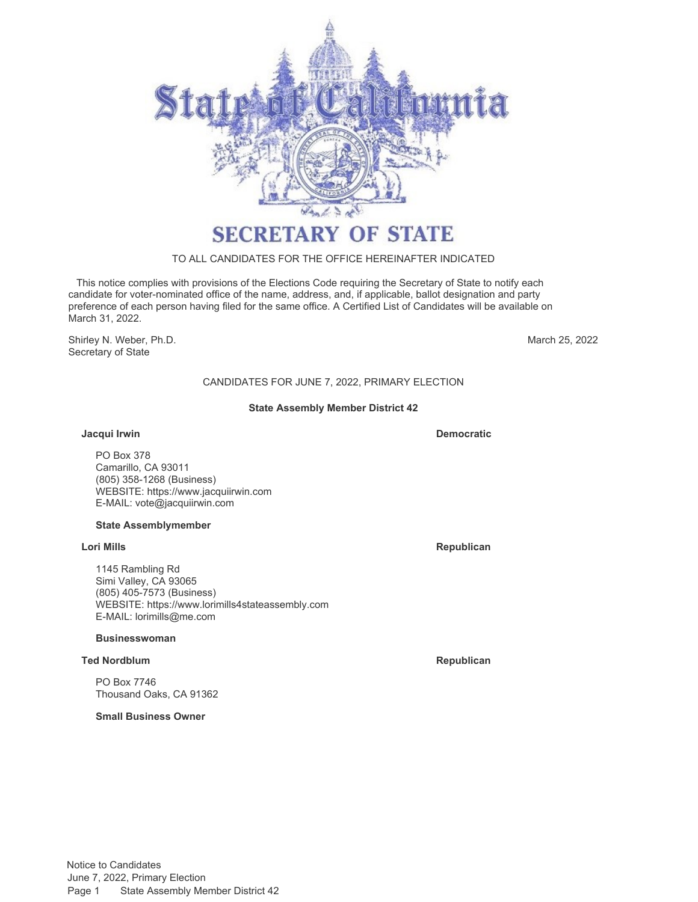# SECRETARY OF STATE

TO ALL CANDIDATES FOR THE OFFICE HEREINAFTER INDICATED

This notice complies with provisions of the Elections Code requiring the Secretary of State to notify each candidate for voter-nominated office of the name, address, and, if applicable, ballot designation and party preference of each person having filed for the same office. A Certified List of Candidates will be available on March 31, 2022.

Shirley N. Weber, Ph.D.
Secretary of State

March 25, 2022

CANDIDATES FOR JUNE 7, 2022, PRIMARY ELECTION

**State Assembly Member District 42**

**Jacqui Irwin** — **Democratic**

PO Box 378
Camarillo, CA 93011
(805) 358-1268 (Business)
WEBSITE: https://www.jacquiirwin.com
E-MAIL: vote@jacquiirwin.com

**State Assemblymember**

**Lori Mills** — **Republican**

1145 Rambling Rd
Simi Valley, CA 93065
(805) 405-7573 (Business)
WEBSITE: https://www.lorimills4stateassembly.com
E-MAIL: lorimills@me.com

**Businesswoman**

**Ted Nordblum** — **Republican**

PO Box 7746
Thousand Oaks, CA 91362

**Small Business Owner**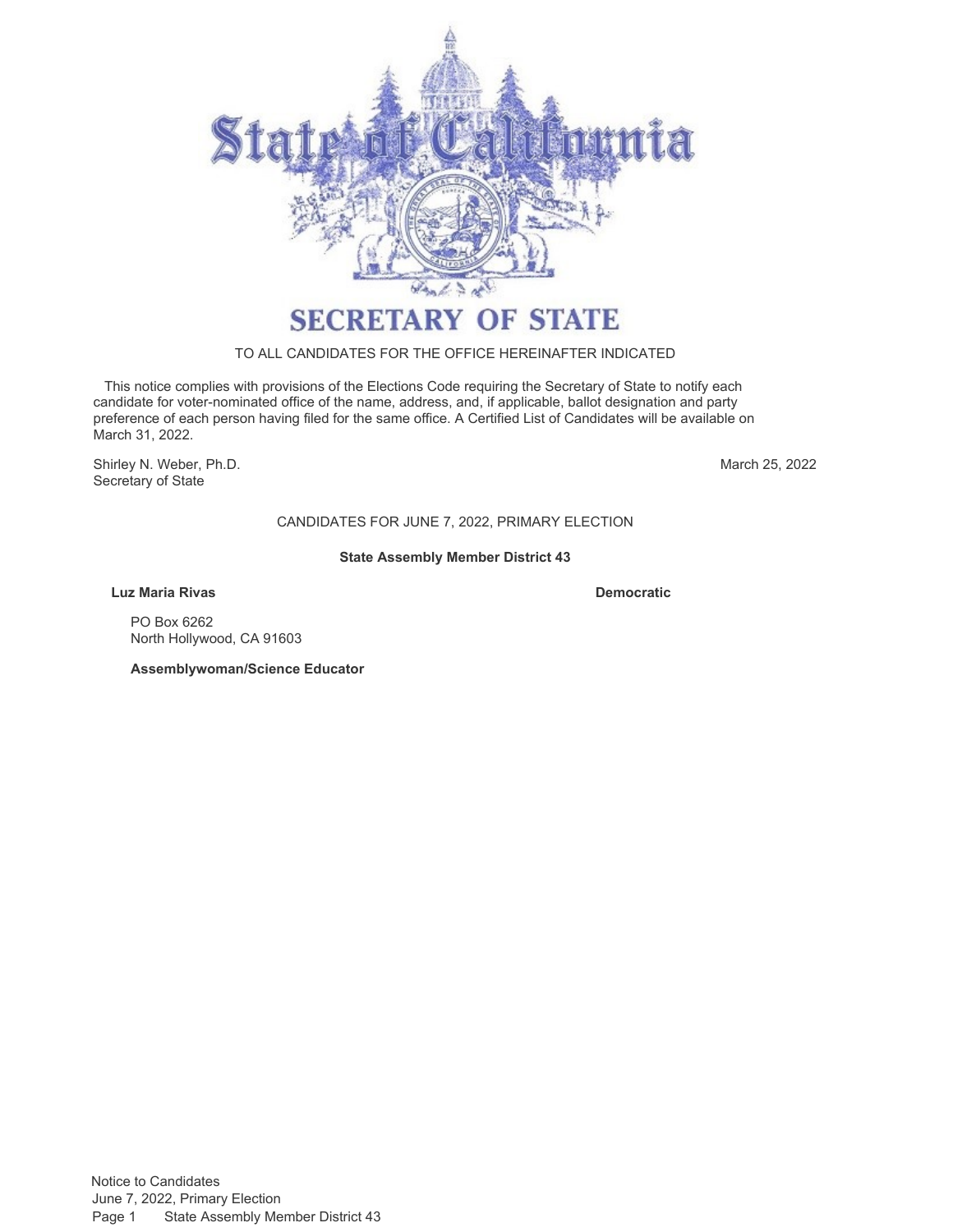# SECRETARY OF STATE

TO ALL CANDIDATES FOR THE OFFICE HEREINAFTER INDICATED

This notice complies with provisions of the Elections Code requiring the Secretary of State to notify each candidate for voter-nominated office of the name, address, and, if applicable, ballot designation and party preference of each person having filed for the same office. A Certified List of Candidates will be available on March 31, 2022.

Shirley N. Weber, Ph.D.
Secretary of State

March 25, 2022

CANDIDATES FOR JUNE 7, 2022, PRIMARY ELECTION

**State Assembly Member District 43**

**Luz Maria Rivas** — **Democratic**

PO Box 6262
North Hollywood, CA 91603

**Assemblywoman/Science Educator**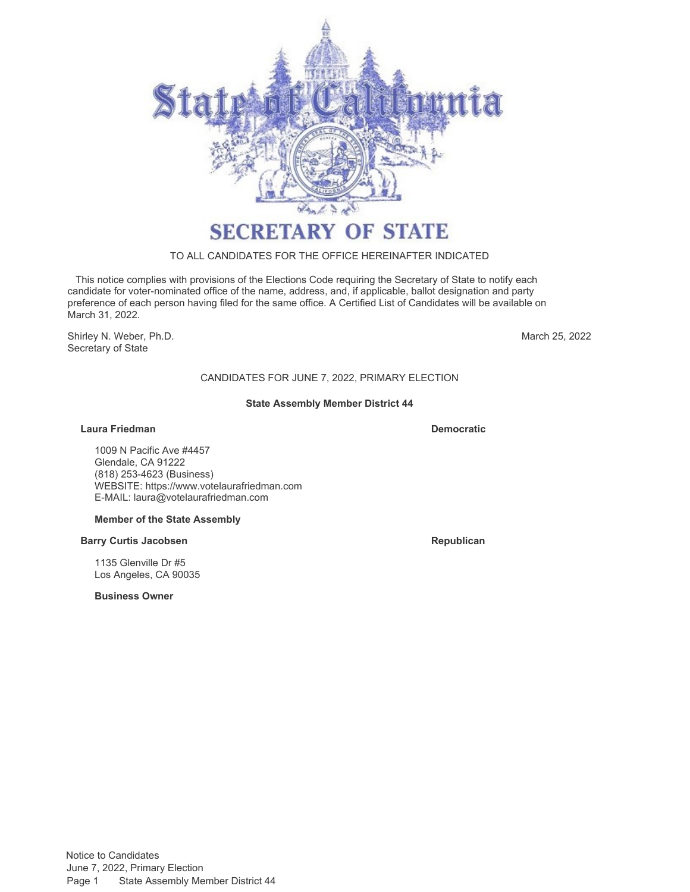# SECRETARY OF STATE

TO ALL CANDIDATES FOR THE OFFICE HEREINAFTER INDICATED

This notice complies with provisions of the Elections Code requiring the Secretary of State to notify each candidate for voter-nominated office of the name, address, and, if applicable, ballot designation and party preference of each person having filed for the same office. A Certified List of Candidates will be available on March 31, 2022.

Shirley N. Weber, Ph.D.
Secretary of State

March 25, 2022

CANDIDATES FOR JUNE 7, 2022, PRIMARY ELECTION

**State Assembly Member District 44**

**Laura Friedman** — **Democratic**

1009 N Pacific Ave #4457
Glendale, CA 91222
(818) 253-4623 (Business)
WEBSITE: https://www.votelaurafriedman.com
E-MAIL: laura@votelaurafriedman.com

**Member of the State Assembly**

**Barry Curtis Jacobsen** — **Republican**

1135 Glenville Dr #5
Los Angeles, CA 90035

**Business Owner**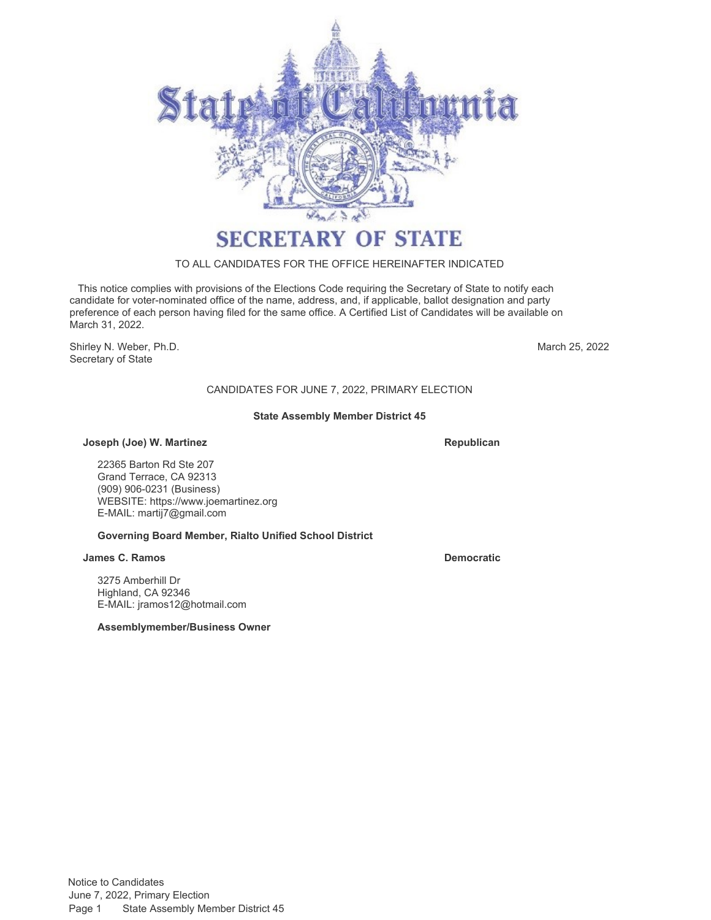# SECRETARY OF STATE

TO ALL CANDIDATES FOR THE OFFICE HEREINAFTER INDICATED

This notice complies with provisions of the Elections Code requiring the Secretary of State to notify each candidate for voter-nominated office of the name, address, and, if applicable, ballot designation and party preference of each person having filed for the same office. A Certified List of Candidates will be available on March 31, 2022.

Shirley N. Weber, Ph.D.
Secretary of State

March 25, 2022

## CANDIDATES FOR JUNE 7, 2022, PRIMARY ELECTION

### State Assembly Member District 45

**Joseph (Joe) W. Martinez** — **Republican**

22365 Barton Rd Ste 207
Grand Terrace, CA 92313
(909) 906-0231 (Business)
WEBSITE: https://www.joemartinez.org
E-MAIL: martij7@gmail.com

**Governing Board Member, Rialto Unified School District**

**James C. Ramos** — **Democratic**

3275 Amberhill Dr
Highland, CA 92346
E-MAIL: jramos12@hotmail.com

**Assemblymember/Business Owner**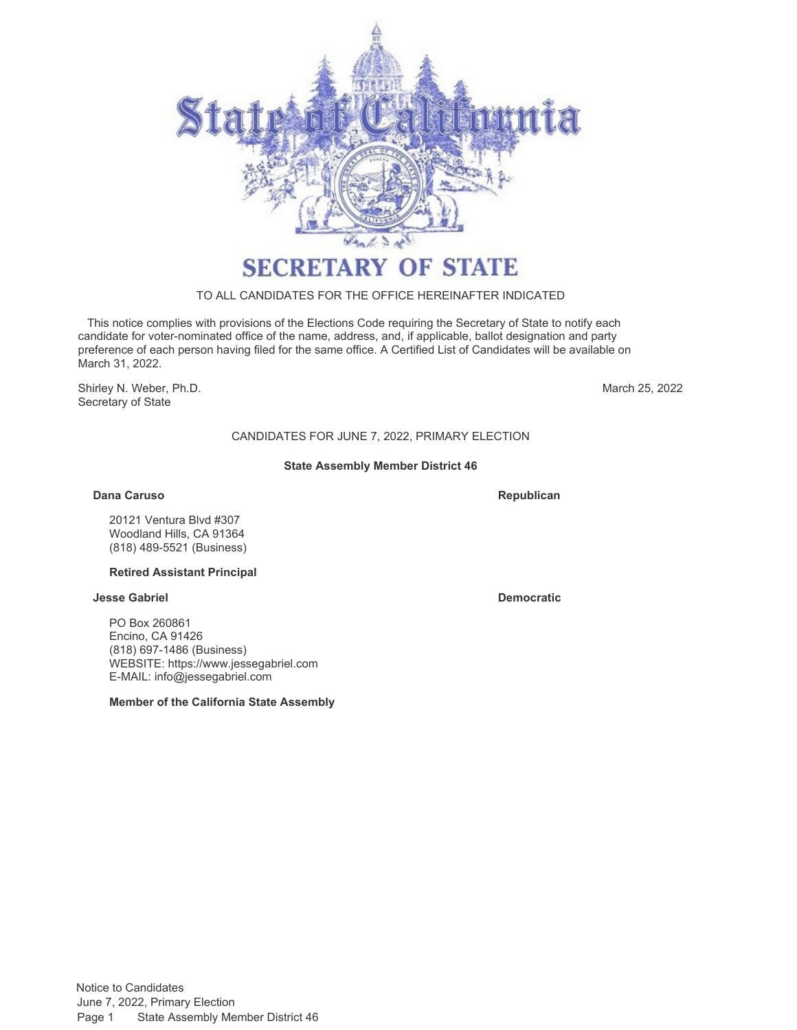# SECRETARY OF STATE

TO ALL CANDIDATES FOR THE OFFICE HEREINAFTER INDICATED

This notice complies with provisions of the Elections Code requiring the Secretary of State to notify each candidate for voter-nominated office of the name, address, and, if applicable, ballot designation and party preference of each person having filed for the same office. A Certified List of Candidates will be available on March 31, 2022.

Shirley N. Weber, Ph.D.
Secretary of State

March 25, 2022

## CANDIDATES FOR JUNE 7, 2022, PRIMARY ELECTION

### State Assembly Member District 46

**Dana Caruso** — **Republican**

20121 Ventura Blvd #307
Woodland Hills, CA 91364
(818) 489-5521 (Business)

**Retired Assistant Principal**

**Jesse Gabriel** — **Democratic**

PO Box 260861
Encino, CA 91426
(818) 697-1486 (Business)
WEBSITE: https://www.jessegabriel.com
E-MAIL: info@jessegabriel.com

**Member of the California State Assembly**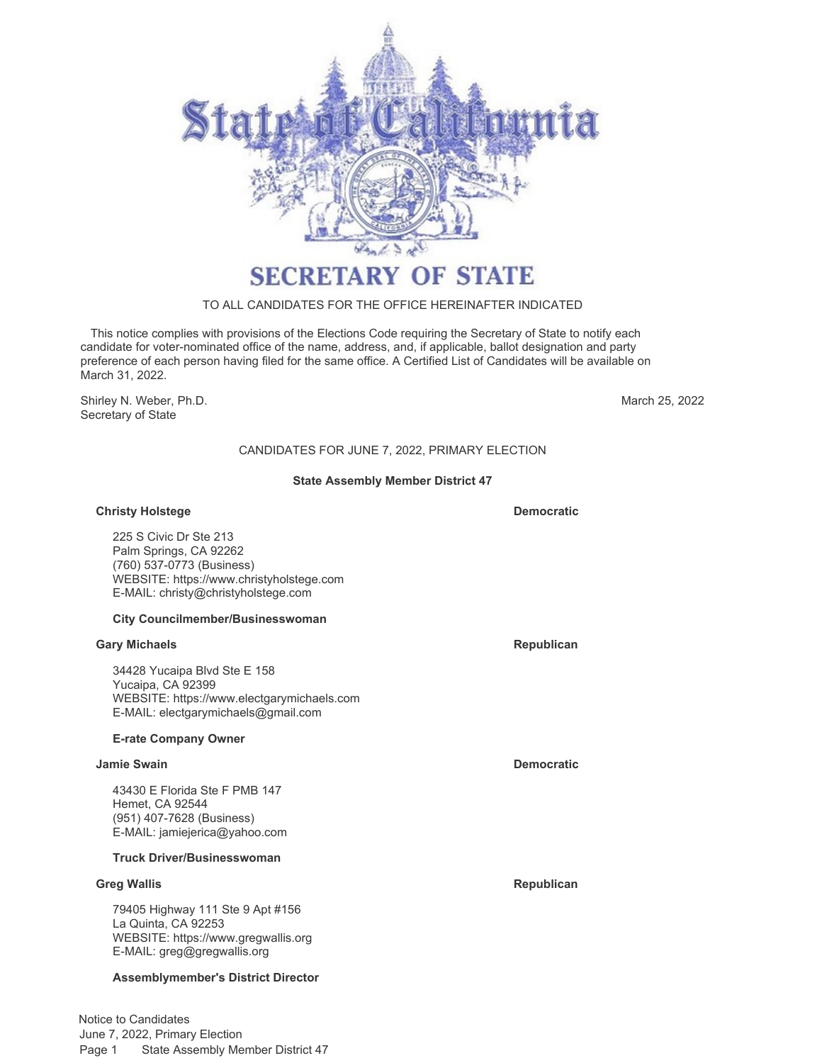# SECRETARY OF STATE

TO ALL CANDIDATES FOR THE OFFICE HEREINAFTER INDICATED

This notice complies with provisions of the Elections Code requiring the Secretary of State to notify each candidate for voter-nominated office of the name, address, and, if applicable, ballot designation and party preference of each person having filed for the same office. A Certified List of Candidates will be available on March 31, 2022.

Shirley N. Weber, Ph.D.
Secretary of State

March 25, 2022

CANDIDATES FOR JUNE 7, 2022, PRIMARY ELECTION

## State Assembly Member District 47

**Christy Holstege** — **Democratic**

225 S Civic Dr Ste 213
Palm Springs, CA 92262
(760) 537-0773 (Business)
WEBSITE: https://www.christyholstege.com
E-MAIL: christy@christyholstege.com

**City Councilmember/Businesswoman**

**Gary Michaels** — **Republican**

34428 Yucaipa Blvd Ste E 158
Yucaipa, CA 92399
WEBSITE: https://www.electgarymichaels.com
E-MAIL: electgarymichaels@gmail.com

**E-rate Company Owner**

**Jamie Swain** — **Democratic**

43430 E Florida Ste F PMB 147
Hemet, CA 92544
(951) 407-7628 (Business)
E-MAIL: jamiejerica@yahoo.com

**Truck Driver/Businesswoman**

**Greg Wallis** — **Republican**

79405 Highway 111 Ste 9 Apt #156
La Quinta, CA 92253
WEBSITE: https://www.gregwallis.org
E-MAIL: greg@gregwallis.org

**Assemblymember's District Director**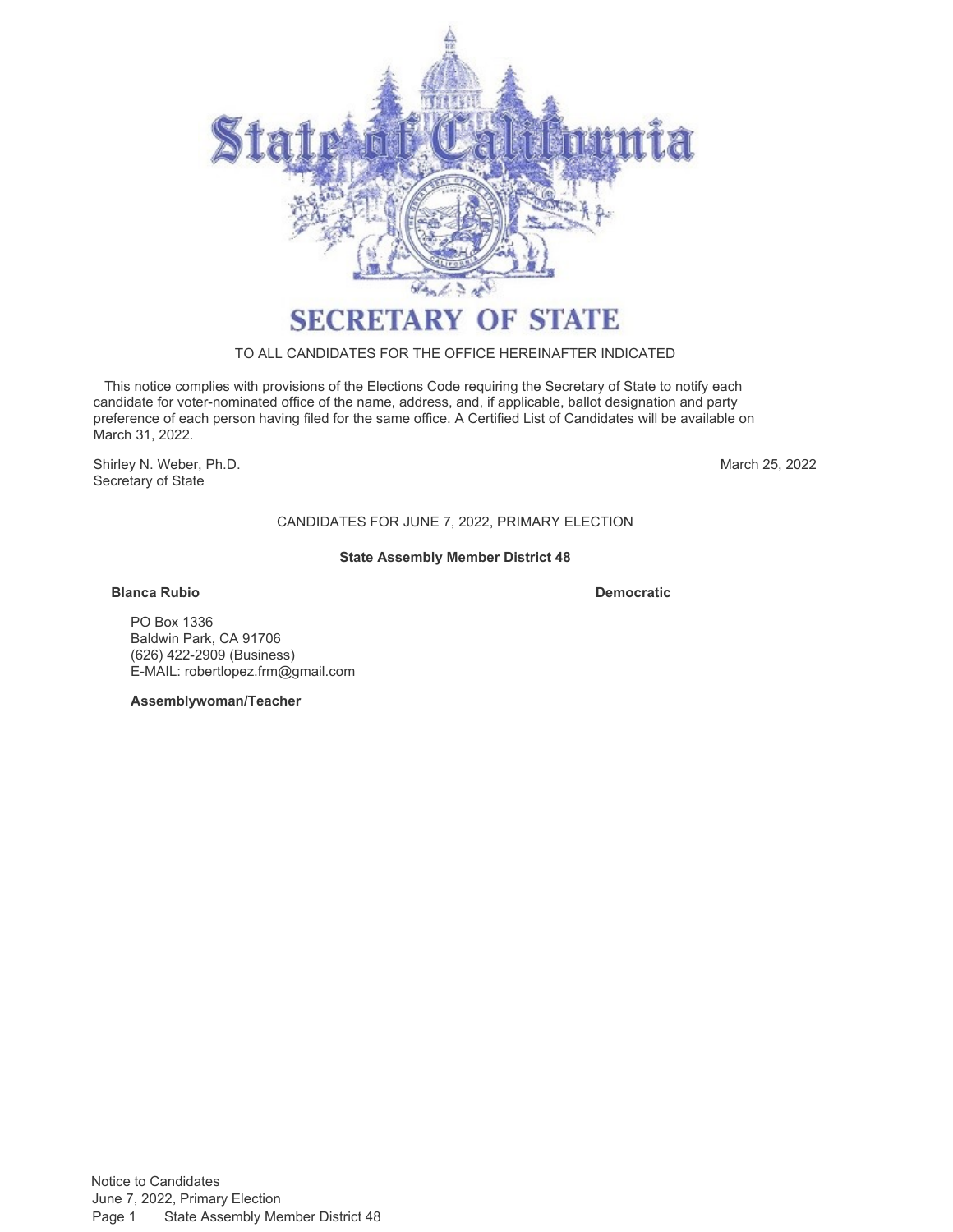# SECRETARY OF STATE

TO ALL CANDIDATES FOR THE OFFICE HEREINAFTER INDICATED

This notice complies with provisions of the Elections Code requiring the Secretary of State to notify each candidate for voter-nominated office of the name, address, and, if applicable, ballot designation and party preference of each person having filed for the same office. A Certified List of Candidates will be available on March 31, 2022.

Shirley N. Weber, Ph.D.
Secretary of State

March 25, 2022

CANDIDATES FOR JUNE 7, 2022, PRIMARY ELECTION

**State Assembly Member District 48**

**Blanca Rubio** **Democratic**

PO Box 1336
Baldwin Park, CA 91706
(626) 422-2909 (Business)
E-MAIL: robertlopez.frm@gmail.com

**Assemblywoman/Teacher**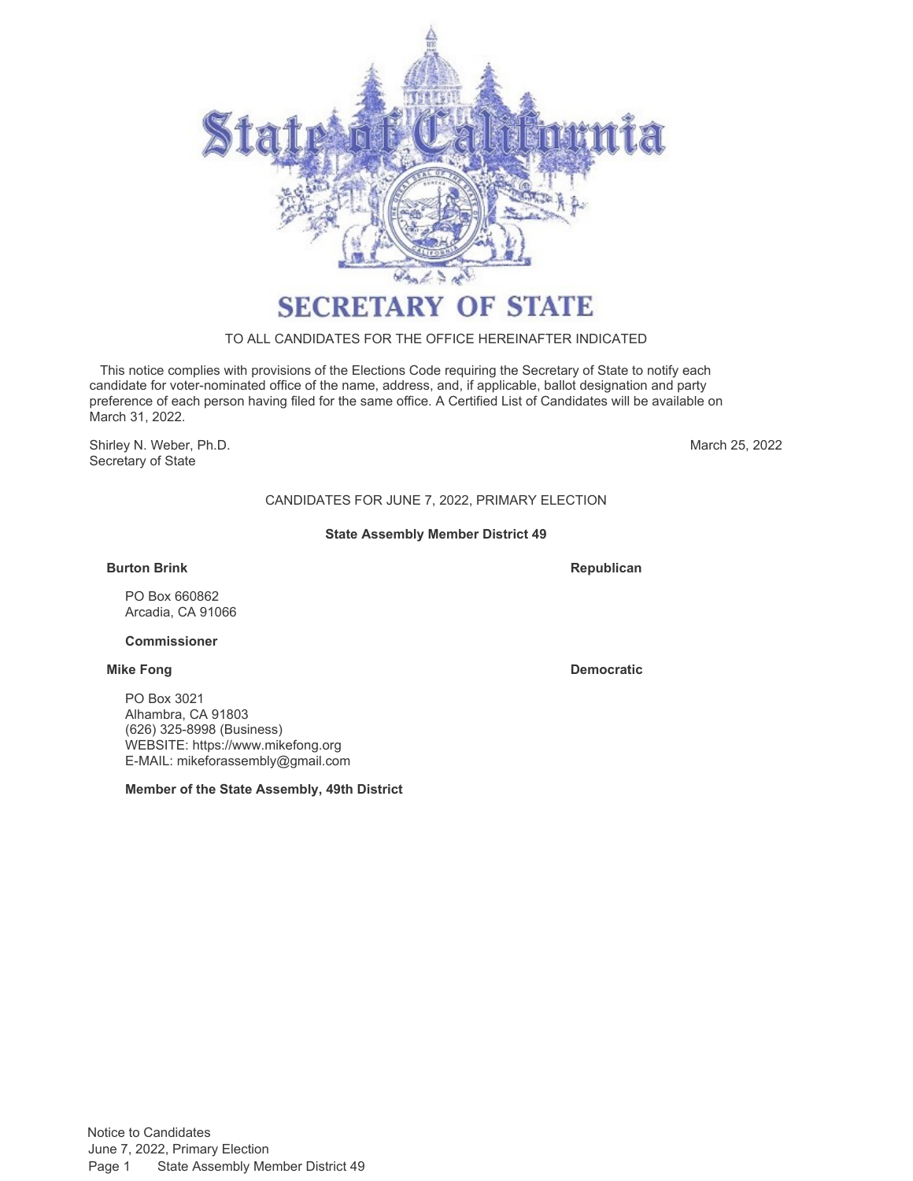# SECRETARY OF STATE

TO ALL CANDIDATES FOR THE OFFICE HEREINAFTER INDICATED

This notice complies with provisions of the Elections Code requiring the Secretary of State to notify each candidate for voter-nominated office of the name, address, and, if applicable, ballot designation and party preference of each person having filed for the same office. A Certified List of Candidates will be available on March 31, 2022.

Shirley N. Weber, Ph.D.
Secretary of State

March 25, 2022

CANDIDATES FOR JUNE 7, 2022, PRIMARY ELECTION

## State Assembly Member District 49

**Burton Brink** — **Republican**

PO Box 660862
Arcadia, CA 91066

**Commissioner**

**Mike Fong** — **Democratic**

PO Box 3021
Alhambra, CA 91803
(626) 325-8998 (Business)
WEBSITE: https://www.mikefong.org
E-MAIL: mikeforassembly@gmail.com

**Member of the State Assembly, 49th District**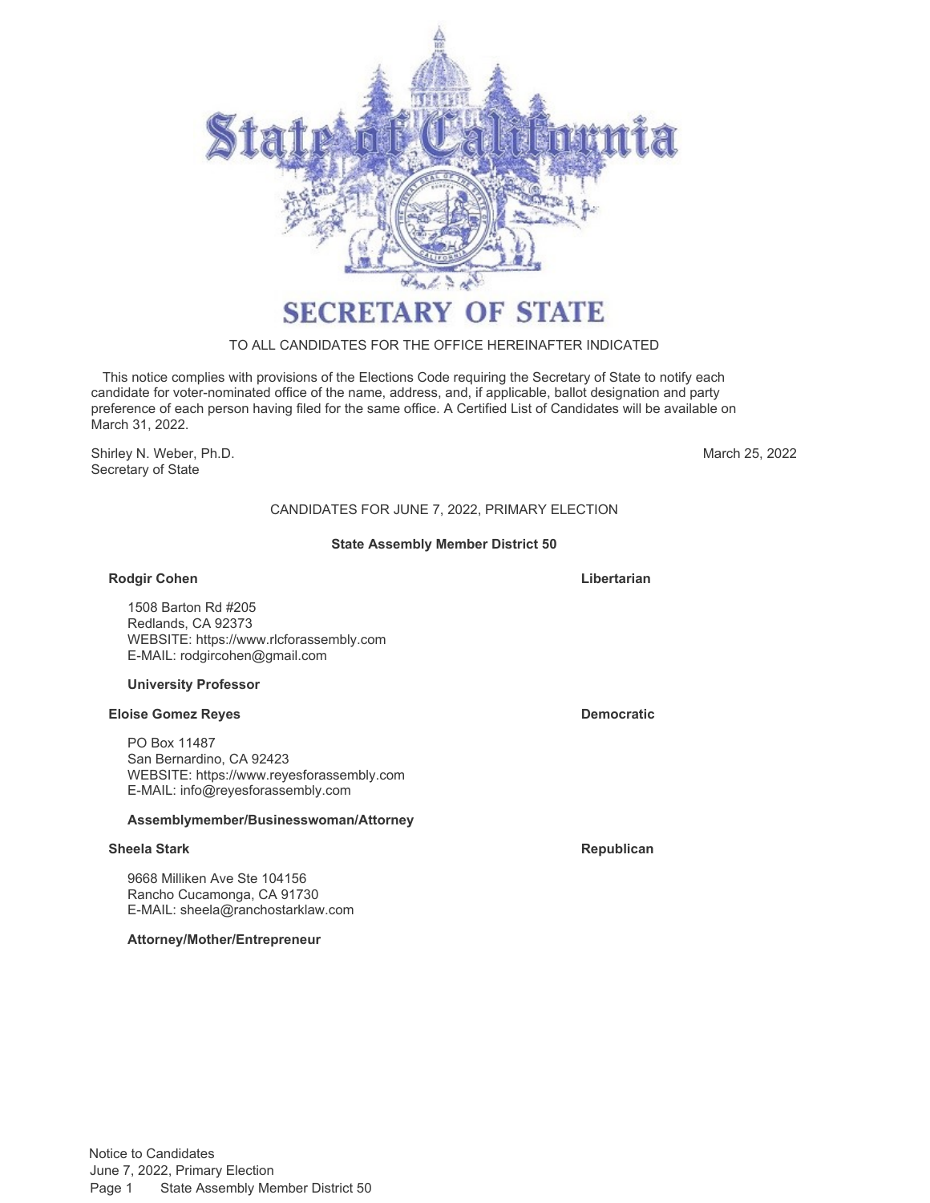# SECRETARY OF STATE

TO ALL CANDIDATES FOR THE OFFICE HEREINAFTER INDICATED

This notice complies with provisions of the Elections Code requiring the Secretary of State to notify each candidate for voter-nominated office of the name, address, and, if applicable, ballot designation and party preference of each person having filed for the same office. A Certified List of Candidates will be available on March 31, 2022.

Shirley N. Weber, Ph.D.
Secretary of State

March 25, 2022

## CANDIDATES FOR JUNE 7, 2022, PRIMARY ELECTION

### State Assembly Member District 50

**Rodgir Cohen** — **Libertarian**

1508 Barton Rd #205
Redlands, CA 92373
WEBSITE: https://www.rlcforassembly.com
E-MAIL: rodgircohen@gmail.com

**University Professor**

**Eloise Gomez Reyes** — **Democratic**

PO Box 11487
San Bernardino, CA 92423
WEBSITE: https://www.reyesforassembly.com
E-MAIL: info@reyesforassembly.com

**Assemblymember/Businesswoman/Attorney**

**Sheela Stark** — **Republican**

9668 Milliken Ave Ste 104156
Rancho Cucamonga, CA 91730
E-MAIL: sheela@ranchostarklaw.com

**Attorney/Mother/Entrepreneur**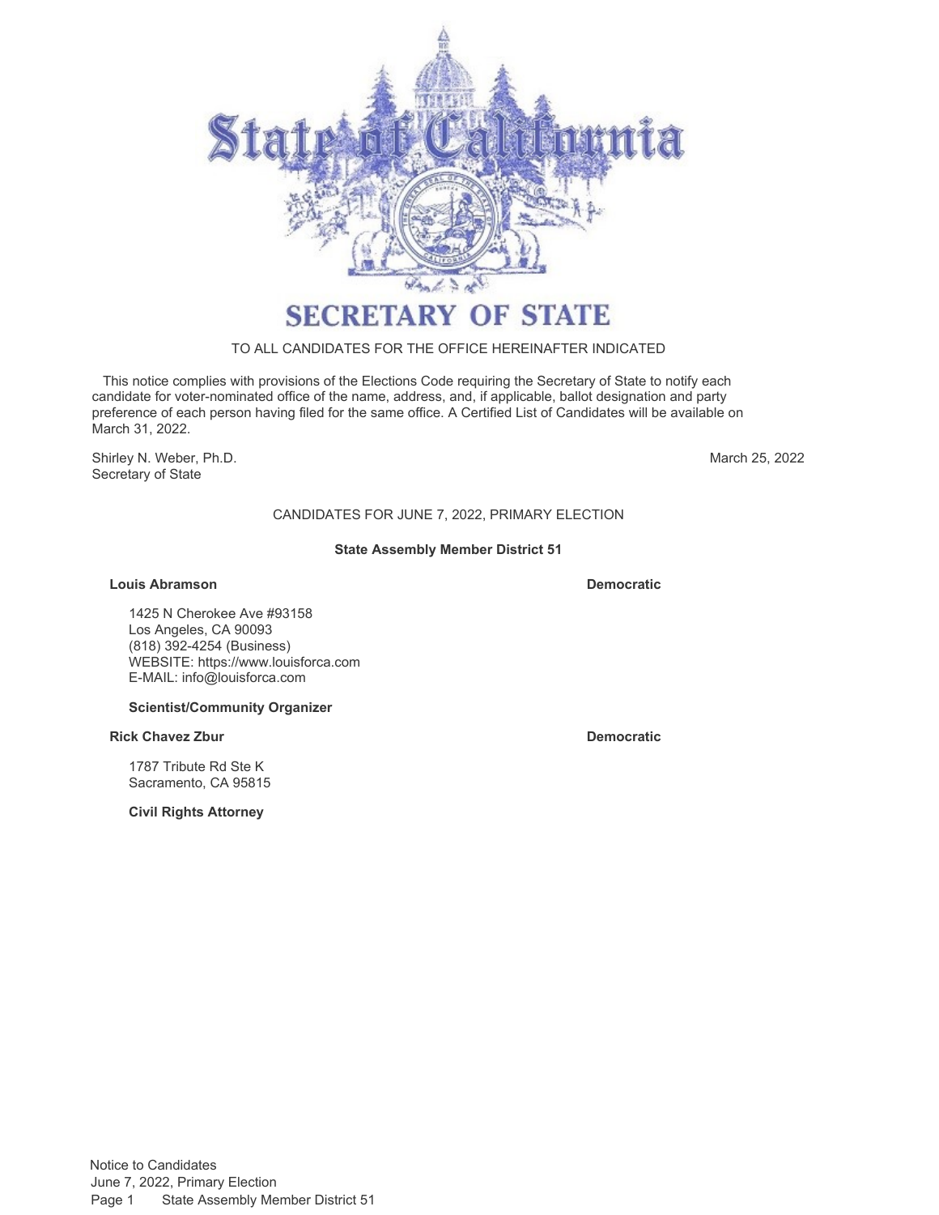# State of California

## SECRETARY OF STATE

TO ALL CANDIDATES FOR THE OFFICE HEREINAFTER INDICATED

This notice complies with provisions of the Elections Code requiring the Secretary of State to notify each candidate for voter-nominated office of the name, address, and, if applicable, ballot designation and party preference of each person having filed for the same office. A Certified List of Candidates will be available on March 31, 2022.

Shirley N. Weber, Ph.D.
Secretary of State

March 25, 2022

CANDIDATES FOR JUNE 7, 2022, PRIMARY ELECTION

**State Assembly Member District 51**

**Louis Abramson** — **Democratic**

1425 N Cherokee Ave #93158
Los Angeles, CA 90093
(818) 392-4254 (Business)
WEBSITE: https://www.louisforca.com
E-MAIL: info@louisforca.com

**Scientist/Community Organizer**

**Rick Chavez Zbur** — **Democratic**

1787 Tribute Rd Ste K
Sacramento, CA 95815

**Civil Rights Attorney**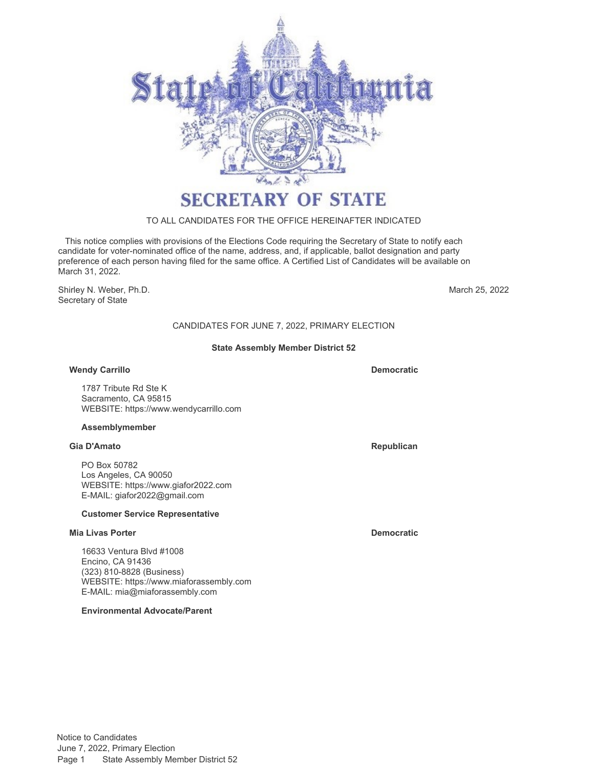# SECRETARY OF STATE

TO ALL CANDIDATES FOR THE OFFICE HEREINAFTER INDICATED

This notice complies with provisions of the Elections Code requiring the Secretary of State to notify each candidate for voter-nominated office of the name, address, and, if applicable, ballot designation and party preference of each person having filed for the same office. A Certified List of Candidates will be available on March 31, 2022.

Shirley N. Weber, Ph.D.
Secretary of State

March 25, 2022

CANDIDATES FOR JUNE 7, 2022, PRIMARY ELECTION

## State Assembly Member District 52

**Wendy Carrillo** — **Democratic**

1787 Tribute Rd Ste K
Sacramento, CA 95815
WEBSITE: https://www.wendycarrillo.com

**Assemblymember**

**Gia D'Amato** — **Republican**

PO Box 50782
Los Angeles, CA 90050
WEBSITE: https://www.giafor2022.com
E-MAIL: giafor2022@gmail.com

**Customer Service Representative**

**Mia Livas Porter** — **Democratic**

16633 Ventura Blvd #1008
Encino, CA 91436
(323) 810-8828 (Business)
WEBSITE: https://www.miaforassembly.com
E-MAIL: mia@miaforassembly.com

**Environmental Advocate/Parent**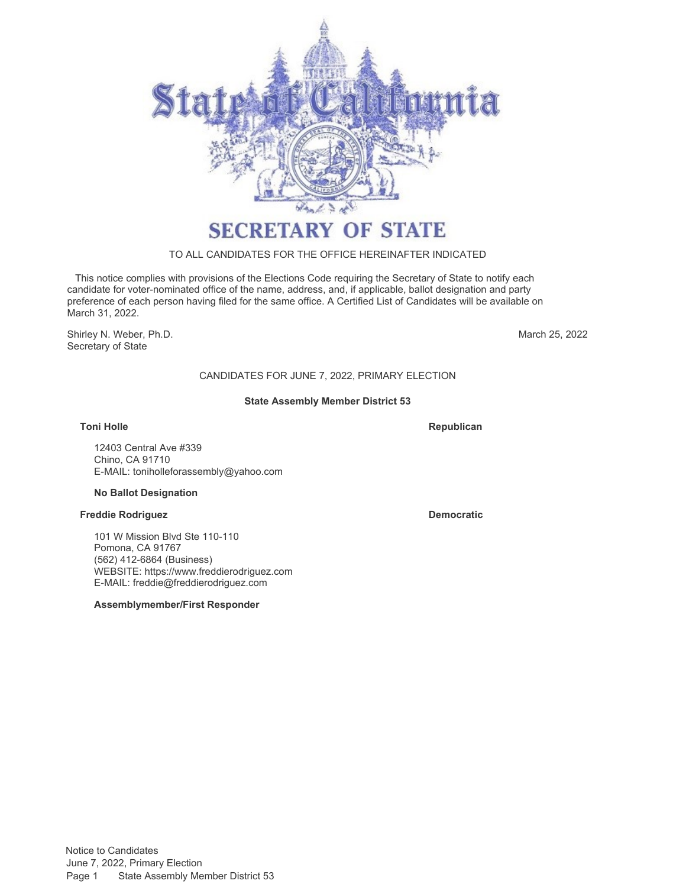# SECRETARY OF STATE

TO ALL CANDIDATES FOR THE OFFICE HEREINAFTER INDICATED

This notice complies with provisions of the Elections Code requiring the Secretary of State to notify each candidate for voter-nominated office of the name, address, and, if applicable, ballot designation and party preference of each person having filed for the same office. A Certified List of Candidates will be available on March 31, 2022.

Shirley N. Weber, Ph.D.
Secretary of State

March 25, 2022

CANDIDATES FOR JUNE 7, 2022, PRIMARY ELECTION

**State Assembly Member District 53**

**Toni Holle** — **Republican**

12403 Central Ave #339
Chino, CA 91710
E-MAIL: toniholleforassembly@yahoo.com

**No Ballot Designation**

**Freddie Rodriguez** — **Democratic**

101 W Mission Blvd Ste 110-110
Pomona, CA 91767
(562) 412-6864 (Business)
WEBSITE: https://www.freddierodriguez.com
E-MAIL: freddie@freddierodriguez.com

**Assemblymember/First Responder**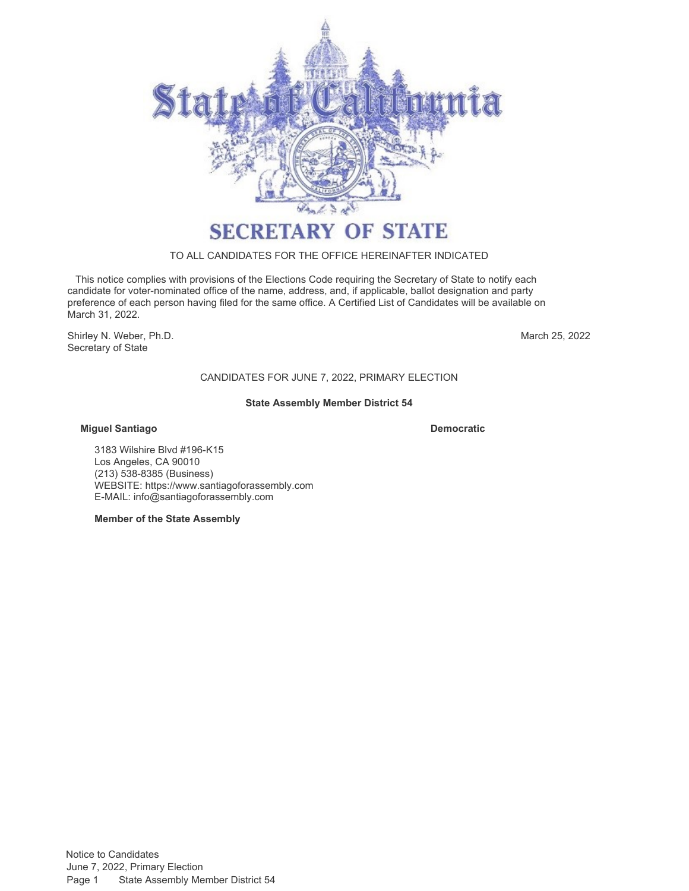# State of California

## SECRETARY OF STATE

TO ALL CANDIDATES FOR THE OFFICE HEREINAFTER INDICATED

This notice complies with provisions of the Elections Code requiring the Secretary of State to notify each candidate for voter-nominated office of the name, address, and, if applicable, ballot designation and party preference of each person having filed for the same office. A Certified List of Candidates will be available on March 31, 2022.

Shirley N. Weber, Ph.D.
Secretary of State

March 25, 2022

CANDIDATES FOR JUNE 7, 2022, PRIMARY ELECTION

**State Assembly Member District 54**

**Miguel Santiago** — **Democratic**

3183 Wilshire Blvd #196-K15
Los Angeles, CA 90010
(213) 538-8385 (Business)
WEBSITE: https://www.santiagoforassembly.com
E-MAIL: info@santiagoforassembly.com

**Member of the State Assembly**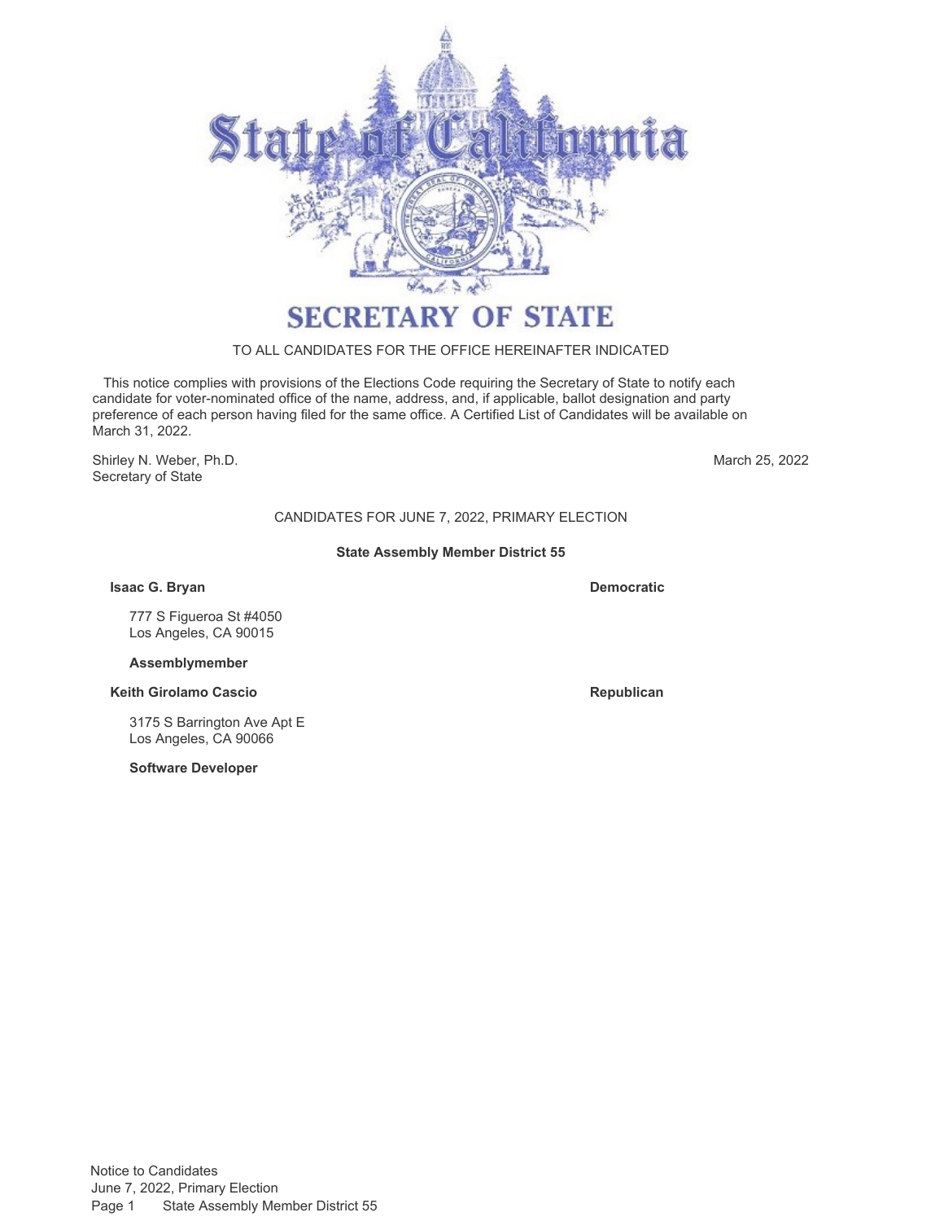# State of California

## SECRETARY OF STATE

TO ALL CANDIDATES FOR THE OFFICE HEREINAFTER INDICATED

This notice complies with provisions of the Elections Code requiring the Secretary of State to notify each candidate for voter-nominated office of the name, address, and, if applicable, ballot designation and party preference of each person having filed for the same office. A Certified List of Candidates will be available on March 31, 2022.

Shirley N. Weber, Ph.D.
Secretary of State

March 25, 2022

CANDIDATES FOR JUNE 7, 2022, PRIMARY ELECTION

**State Assembly Member District 55**

**Isaac G. Bryan** — **Democratic**

777 S Figueroa St #4050
Los Angeles, CA 90015

**Assemblymember**

**Keith Girolamo Cascio** — **Republican**

3175 S Barrington Ave Apt E
Los Angeles, CA 90066

**Software Developer**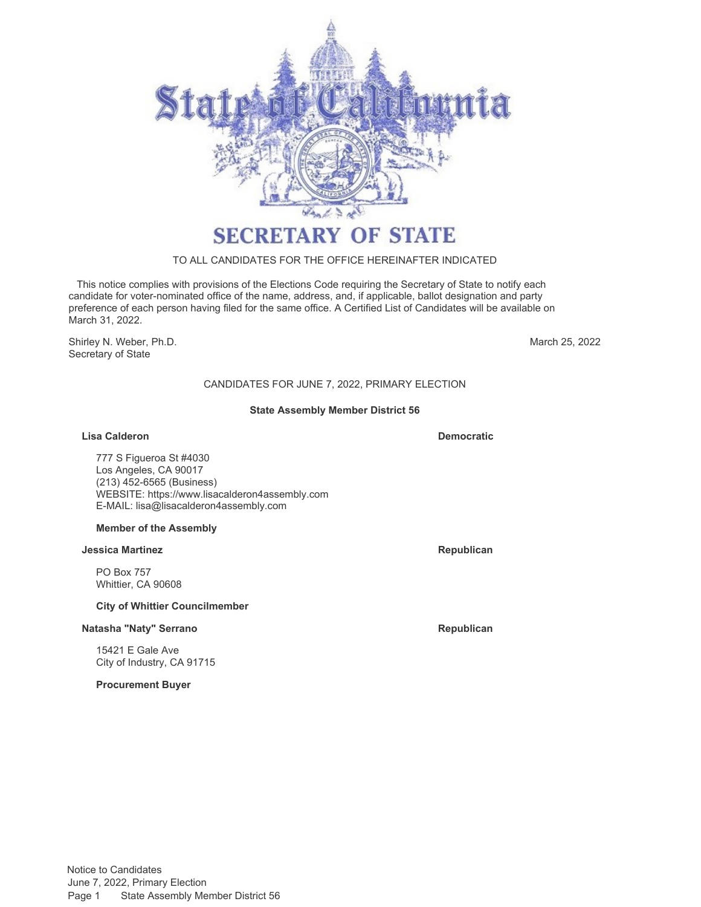# SECRETARY OF STATE

TO ALL CANDIDATES FOR THE OFFICE HEREINAFTER INDICATED

This notice complies with provisions of the Elections Code requiring the Secretary of State to notify each candidate for voter-nominated office of the name, address, and, if applicable, ballot designation and party preference of each person having filed for the same office. A Certified List of Candidates will be available on March 31, 2022.

Shirley N. Weber, Ph.D.
Secretary of State

March 25, 2022

CANDIDATES FOR JUNE 7, 2022, PRIMARY ELECTION

**State Assembly Member District 56**

**Lisa Calderon** — **Democratic**

777 S Figueroa St #4030
Los Angeles, CA 90017
(213) 452-6565 (Business)
WEBSITE: https://www.lisacalderon4assembly.com
E-MAIL: lisa@lisacalderon4assembly.com

**Member of the Assembly**

**Jessica Martinez** — **Republican**

PO Box 757
Whittier, CA 90608

**City of Whittier Councilmember**

**Natasha "Naty" Serrano** — **Republican**

15421 E Gale Ave
City of Industry, CA 91715

**Procurement Buyer**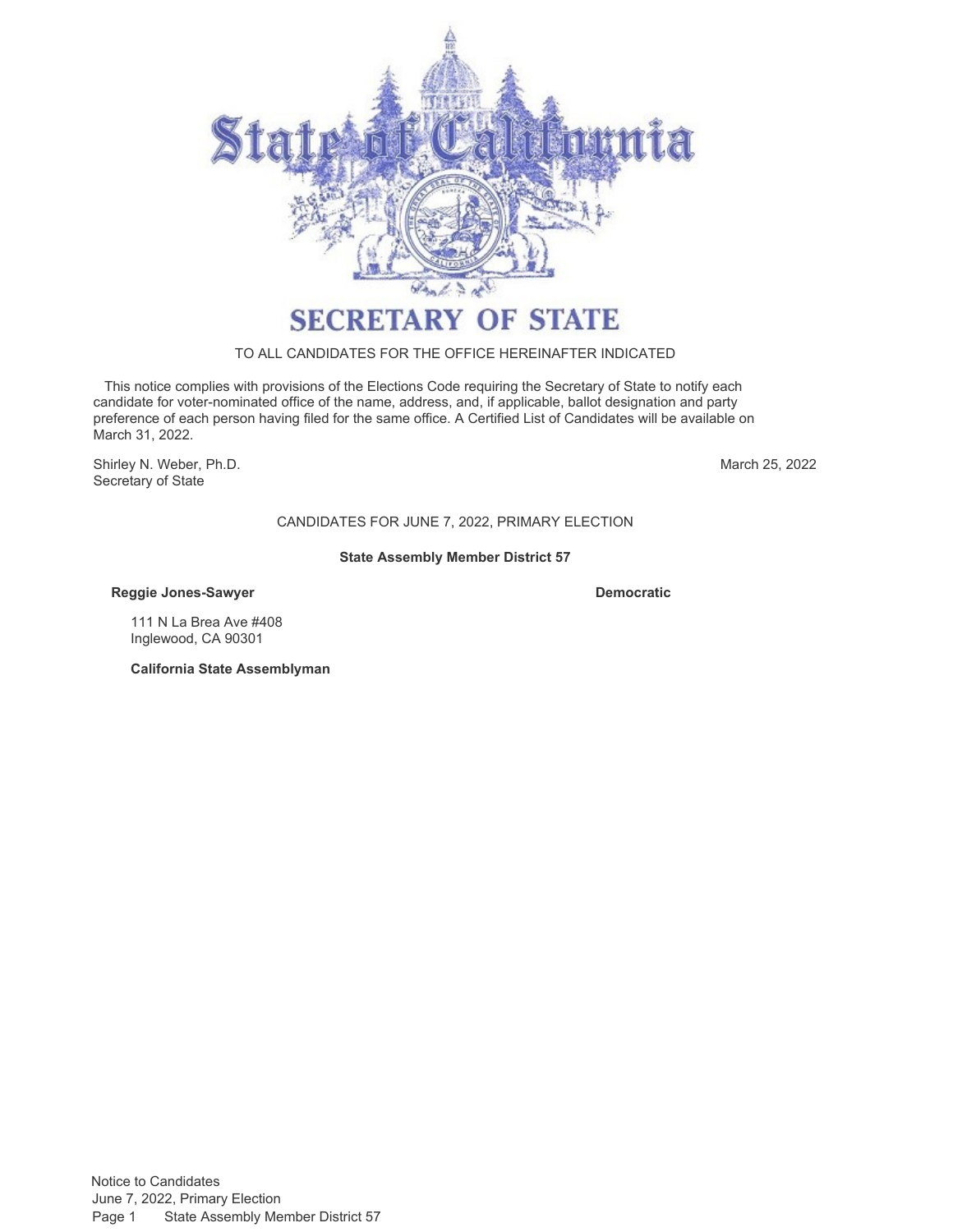# SECRETARY OF STATE

TO ALL CANDIDATES FOR THE OFFICE HEREINAFTER INDICATED

This notice complies with provisions of the Elections Code requiring the Secretary of State to notify each candidate for voter-nominated office of the name, address, and, if applicable, ballot designation and party preference of each person having filed for the same office. A Certified List of Candidates will be available on March 31, 2022.

Shirley N. Weber, Ph.D.
Secretary of State

March 25, 2022

CANDIDATES FOR JUNE 7, 2022, PRIMARY ELECTION

**State Assembly Member District 57**

**Reggie Jones-Sawyer** — **Democratic**

111 N La Brea Ave #408
Inglewood, CA 90301

**California State Assemblyman**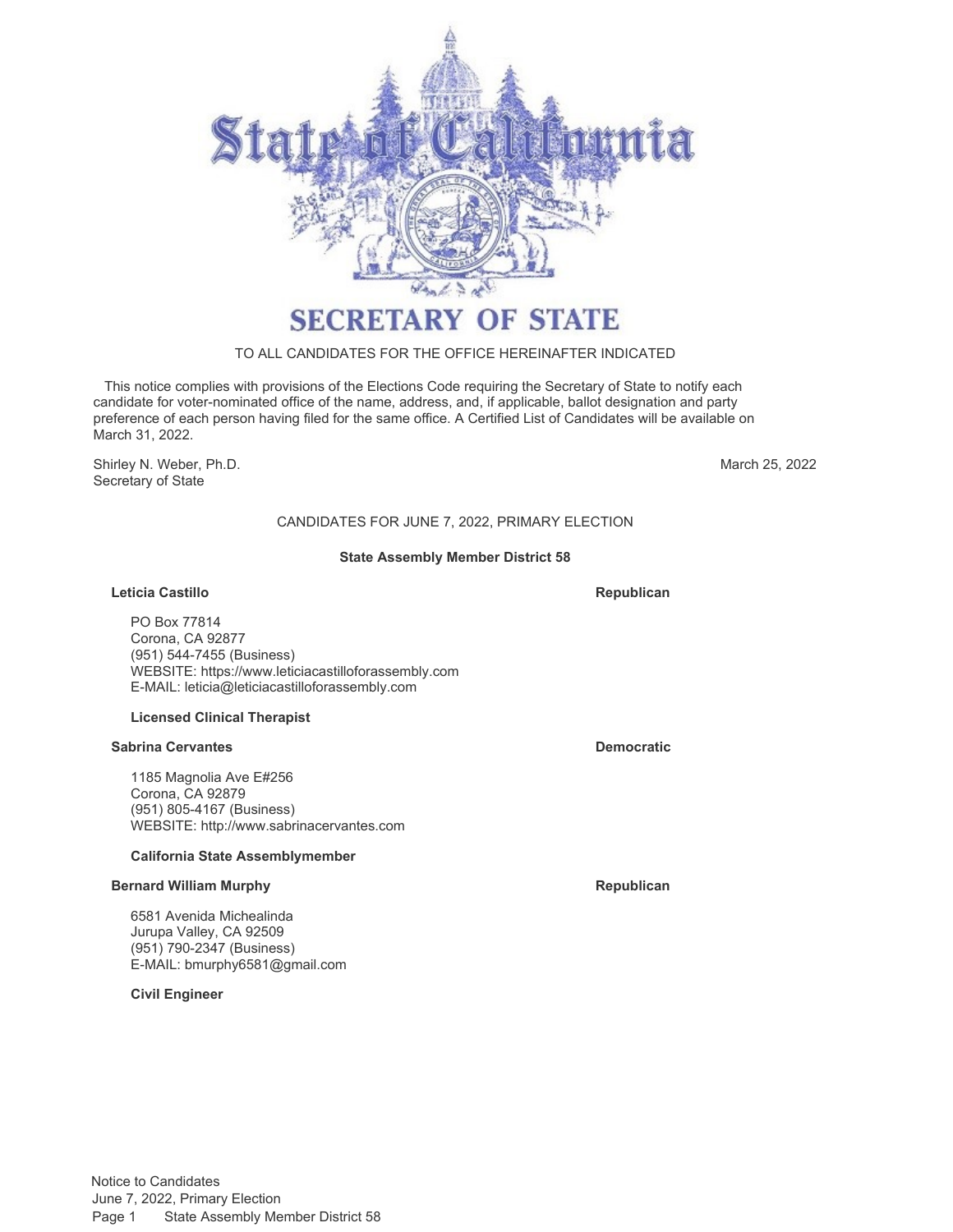# SECRETARY OF STATE

TO ALL CANDIDATES FOR THE OFFICE HEREINAFTER INDICATED

This notice complies with provisions of the Elections Code requiring the Secretary of State to notify each candidate for voter-nominated office of the name, address, and, if applicable, ballot designation and party preference of each person having filed for the same office. A Certified List of Candidates will be available on March 31, 2022.

Shirley N. Weber, Ph.D.
Secretary of State

March 25, 2022

CANDIDATES FOR JUNE 7, 2022, PRIMARY ELECTION

## State Assembly Member District 58

**Leticia Castillo** — **Republican**

PO Box 77814
Corona, CA 92877
(951) 544-7455 (Business)
WEBSITE: https://www.leticiacastilloforassembly.com
E-MAIL: leticia@leticiacastilloforassembly.com

**Licensed Clinical Therapist**

**Sabrina Cervantes** — **Democratic**

1185 Magnolia Ave E#256
Corona, CA 92879
(951) 805-4167 (Business)
WEBSITE: http://www.sabrinacervantes.com

**California State Assemblymember**

**Bernard William Murphy** — **Republican**

6581 Avenida Michealinda
Jurupa Valley, CA 92509
(951) 790-2347 (Business)
E-MAIL: bmurphy6581@gmail.com

**Civil Engineer**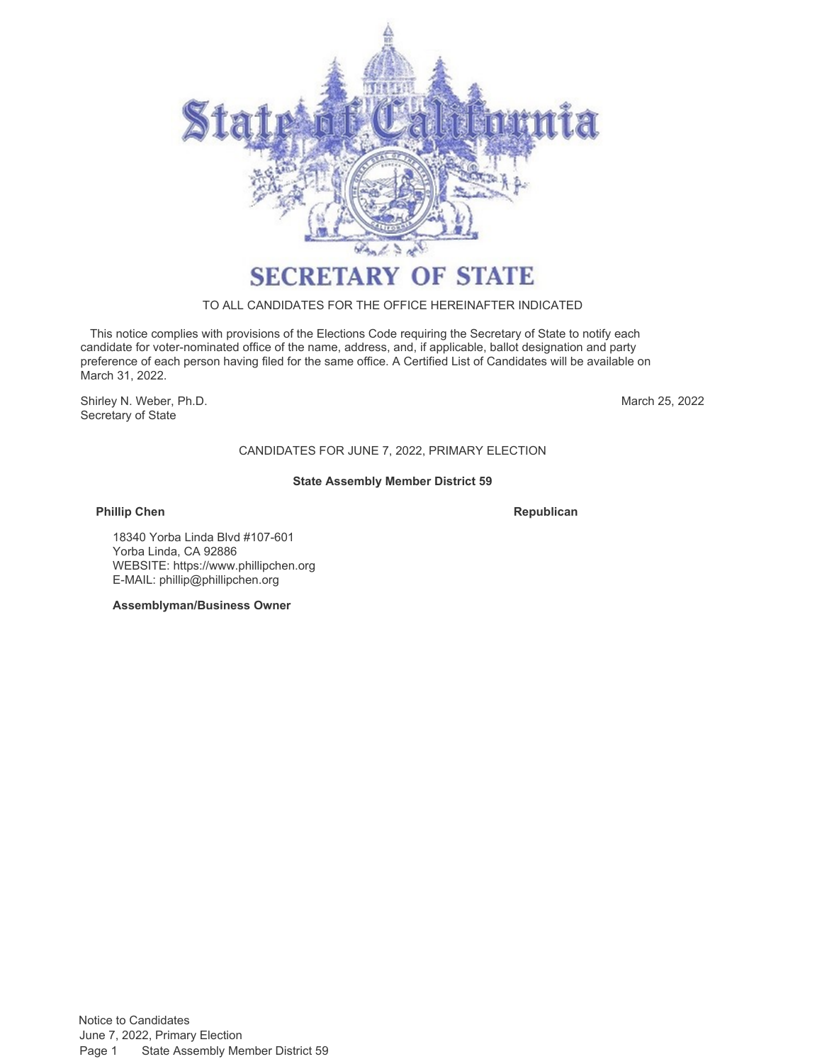# SECRETARY OF STATE

TO ALL CANDIDATES FOR THE OFFICE HEREINAFTER INDICATED

This notice complies with provisions of the Elections Code requiring the Secretary of State to notify each candidate for voter-nominated office of the name, address, and, if applicable, ballot designation and party preference of each person having filed for the same office. A Certified List of Candidates will be available on March 31, 2022.

Shirley N. Weber, Ph.D.
Secretary of State

March 25, 2022

CANDIDATES FOR JUNE 7, 2022, PRIMARY ELECTION

**State Assembly Member District 59**

**Phillip Chen** **Republican**

18340 Yorba Linda Blvd #107-601
Yorba Linda, CA 92886
WEBSITE: https://www.phillipchen.org
E-MAIL: phillip@phillipchen.org

**Assemblyman/Business Owner**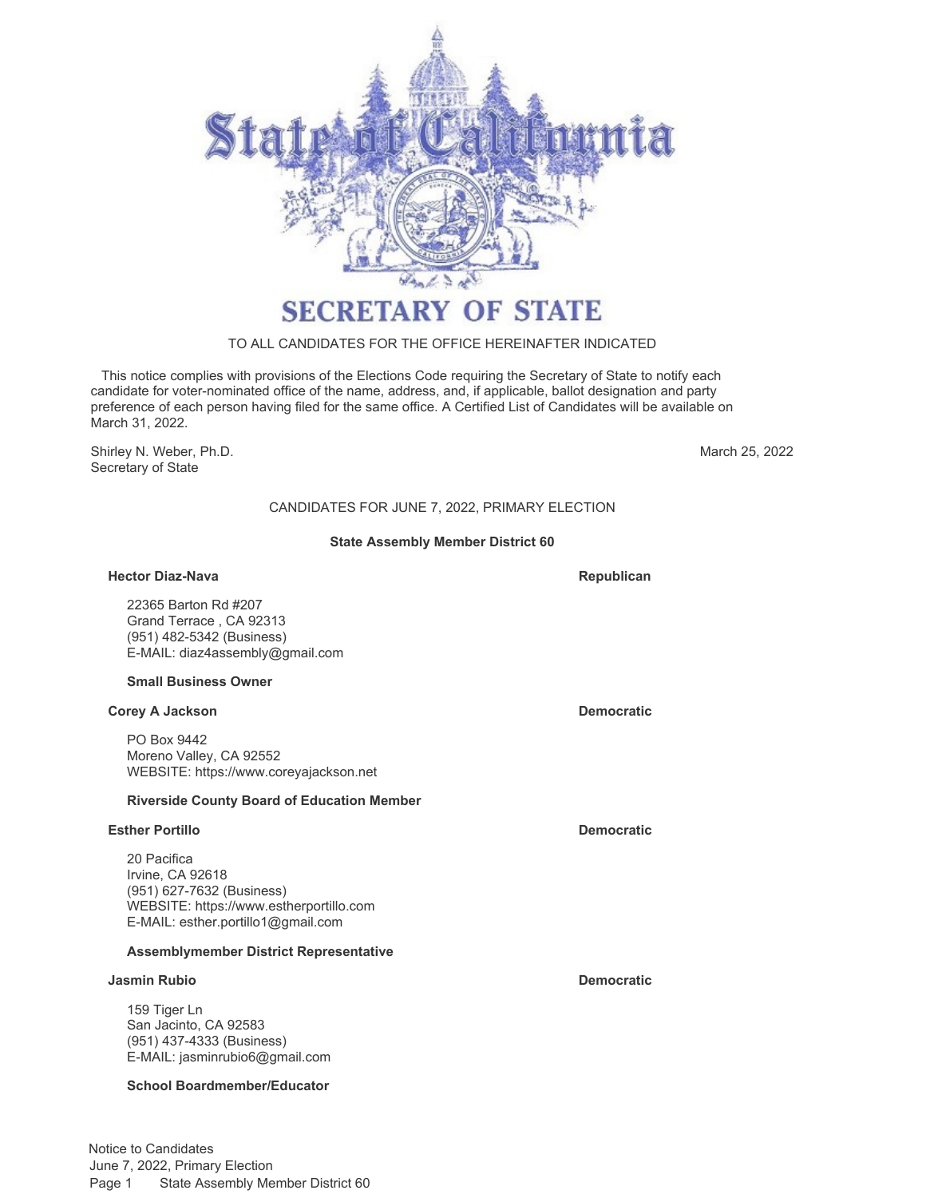# SECRETARY OF STATE

TO ALL CANDIDATES FOR THE OFFICE HEREINAFTER INDICATED

This notice complies with provisions of the Elections Code requiring the Secretary of State to notify each candidate for voter-nominated office of the name, address, and, if applicable, ballot designation and party preference of each person having filed for the same office. A Certified List of Candidates will be available on March 31, 2022.

Shirley N. Weber, Ph.D.
Secretary of State

March 25, 2022

CANDIDATES FOR JUNE 7, 2022, PRIMARY ELECTION

**State Assembly Member District 60**

**Hector Diaz-Nava** — **Republican**

22365 Barton Rd #207
Grand Terrace , CA 92313
(951) 482-5342 (Business)
E-MAIL: diaz4assembly@gmail.com

**Small Business Owner**

**Corey A Jackson** — **Democratic**

PO Box 9442
Moreno Valley, CA 92552
WEBSITE: https://www.coreyajackson.net

**Riverside County Board of Education Member**

**Esther Portillo** — **Democratic**

20 Pacifica
Irvine, CA 92618
(951) 627-7632 (Business)
WEBSITE: https://www.estherportillo.com
E-MAIL: esther.portillo1@gmail.com

**Assemblymember District Representative**

**Jasmin Rubio** — **Democratic**

159 Tiger Ln
San Jacinto, CA 92583
(951) 437-4333 (Business)
E-MAIL: jasminrubio6@gmail.com

**School Boardmember/Educator**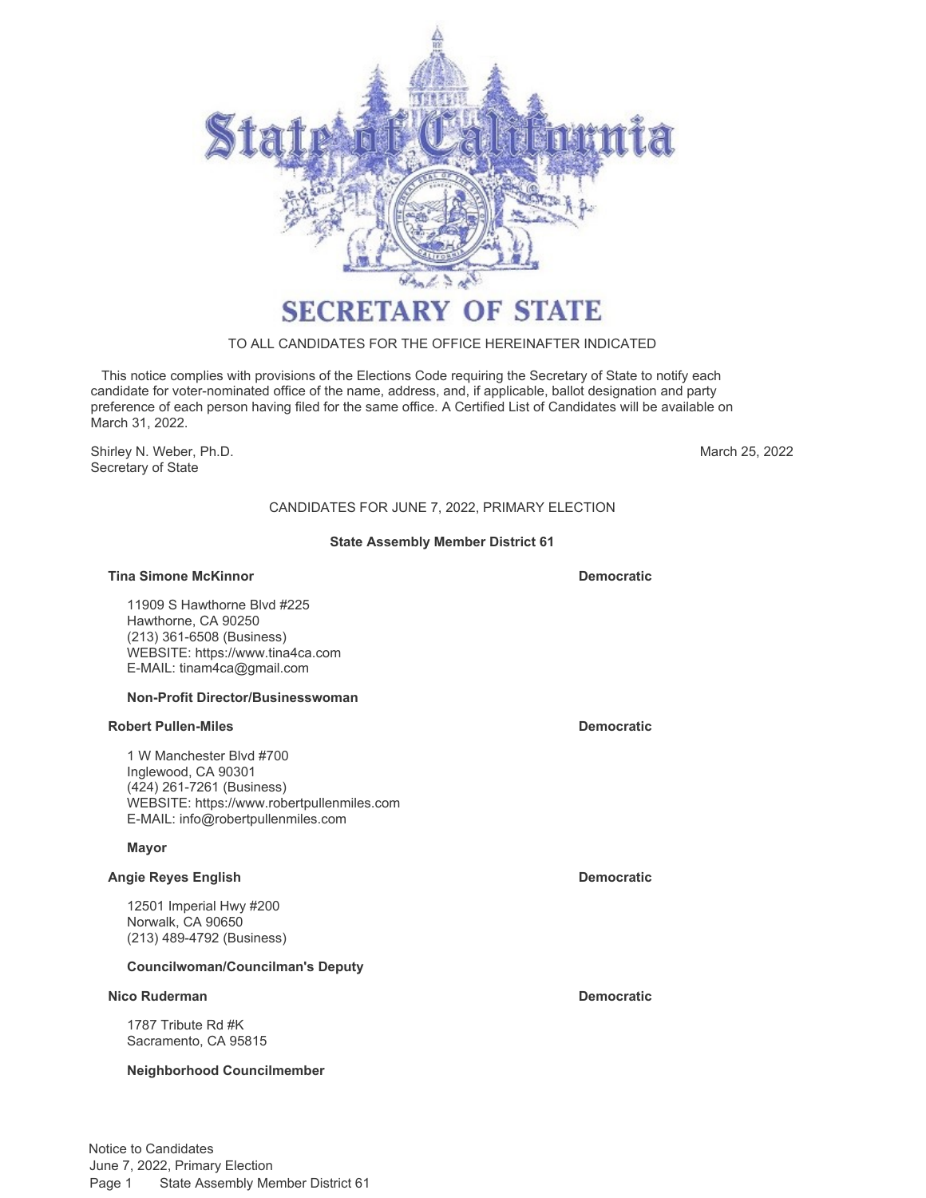# SECRETARY OF STATE

TO ALL CANDIDATES FOR THE OFFICE HEREINAFTER INDICATED

This notice complies with provisions of the Elections Code requiring the Secretary of State to notify each candidate for voter-nominated office of the name, address, and, if applicable, ballot designation and party preference of each person having filed for the same office. A Certified List of Candidates will be available on March 31, 2022.

Shirley N. Weber, Ph.D.
Secretary of State

March 25, 2022

## CANDIDATES FOR JUNE 7, 2022, PRIMARY ELECTION

### State Assembly Member District 61

**Tina Simone McKinnor** — **Democratic**

11909 S Hawthorne Blvd #225
Hawthorne, CA 90250
(213) 361-6508 (Business)
WEBSITE: https://www.tina4ca.com
E-MAIL: tinam4ca@gmail.com

**Non-Profit Director/Businesswoman**

**Robert Pullen-Miles** — **Democratic**

1 W Manchester Blvd #700
Inglewood, CA 90301
(424) 261-7261 (Business)
WEBSITE: https://www.robertpullenmiles.com
E-MAIL: info@robertpullenmiles.com

**Mayor**

**Angie Reyes English** — **Democratic**

12501 Imperial Hwy #200
Norwalk, CA 90650
(213) 489-4792 (Business)

**Councilwoman/Councilman's Deputy**

**Nico Ruderman** — **Democratic**

1787 Tribute Rd #K
Sacramento, CA 95815

**Neighborhood Councilmember**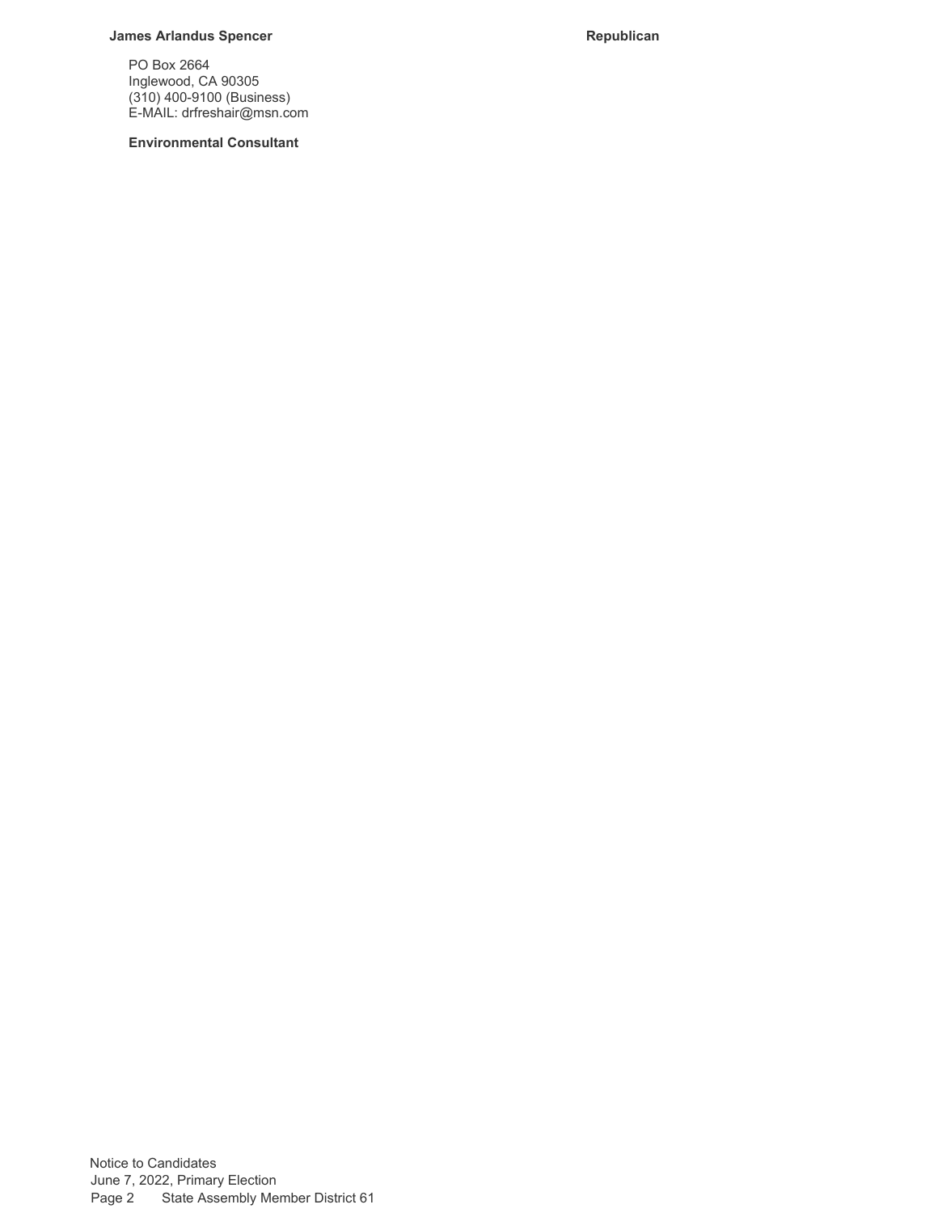**James Arlandus Spencer** **Republican**

PO Box 2664
Inglewood, CA 90305
(310) 400-9100 (Business)
E-MAIL: drfreshair@msn.com

**Environmental Consultant**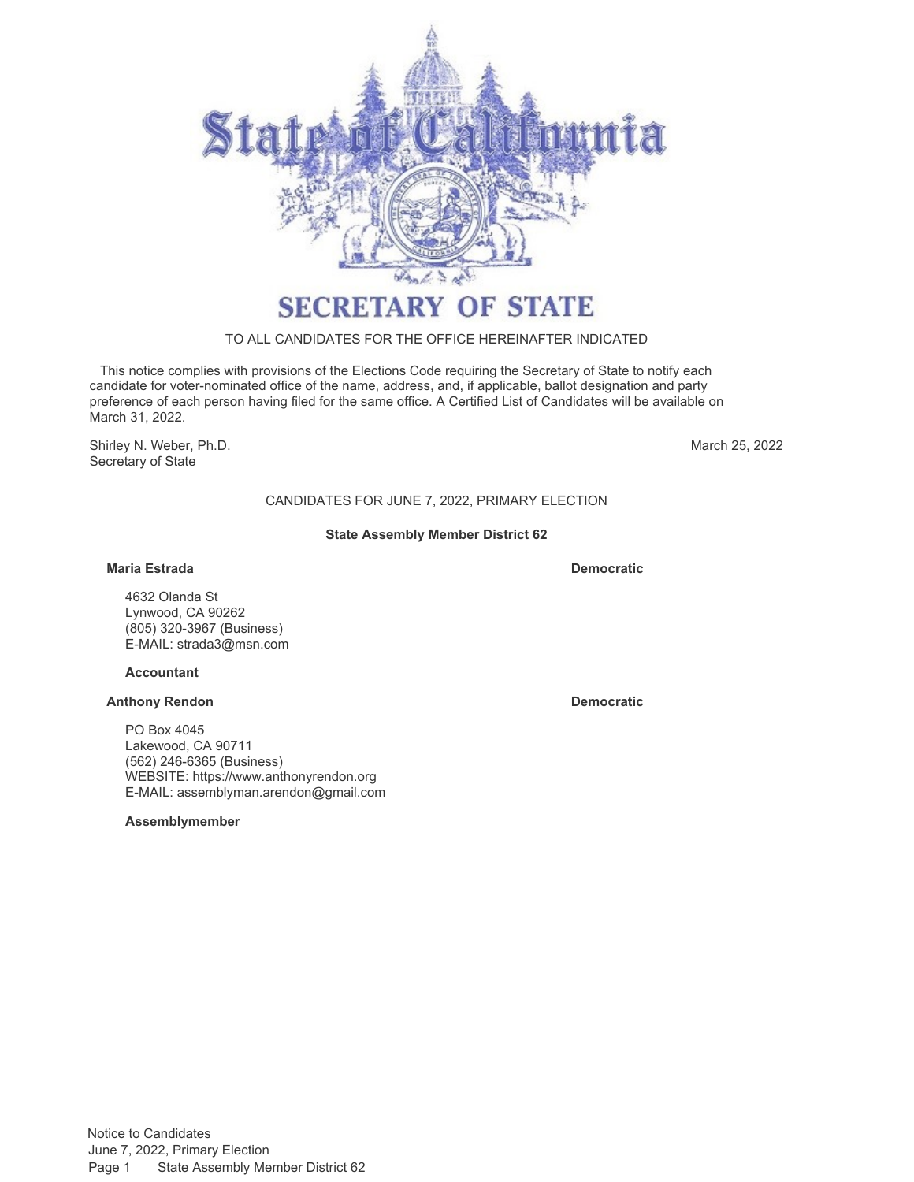# SECRETARY OF STATE

TO ALL CANDIDATES FOR THE OFFICE HEREINAFTER INDICATED

This notice complies with provisions of the Elections Code requiring the Secretary of State to notify each candidate for voter-nominated office of the name, address, and, if applicable, ballot designation and party preference of each person having filed for the same office. A Certified List of Candidates will be available on March 31, 2022.

Shirley N. Weber, Ph.D.
Secretary of State

March 25, 2022

## CANDIDATES FOR JUNE 7, 2022, PRIMARY ELECTION

### State Assembly Member District 62

**Maria Estrada** — **Democratic**

4632 Olanda St
Lynwood, CA 90262
(805) 320-3967 (Business)
E-MAIL: strada3@msn.com

**Accountant**

**Anthony Rendon** — **Democratic**

PO Box 4045
Lakewood, CA 90711
(562) 246-6365 (Business)
WEBSITE: https://www.anthonyrendon.org
E-MAIL: assemblyman.arendon@gmail.com

**Assemblymember**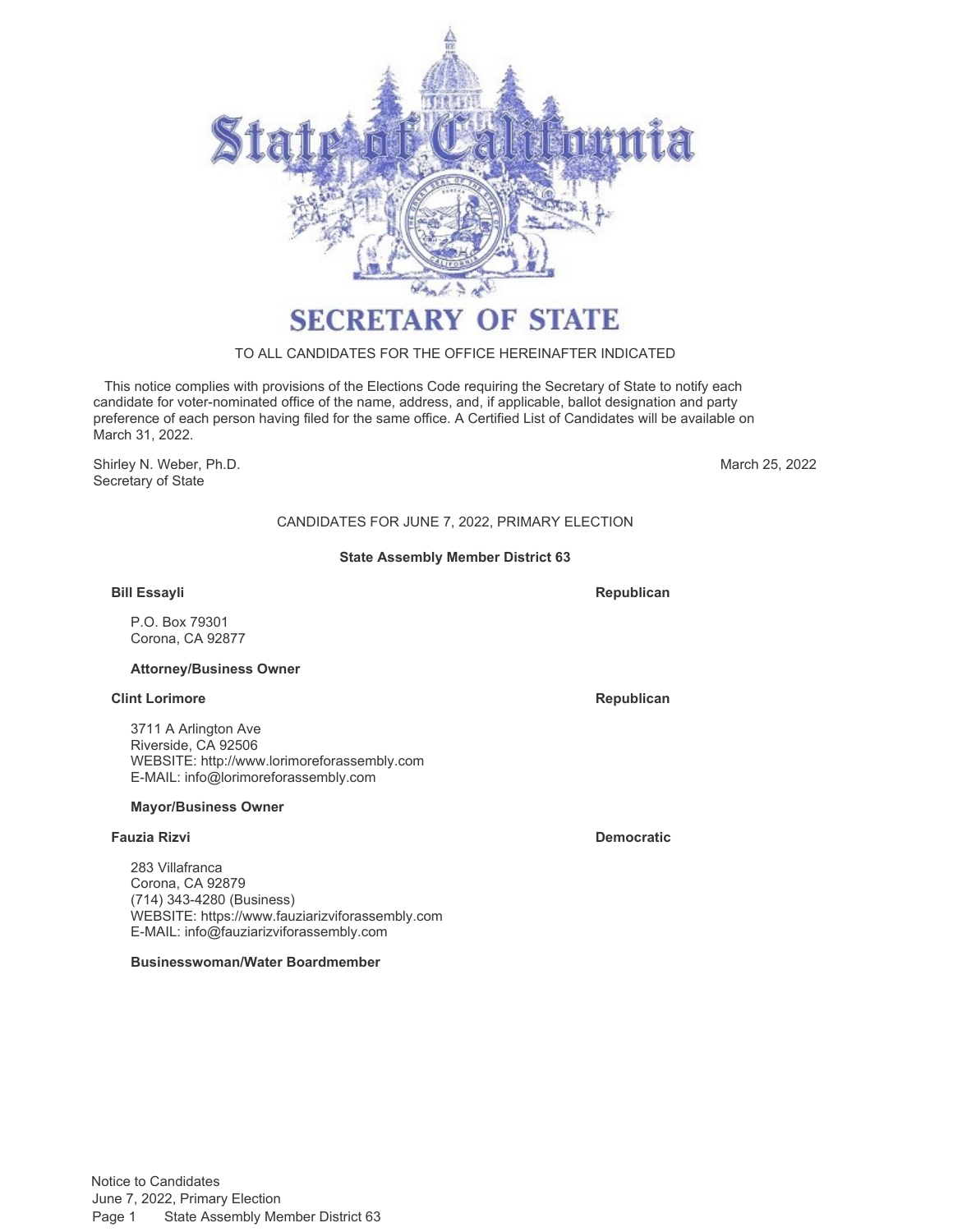# SECRETARY OF STATE

TO ALL CANDIDATES FOR THE OFFICE HEREINAFTER INDICATED

This notice complies with provisions of the Elections Code requiring the Secretary of State to notify each candidate for voter-nominated office of the name, address, and, if applicable, ballot designation and party preference of each person having filed for the same office. A Certified List of Candidates will be available on March 31, 2022.

Shirley N. Weber, Ph.D.
Secretary of State

March 25, 2022

CANDIDATES FOR JUNE 7, 2022, PRIMARY ELECTION

**State Assembly Member District 63**

**Bill Essayli** — **Republican**

P.O. Box 79301
Corona, CA 92877

**Attorney/Business Owner**

**Clint Lorimore** — **Republican**

3711 A Arlington Ave
Riverside, CA 92506
WEBSITE: http://www.lorimoreforassembly.com
E-MAIL: info@lorimoreforassembly.com

**Mayor/Business Owner**

**Fauzia Rizvi** — **Democratic**

283 Villafranca
Corona, CA 92879
(714) 343-4280 (Business)
WEBSITE: https://www.fauziarizviforassembly.com
E-MAIL: info@fauziarizviforassembly.com

**Businesswoman/Water Boardmember**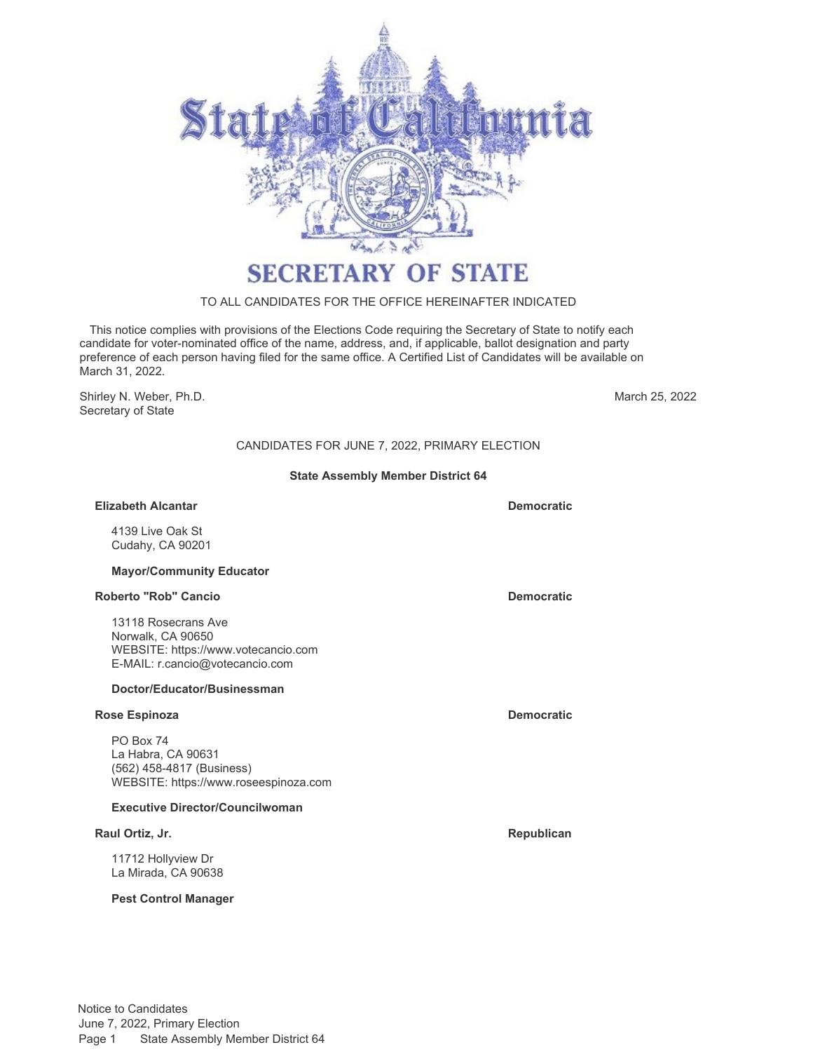# SECRETARY OF STATE

TO ALL CANDIDATES FOR THE OFFICE HEREINAFTER INDICATED

This notice complies with provisions of the Elections Code requiring the Secretary of State to notify each candidate for voter-nominated office of the name, address, and, if applicable, ballot designation and party preference of each person having filed for the same office. A Certified List of Candidates will be available on March 31, 2022.

Shirley N. Weber, Ph.D.
Secretary of State

March 25, 2022

## CANDIDATES FOR JUNE 7, 2022, PRIMARY ELECTION

### State Assembly Member District 64

**Elizabeth Alcantar** — **Democratic**

4139 Live Oak St
Cudahy, CA 90201

**Mayor/Community Educator**

**Roberto "Rob" Cancio** — **Democratic**

13118 Rosecrans Ave
Norwalk, CA 90650
WEBSITE: https://www.votecancio.com
E-MAIL: r.cancio@votecancio.com

**Doctor/Educator/Businessman**

**Rose Espinoza** — **Democratic**

PO Box 74
La Habra, CA 90631
(562) 458-4817 (Business)
WEBSITE: https://www.roseespinoza.com

**Executive Director/Councilwoman**

**Raul Ortiz, Jr.** — **Republican**

11712 Hollyview Dr
La Mirada, CA 90638

**Pest Control Manager**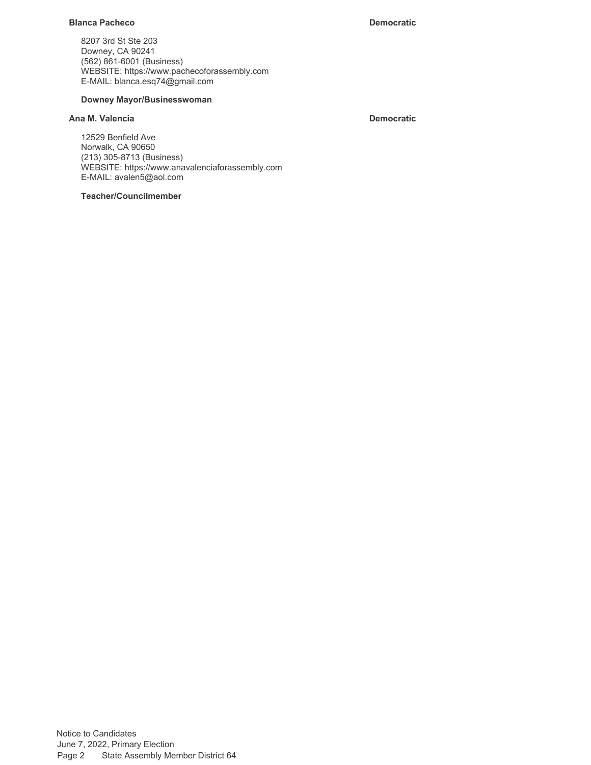**Blanca Pacheco** **Democratic**

8207 3rd St Ste 203
Downey, CA 90241
(562) 861-6001 (Business)
WEBSITE: https://www.pachecoforassembly.com
E-MAIL: blanca.esq74@gmail.com

**Downey Mayor/Businesswoman**

**Ana M. Valencia** **Democratic**

12529 Benfield Ave
Norwalk, CA 90650
(213) 305-8713 (Business)
WEBSITE: https://www.anavalenciaforassembly.com
E-MAIL: avalen5@aol.com

**Teacher/Councilmember**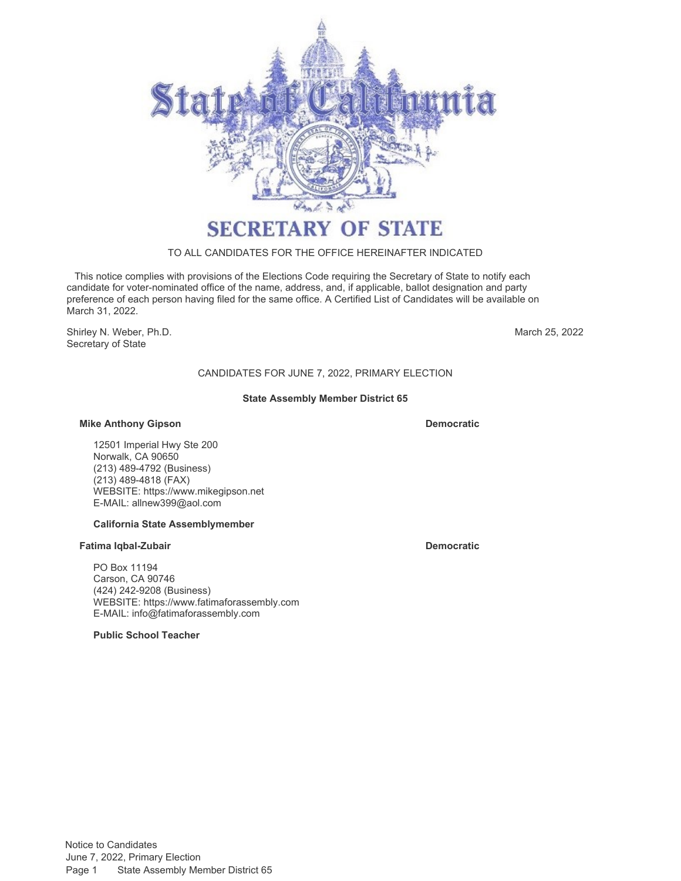# SECRETARY OF STATE

TO ALL CANDIDATES FOR THE OFFICE HEREINAFTER INDICATED

This notice complies with provisions of the Elections Code requiring the Secretary of State to notify each candidate for voter-nominated office of the name, address, and, if applicable, ballot designation and party preference of each person having filed for the same office. A Certified List of Candidates will be available on March 31, 2022.

Shirley N. Weber, Ph.D.
Secretary of State

March 25, 2022

## CANDIDATES FOR JUNE 7, 2022, PRIMARY ELECTION

### State Assembly Member District 65

**Mike Anthony Gipson** — **Democratic**

12501 Imperial Hwy Ste 200
Norwalk, CA 90650
(213) 489-4792 (Business)
(213) 489-4818 (FAX)
WEBSITE: https://www.mikegipson.net
E-MAIL: allnew399@aol.com

**California State Assemblymember**

**Fatima Iqbal-Zubair** — **Democratic**

PO Box 11194
Carson, CA 90746
(424) 242-9208 (Business)
WEBSITE: https://www.fatimaforassembly.com
E-MAIL: info@fatimaforassembly.com

**Public School Teacher**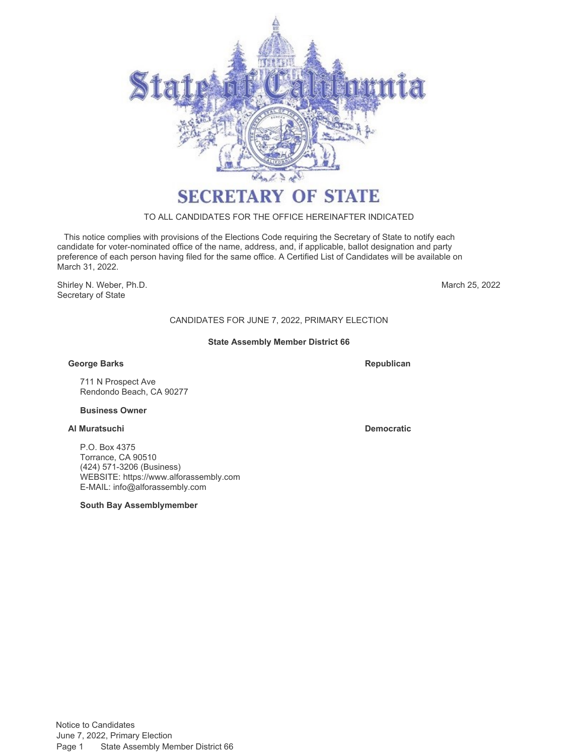# SECRETARY OF STATE

TO ALL CANDIDATES FOR THE OFFICE HEREINAFTER INDICATED

This notice complies with provisions of the Elections Code requiring the Secretary of State to notify each candidate for voter-nominated office of the name, address, and, if applicable, ballot designation and party preference of each person having filed for the same office. A Certified List of Candidates will be available on March 31, 2022.

Shirley N. Weber, Ph.D.
Secretary of State

March 25, 2022

CANDIDATES FOR JUNE 7, 2022, PRIMARY ELECTION

**State Assembly Member District 66**

**George Barks** — **Republican**

711 N Prospect Ave
Rendondo Beach, CA 90277

**Business Owner**

**Al Muratsuchi** — **Democratic**

P.O. Box 4375
Torrance, CA 90510
(424) 571-3206 (Business)
WEBSITE: https://www.alforassembly.com
E-MAIL: info@alforassembly.com

**South Bay Assemblymember**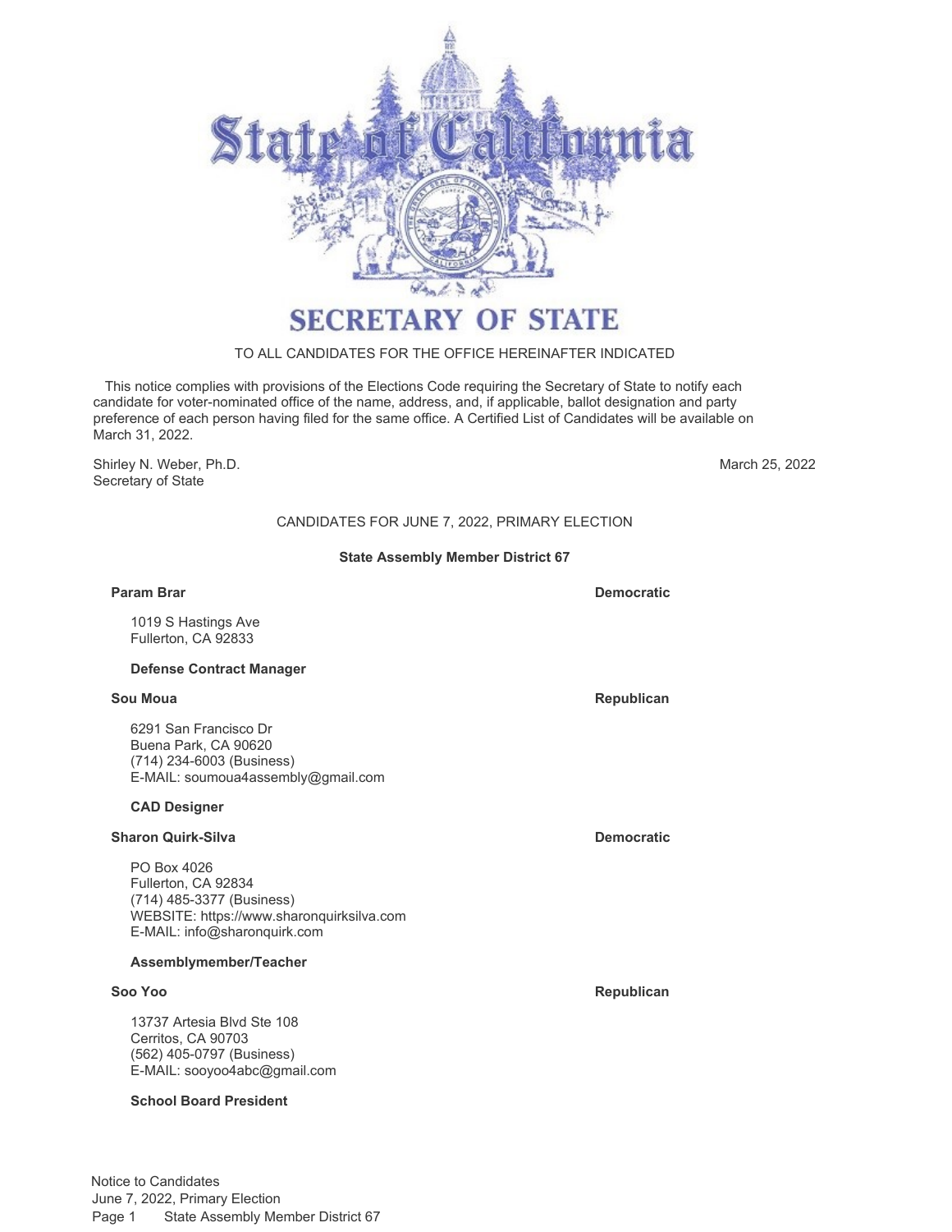# SECRETARY OF STATE

TO ALL CANDIDATES FOR THE OFFICE HEREINAFTER INDICATED

This notice complies with provisions of the Elections Code requiring the Secretary of State to notify each candidate for voter-nominated office of the name, address, and, if applicable, ballot designation and party preference of each person having filed for the same office. A Certified List of Candidates will be available on March 31, 2022.

Shirley N. Weber, Ph.D.
Secretary of State

March 25, 2022

## CANDIDATES FOR JUNE 7, 2022, PRIMARY ELECTION

### State Assembly Member District 67

**Param Brar** — **Democratic**

1019 S Hastings Ave
Fullerton, CA 92833

**Defense Contract Manager**

**Sou Moua** — **Republican**

6291 San Francisco Dr
Buena Park, CA 90620
(714) 234-6003 (Business)
E-MAIL: soumoua4assembly@gmail.com

**CAD Designer**

**Sharon Quirk-Silva** — **Democratic**

PO Box 4026
Fullerton, CA 92834
(714) 485-3377 (Business)
WEBSITE: https://www.sharonquirksilva.com
E-MAIL: info@sharonquirk.com

**Assemblymember/Teacher**

**Soo Yoo** — **Republican**

13737 Artesia Blvd Ste 108
Cerritos, CA 90703
(562) 405-0797 (Business)
E-MAIL: sooyoo4abc@gmail.com

**School Board President**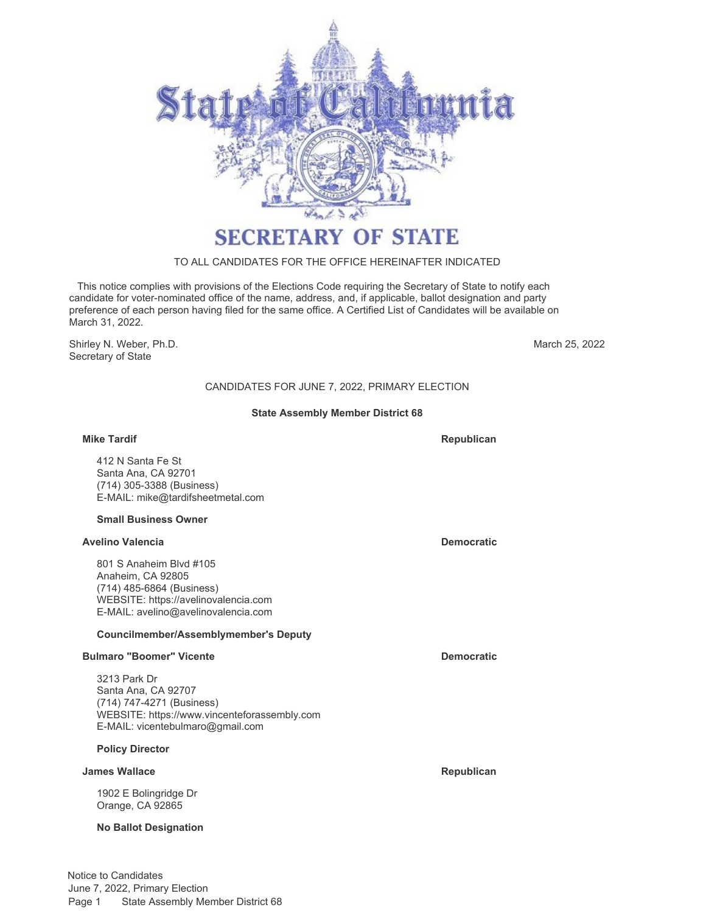# SECRETARY OF STATE

TO ALL CANDIDATES FOR THE OFFICE HEREINAFTER INDICATED

This notice complies with provisions of the Elections Code requiring the Secretary of State to notify each candidate for voter-nominated office of the name, address, and, if applicable, ballot designation and party preference of each person having filed for the same office. A Certified List of Candidates will be available on March 31, 2022.

Shirley N. Weber, Ph.D.
Secretary of State

March 25, 2022

## CANDIDATES FOR JUNE 7, 2022, PRIMARY ELECTION

### State Assembly Member District 68

**Mike Tardif** — **Republican**

412 N Santa Fe St
Santa Ana, CA 92701
(714) 305-3388 (Business)
E-MAIL: mike@tardifsheetmetal.com

**Small Business Owner**

**Avelino Valencia** — **Democratic**

801 S Anaheim Blvd #105
Anaheim, CA 92805
(714) 485-6864 (Business)
WEBSITE: https://avelinovalencia.com
E-MAIL: avelino@avelinovalencia.com

**Councilmember/Assemblymember's Deputy**

**Bulmaro "Boomer" Vicente** — **Democratic**

3213 Park Dr
Santa Ana, CA 92707
(714) 747-4271 (Business)
WEBSITE: https://www.vincenteforassembly.com
E-MAIL: vicentebulmaro@gmail.com

**Policy Director**

**James Wallace** — **Republican**

1902 E Bolingridge Dr
Orange, CA 92865

**No Ballot Designation**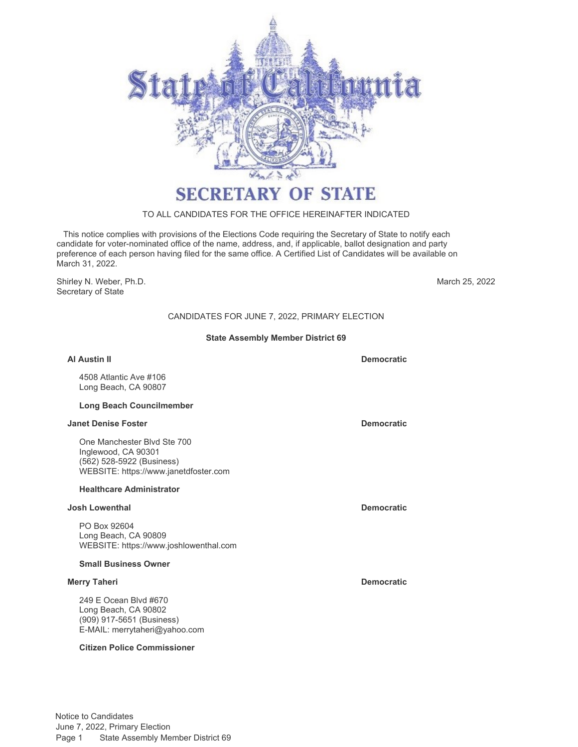# State of California

## SECRETARY OF STATE

TO ALL CANDIDATES FOR THE OFFICE HEREINAFTER INDICATED

This notice complies with provisions of the Elections Code requiring the Secretary of State to notify each candidate for voter-nominated office of the name, address, and, if applicable, ballot designation and party preference of each person having filed for the same office. A Certified List of Candidates will be available on March 31, 2022.

Shirley N. Weber, Ph.D.
Secretary of State

March 25, 2022

CANDIDATES FOR JUNE 7, 2022, PRIMARY ELECTION

### State Assembly Member District 69

**Al Austin II** — **Democratic**

4508 Atlantic Ave #106
Long Beach, CA 90807

**Long Beach Councilmember**

**Janet Denise Foster** — **Democratic**

One Manchester Blvd Ste 700
Inglewood, CA 90301
(562) 528-5922 (Business)
WEBSITE: https://www.janetdfoster.com

**Healthcare Administrator**

**Josh Lowenthal** — **Democratic**

PO Box 92604
Long Beach, CA 90809
WEBSITE: https://www.joshlowenthal.com

**Small Business Owner**

**Merry Taheri** — **Democratic**

249 E Ocean Blvd #670
Long Beach, CA 90802
(909) 917-5651 (Business)
E-MAIL: merrytaheri@yahoo.com

**Citizen Police Commissioner**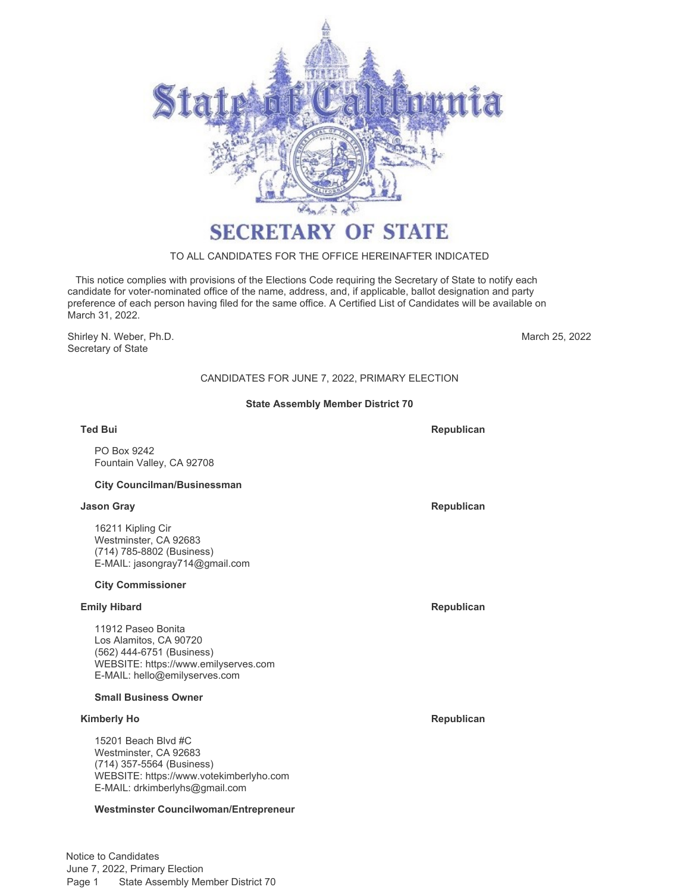# State of California

## SECRETARY OF STATE

TO ALL CANDIDATES FOR THE OFFICE HEREINAFTER INDICATED

This notice complies with provisions of the Elections Code requiring the Secretary of State to notify each candidate for voter-nominated office of the name, address, and, if applicable, ballot designation and party preference of each person having filed for the same office. A Certified List of Candidates will be available on March 31, 2022.

Shirley N. Weber, Ph.D.
Secretary of State

March 25, 2022

CANDIDATES FOR JUNE 7, 2022, PRIMARY ELECTION

**State Assembly Member District 70**

**Ted Bui** — **Republican**

PO Box 9242
Fountain Valley, CA 92708

**City Councilman/Businessman**

**Jason Gray** — **Republican**

16211 Kipling Cir
Westminster, CA 92683
(714) 785-8802 (Business)
E-MAIL: jasongray714@gmail.com

**City Commissioner**

**Emily Hibard** — **Republican**

11912 Paseo Bonita
Los Alamitos, CA 90720
(562) 444-6751 (Business)
WEBSITE: https://www.emilyserves.com
E-MAIL: hello@emilyserves.com

**Small Business Owner**

**Kimberly Ho** — **Republican**

15201 Beach Blvd #C
Westminster, CA 92683
(714) 357-5564 (Business)
WEBSITE: https://www.votekimberlyho.com
E-MAIL: drkimberlyhs@gmail.com

**Westminster Councilwoman/Entrepreneur**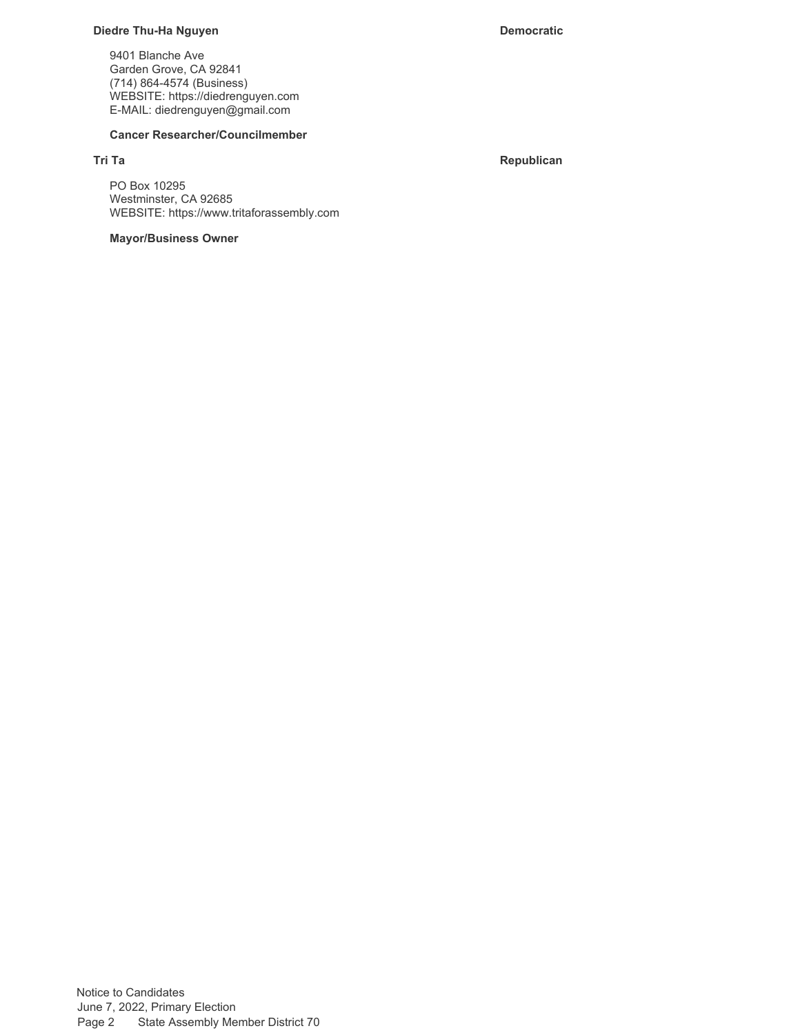**Diedre Thu-Ha Nguyen** **Democratic**

9401 Blanche Ave
Garden Grove, CA 92841
(714) 864-4574 (Business)
WEBSITE: https://diedrenguyen.com
E-MAIL: diedrenguyen@gmail.com

**Cancer Researcher/Councilmember**

**Tri Ta** **Republican**

PO Box 10295
Westminster, CA 92685
WEBSITE: https://www.tritaforassembly.com

**Mayor/Business Owner**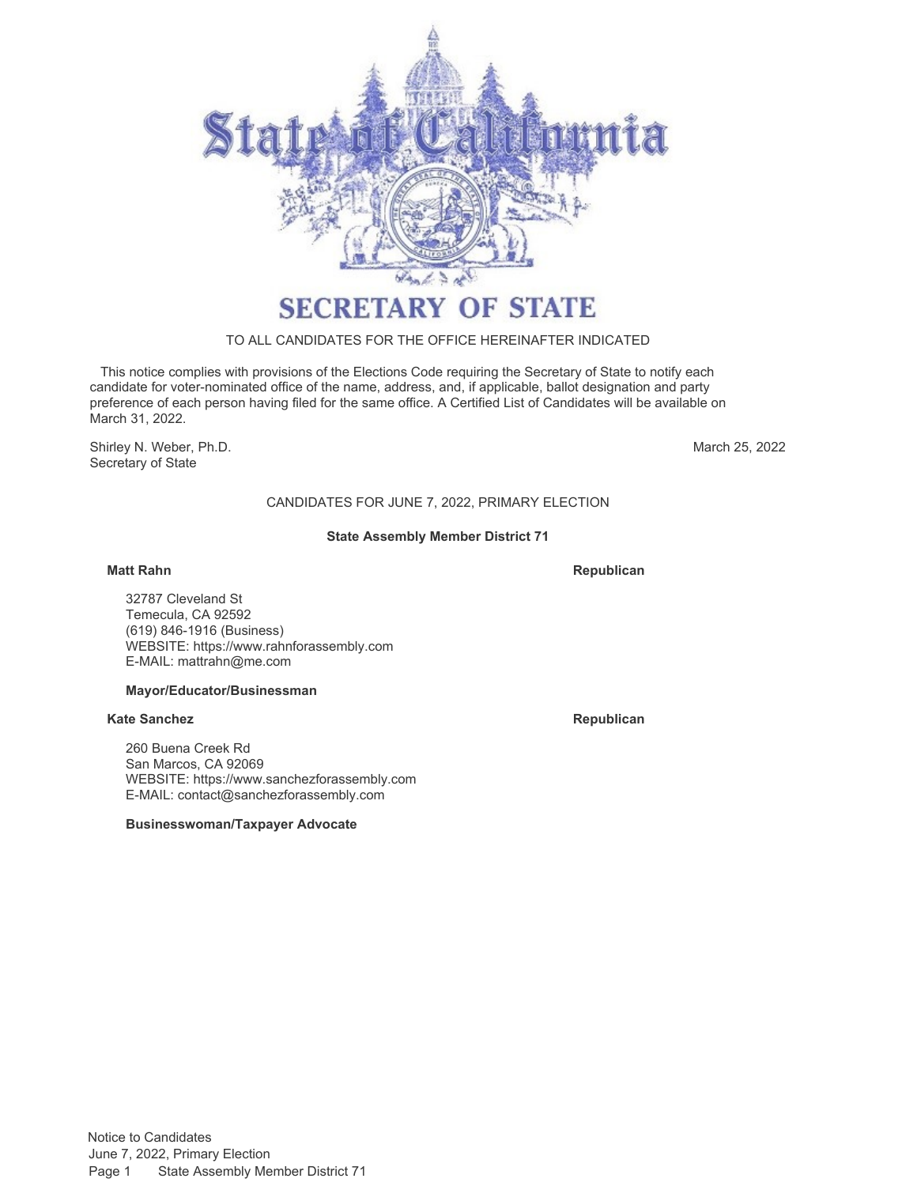# SECRETARY OF STATE

TO ALL CANDIDATES FOR THE OFFICE HEREINAFTER INDICATED

This notice complies with provisions of the Elections Code requiring the Secretary of State to notify each candidate for voter-nominated office of the name, address, and, if applicable, ballot designation and party preference of each person having filed for the same office. A Certified List of Candidates will be available on March 31, 2022.

Shirley N. Weber, Ph.D.
Secretary of State

March 25, 2022

CANDIDATES FOR JUNE 7, 2022, PRIMARY ELECTION

**State Assembly Member District 71**

**Matt Rahn** — **Republican**

32787 Cleveland St
Temecula, CA 92592
(619) 846-1916 (Business)
WEBSITE: https://www.rahnforassembly.com
E-MAIL: mattrahn@me.com

**Mayor/Educator/Businessman**

**Kate Sanchez** — **Republican**

260 Buena Creek Rd
San Marcos, CA 92069
WEBSITE: https://www.sanchezforassembly.com
E-MAIL: contact@sanchezforassembly.com

**Businesswoman/Taxpayer Advocate**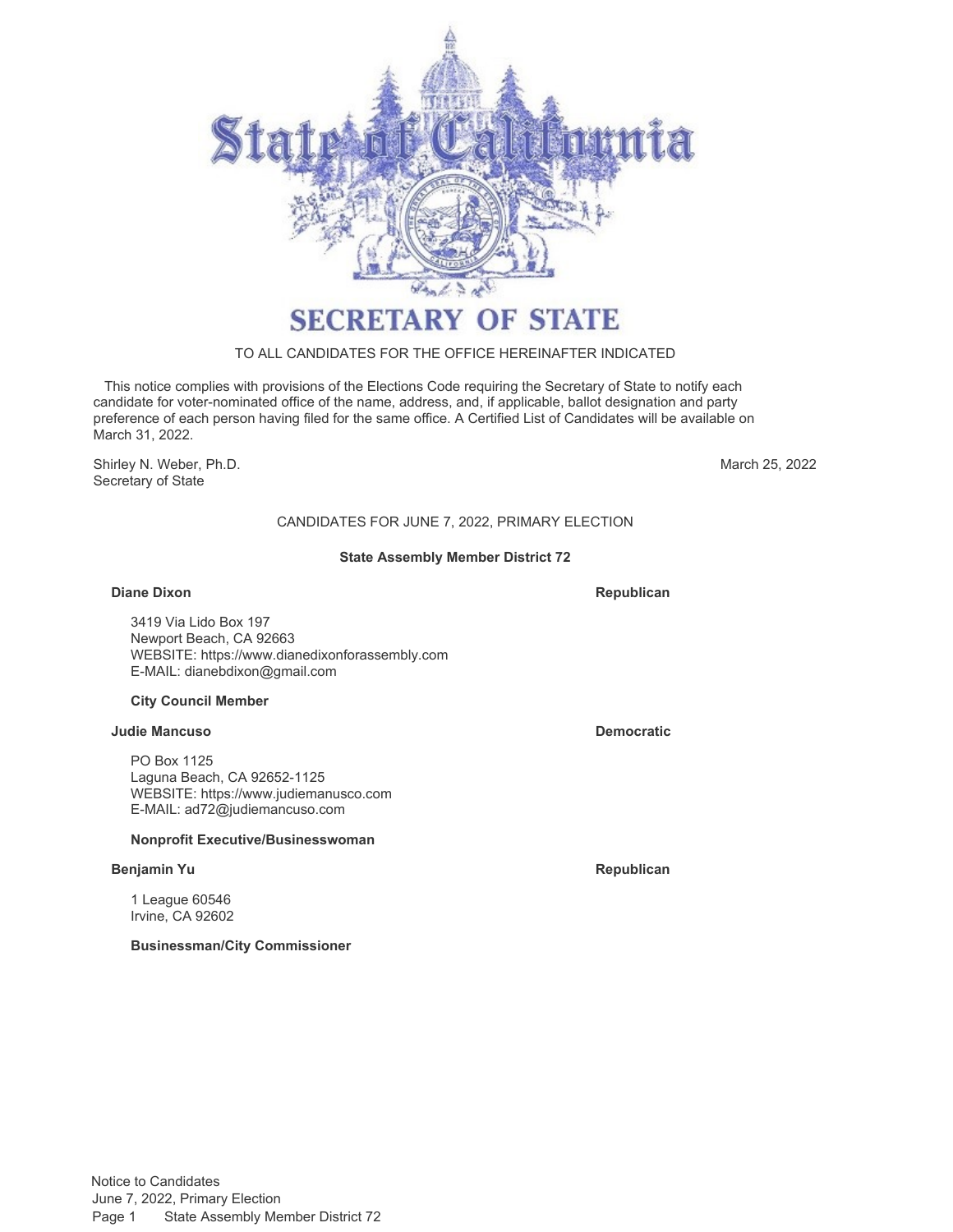# SECRETARY OF STATE

TO ALL CANDIDATES FOR THE OFFICE HEREINAFTER INDICATED

This notice complies with provisions of the Elections Code requiring the Secretary of State to notify each candidate for voter-nominated office of the name, address, and, if applicable, ballot designation and party preference of each person having filed for the same office. A Certified List of Candidates will be available on March 31, 2022.

Shirley N. Weber, Ph.D.
Secretary of State

March 25, 2022

## CANDIDATES FOR JUNE 7, 2022, PRIMARY ELECTION

### State Assembly Member District 72

**Diane Dixon** — **Republican**

3419 Via Lido Box 197
Newport Beach, CA 92663
WEBSITE: https://www.dianedixonforassembly.com
E-MAIL: dianebdixon@gmail.com

**City Council Member**

**Judie Mancuso** — **Democratic**

PO Box 1125
Laguna Beach, CA 92652-1125
WEBSITE: https://www.judiemanusco.com
E-MAIL: ad72@judiemancuso.com

**Nonprofit Executive/Businesswoman**

**Benjamin Yu** — **Republican**

1 League 60546
Irvine, CA 92602

**Businessman/City Commissioner**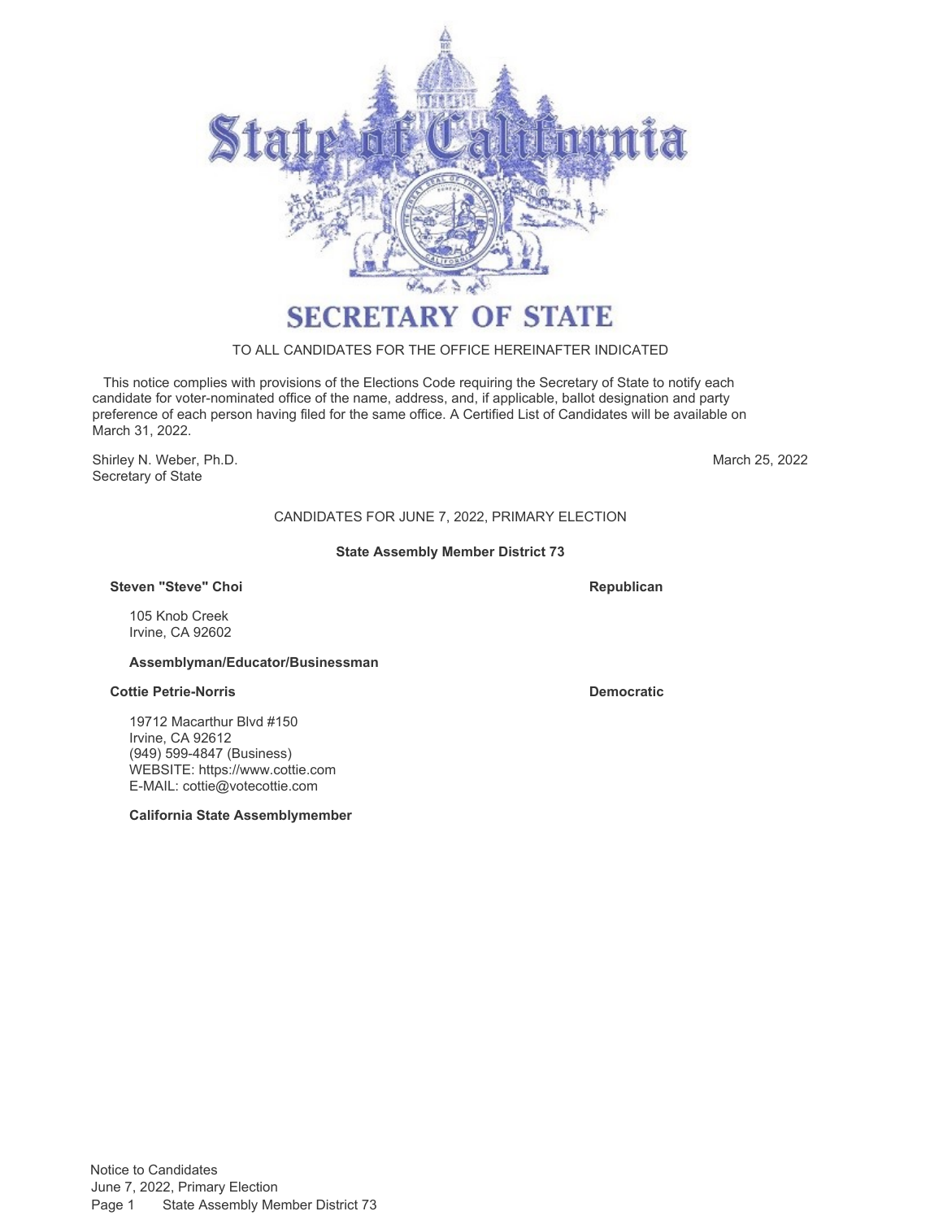# SECRETARY OF STATE

TO ALL CANDIDATES FOR THE OFFICE HEREINAFTER INDICATED

This notice complies with provisions of the Elections Code requiring the Secretary of State to notify each candidate for voter-nominated office of the name, address, and, if applicable, ballot designation and party preference of each person having filed for the same office. A Certified List of Candidates will be available on March 31, 2022.

Shirley N. Weber, Ph.D.
Secretary of State

March 25, 2022

CANDIDATES FOR JUNE 7, 2022, PRIMARY ELECTION

**State Assembly Member District 73**

**Steven "Steve" Choi** — **Republican**

105 Knob Creek
Irvine, CA 92602

**Assemblyman/Educator/Businessman**

**Cottie Petrie-Norris** — **Democratic**

19712 Macarthur Blvd #150
Irvine, CA 92612
(949) 599-4847 (Business)
WEBSITE: https://www.cottie.com
E-MAIL: cottie@votecottie.com

**California State Assemblymember**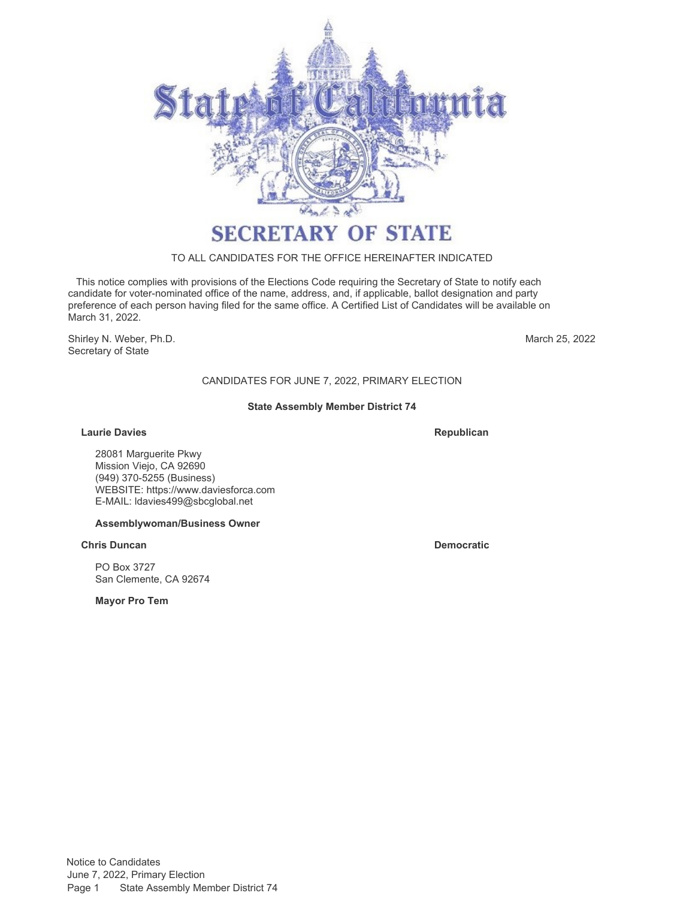# SECRETARY OF STATE

TO ALL CANDIDATES FOR THE OFFICE HEREINAFTER INDICATED

This notice complies with provisions of the Elections Code requiring the Secretary of State to notify each candidate for voter-nominated office of the name, address, and, if applicable, ballot designation and party preference of each person having filed for the same office. A Certified List of Candidates will be available on March 31, 2022.

Shirley N. Weber, Ph.D.
Secretary of State

March 25, 2022

## CANDIDATES FOR JUNE 7, 2022, PRIMARY ELECTION

### State Assembly Member District 74

**Laurie Davies** — **Republican**

28081 Marguerite Pkwy
Mission Viejo, CA 92690
(949) 370-5255 (Business)
WEBSITE: https://www.daviesforca.com
E-MAIL: ldavies499@sbcglobal.net

**Assemblywoman/Business Owner**

**Chris Duncan** — **Democratic**

PO Box 3727
San Clemente, CA 92674

**Mayor Pro Tem**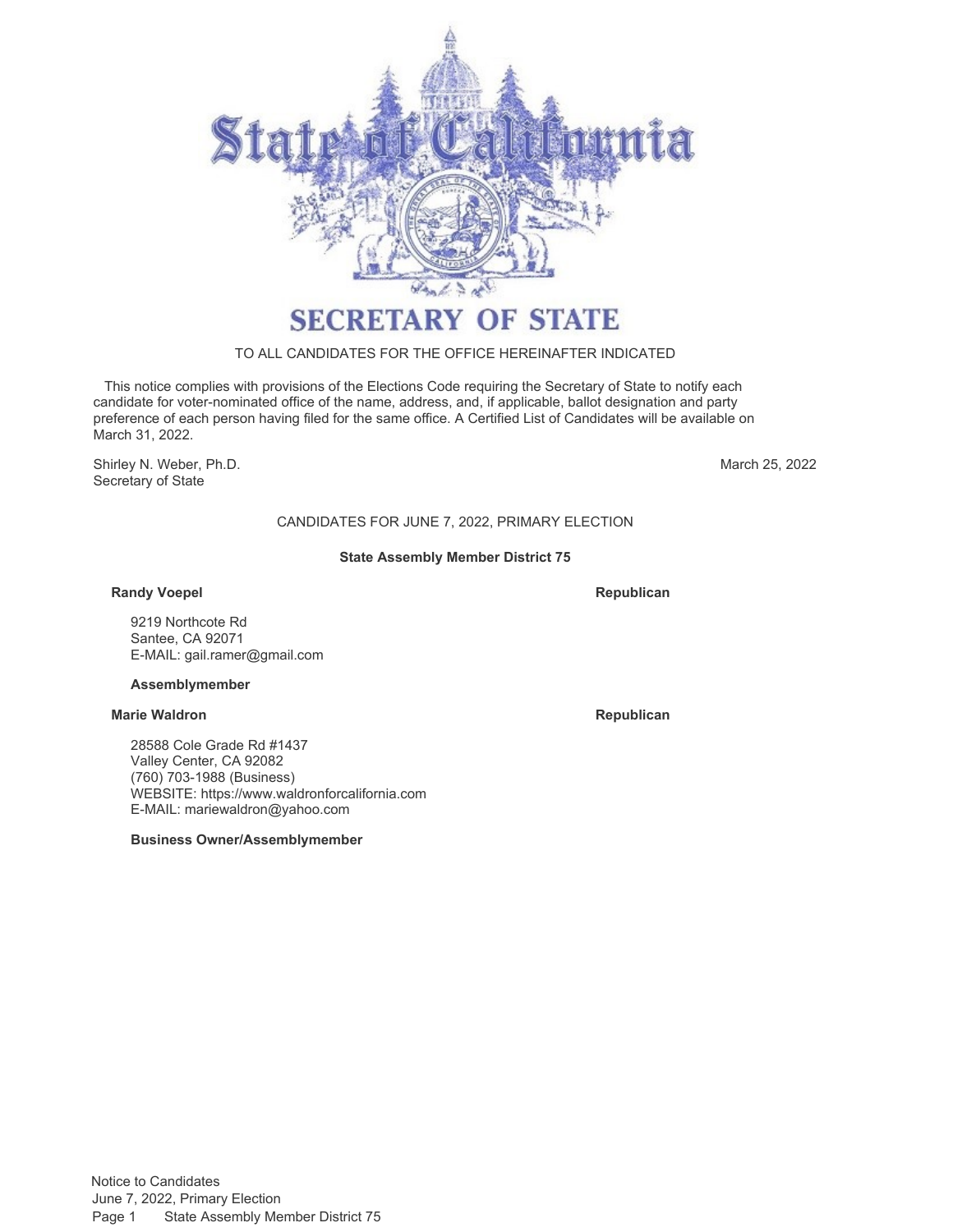# SECRETARY OF STATE

TO ALL CANDIDATES FOR THE OFFICE HEREINAFTER INDICATED

This notice complies with provisions of the Elections Code requiring the Secretary of State to notify each candidate for voter-nominated office of the name, address, and, if applicable, ballot designation and party preference of each person having filed for the same office. A Certified List of Candidates will be available on March 31, 2022.

Shirley N. Weber, Ph.D.
Secretary of State

March 25, 2022

## CANDIDATES FOR JUNE 7, 2022, PRIMARY ELECTION

### State Assembly Member District 75

**Randy Voepel** — **Republican**

9219 Northcote Rd
Santee, CA 92071
E-MAIL: gail.ramer@gmail.com

**Assemblymember**

**Marie Waldron** — **Republican**

28588 Cole Grade Rd #1437
Valley Center, CA 92082
(760) 703-1988 (Business)
WEBSITE: https://www.waldronforcalifornia.com
E-MAIL: mariewaldron@yahoo.com

**Business Owner/Assemblymember**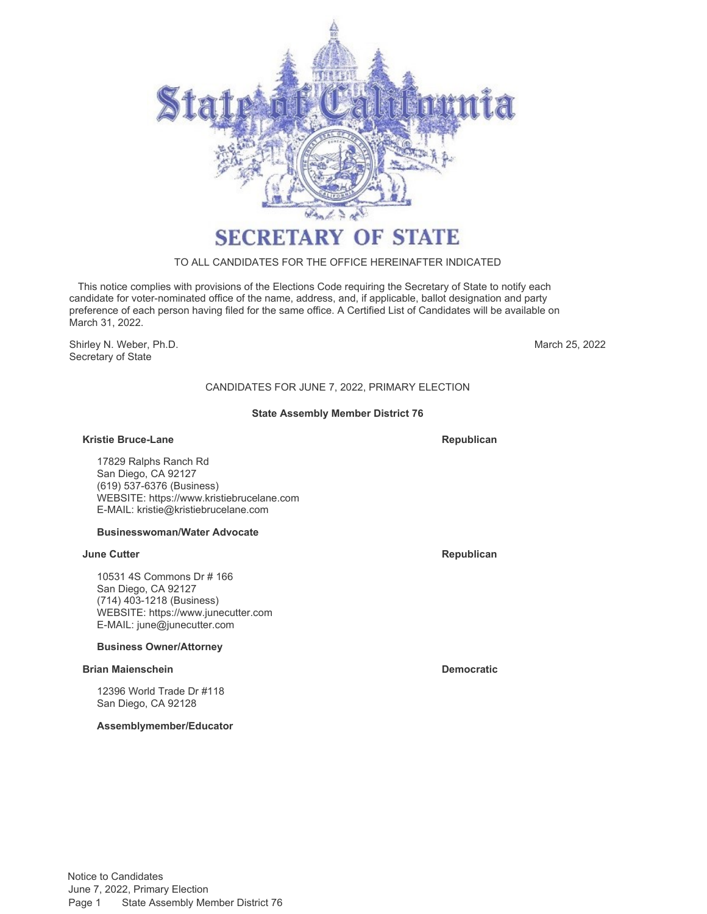# SECRETARY OF STATE

TO ALL CANDIDATES FOR THE OFFICE HEREINAFTER INDICATED

This notice complies with provisions of the Elections Code requiring the Secretary of State to notify each candidate for voter-nominated office of the name, address, and, if applicable, ballot designation and party preference of each person having filed for the same office. A Certified List of Candidates will be available on March 31, 2022.

Shirley N. Weber, Ph.D.
Secretary of State

March 25, 2022

## CANDIDATES FOR JUNE 7, 2022, PRIMARY ELECTION

### State Assembly Member District 76

**Kristie Bruce-Lane** — **Republican**

17829 Ralphs Ranch Rd
San Diego, CA 92127
(619) 537-6376 (Business)
WEBSITE: https://www.kristiebrucelane.com
E-MAIL: kristie@kristiebrucelane.com

**Businesswoman/Water Advocate**

**June Cutter** — **Republican**

10531 4S Commons Dr # 166
San Diego, CA 92127
(714) 403-1218 (Business)
WEBSITE: https://www.junecutter.com
E-MAIL: june@junecutter.com

**Business Owner/Attorney**

**Brian Maienschein** — **Democratic**

12396 World Trade Dr #118
San Diego, CA 92128

**Assemblymember/Educator**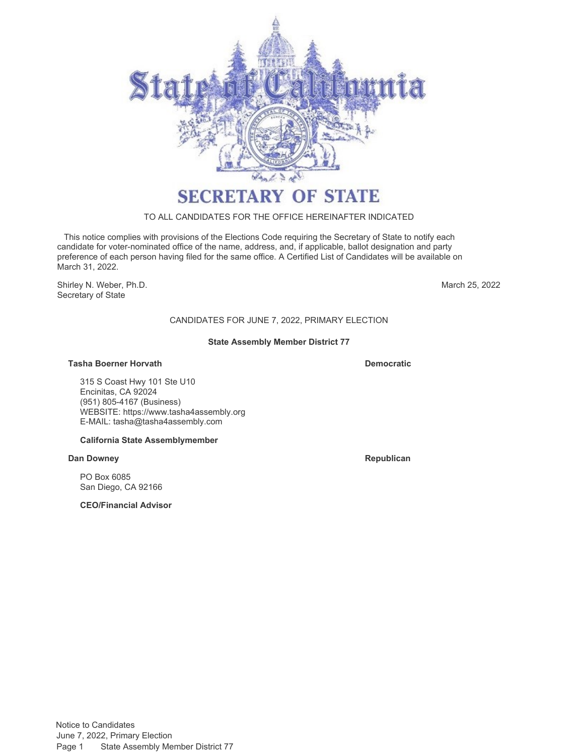# SECRETARY OF STATE

TO ALL CANDIDATES FOR THE OFFICE HEREINAFTER INDICATED

This notice complies with provisions of the Elections Code requiring the Secretary of State to notify each candidate for voter-nominated office of the name, address, and, if applicable, ballot designation and party preference of each person having filed for the same office. A Certified List of Candidates will be available on March 31, 2022.

Shirley N. Weber, Ph.D.
Secretary of State

March 25, 2022

CANDIDATES FOR JUNE 7, 2022, PRIMARY ELECTION

**State Assembly Member District 77**

**Tasha Boerner Horvath** — **Democratic**

315 S Coast Hwy 101 Ste U10
Encinitas, CA 92024
(951) 805-4167 (Business)
WEBSITE: https://www.tasha4assembly.org
E-MAIL: tasha@tasha4assembly.com

**California State Assemblymember**

**Dan Downey** — **Republican**

PO Box 6085
San Diego, CA 92166

**CEO/Financial Advisor**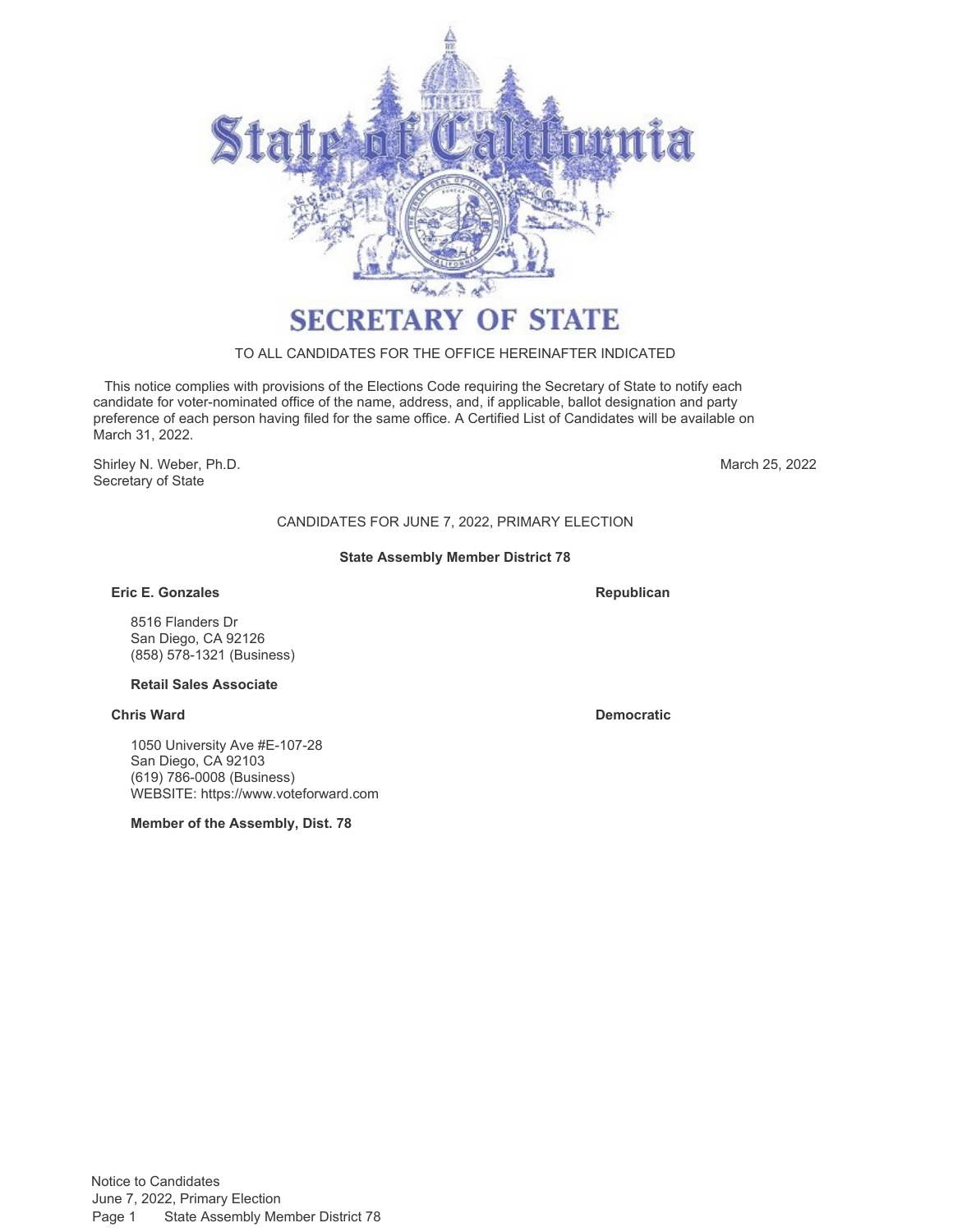# SECRETARY OF STATE

TO ALL CANDIDATES FOR THE OFFICE HEREINAFTER INDICATED

This notice complies with provisions of the Elections Code requiring the Secretary of State to notify each candidate for voter-nominated office of the name, address, and, if applicable, ballot designation and party preference of each person having filed for the same office. A Certified List of Candidates will be available on March 31, 2022.

Shirley N. Weber, Ph.D.
Secretary of State

March 25, 2022

CANDIDATES FOR JUNE 7, 2022, PRIMARY ELECTION

**State Assembly Member District 78**

**Eric E. Gonzales** — **Republican**

8516 Flanders Dr
San Diego, CA 92126
(858) 578-1321 (Business)

**Retail Sales Associate**

**Chris Ward** — **Democratic**

1050 University Ave #E-107-28
San Diego, CA 92103
(619) 786-0008 (Business)
WEBSITE: https://www.voteforward.com

**Member of the Assembly, Dist. 78**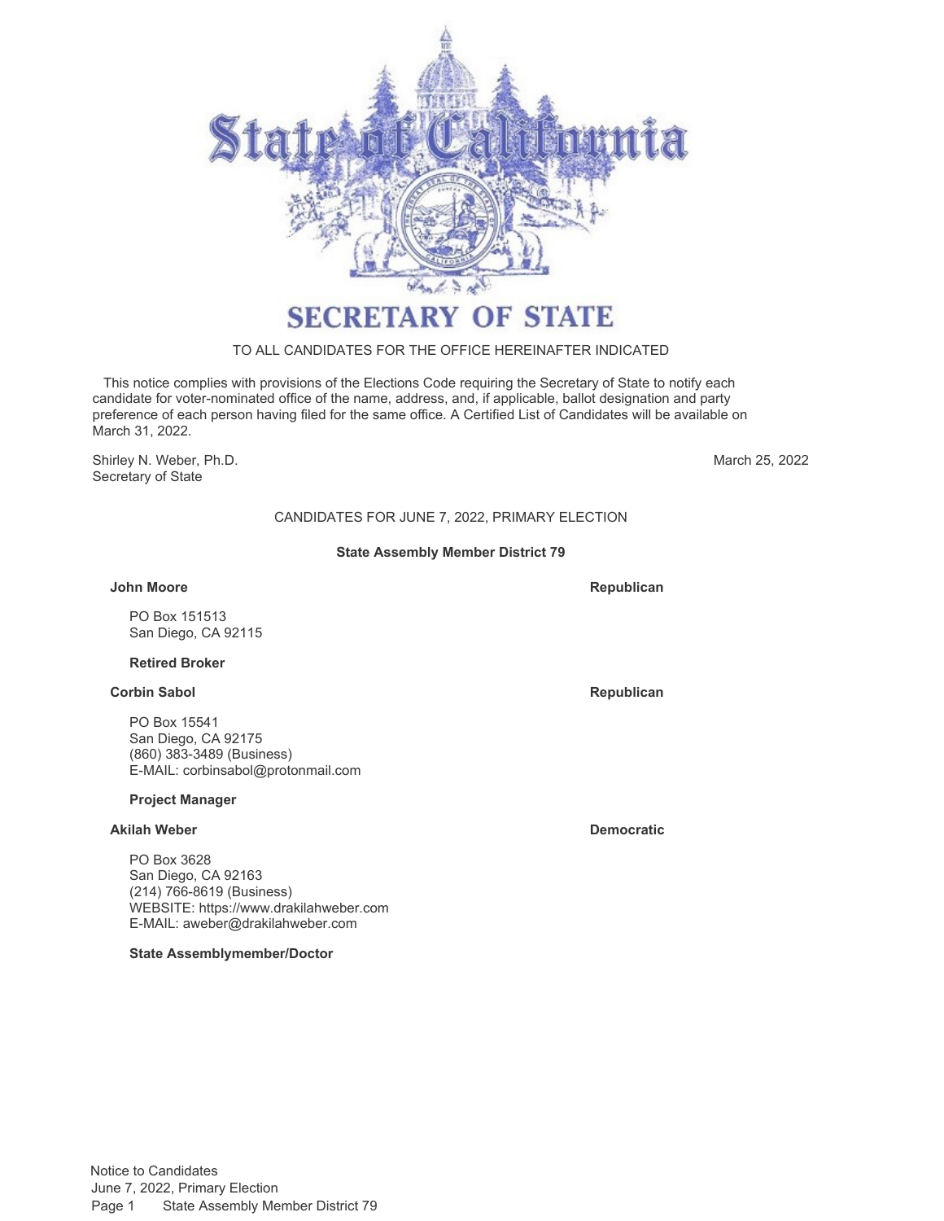# State of California

## SECRETARY OF STATE

TO ALL CANDIDATES FOR THE OFFICE HEREINAFTER INDICATED

This notice complies with provisions of the Elections Code requiring the Secretary of State to notify each candidate for voter-nominated office of the name, address, and, if applicable, ballot designation and party preference of each person having filed for the same office. A Certified List of Candidates will be available on March 31, 2022.

Shirley N. Weber, Ph.D.
Secretary of State

March 25, 2022

CANDIDATES FOR JUNE 7, 2022, PRIMARY ELECTION

### State Assembly Member District 79

**John Moore** — **Republican**

PO Box 151513
San Diego, CA 92115

**Retired Broker**

**Corbin Sabol** — **Republican**

PO Box 15541
San Diego, CA 92175
(860) 383-3489 (Business)
E-MAIL: corbinsabol@protonmail.com

**Project Manager**

**Akilah Weber** — **Democratic**

PO Box 3628
San Diego, CA 92163
(214) 766-8619 (Business)
WEBSITE: https://www.drakilahweber.com
E-MAIL: aweber@drakilahweber.com

**State Assemblymember/Doctor**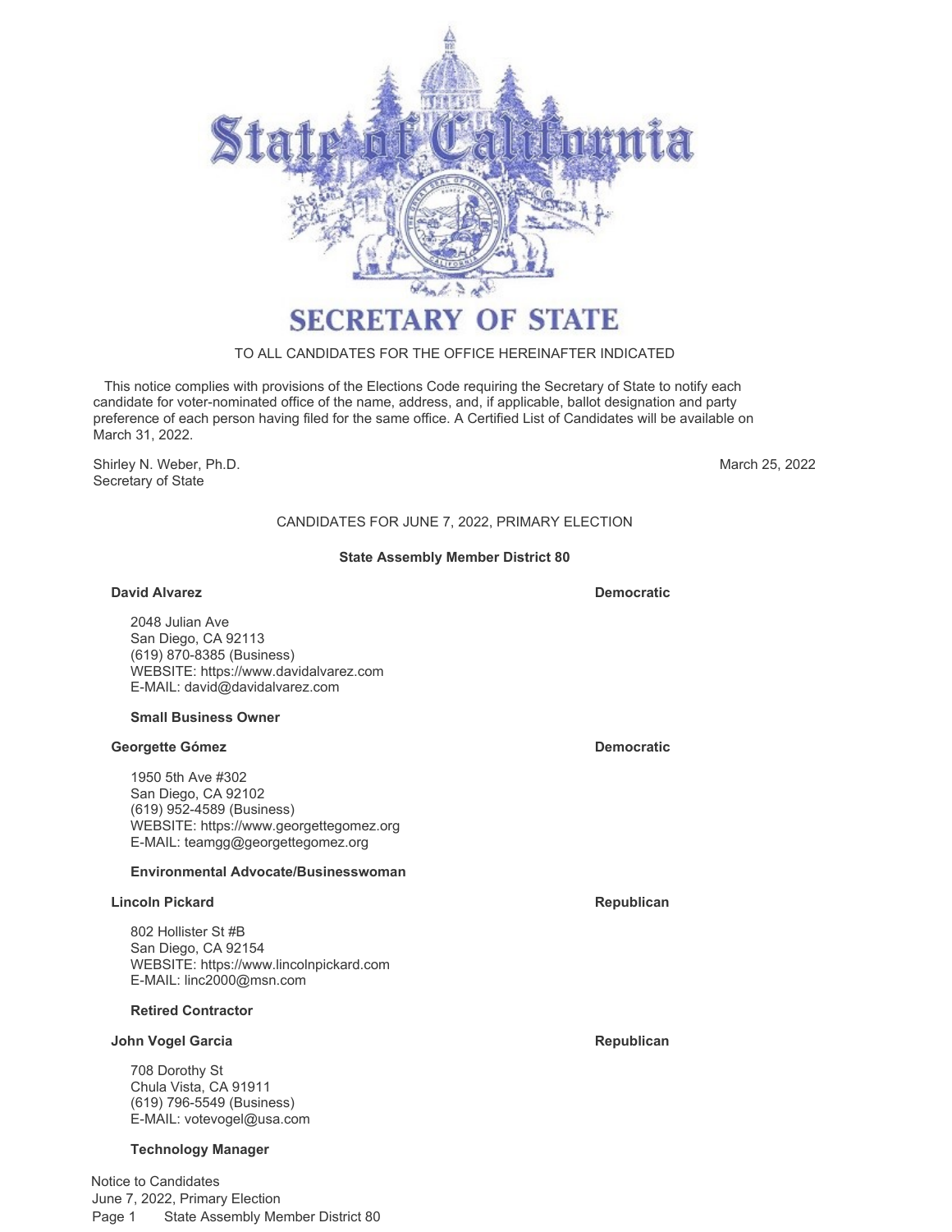# SECRETARY OF STATE

TO ALL CANDIDATES FOR THE OFFICE HEREINAFTER INDICATED

This notice complies with provisions of the Elections Code requiring the Secretary of State to notify each candidate for voter-nominated office of the name, address, and, if applicable, ballot designation and party preference of each person having filed for the same office. A Certified List of Candidates will be available on March 31, 2022.

Shirley N. Weber, Ph.D.
Secretary of State

March 25, 2022

CANDIDATES FOR JUNE 7, 2022, PRIMARY ELECTION

**State Assembly Member District 80**

**David Alvarez** — **Democratic**

2048 Julian Ave
San Diego, CA 92113
(619) 870-8385 (Business)
WEBSITE: https://www.davidalvarez.com
E-MAIL: david@davidalvarez.com

**Small Business Owner**

**Georgette Gómez** — **Democratic**

1950 5th Ave #302
San Diego, CA 92102
(619) 952-4589 (Business)
WEBSITE: https://www.georgettegomez.org
E-MAIL: teamgg@georgettegomez.org

**Environmental Advocate/Businesswoman**

**Lincoln Pickard** — **Republican**

802 Hollister St #B
San Diego, CA 92154
WEBSITE: https://www.lincolnpickard.com
E-MAIL: linc2000@msn.com

**Retired Contractor**

**John Vogel Garcia** — **Republican**

708 Dorothy St
Chula Vista, CA 91911
(619) 796-5549 (Business)
E-MAIL: votevogel@usa.com

**Technology Manager**